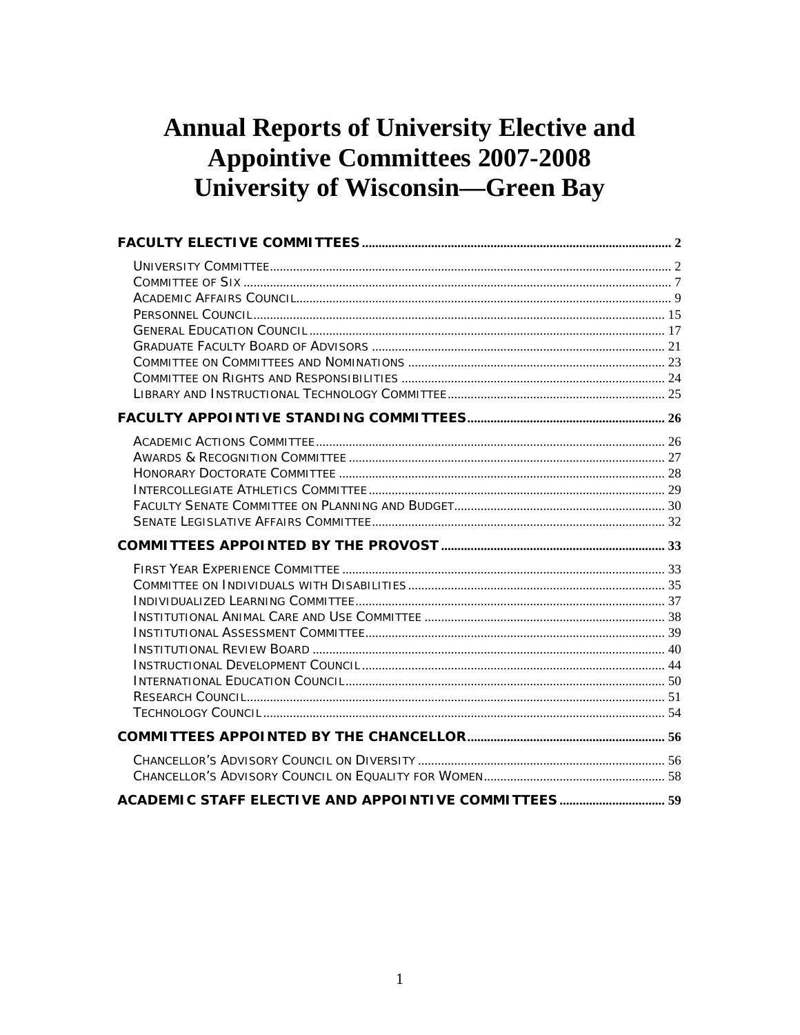# Annual Reports of University Elective and Appointive Committees 2007-2008
# University of Wisconsin—Green Bay

**FACULTY ELECTIVE COMMITTEES** .......... 2

- University Committee .......... 2
- Committee of Six .......... 7
- Academic Affairs Council .......... 9
- Personnel Council .......... 15
- General Education Council .......... 17
- Graduate Faculty Board of Advisors .......... 21
- Committee on Committees and Nominations .......... 23
- Committee on Rights and Responsibilities .......... 24
- Library and Instructional Technology Committee .......... 25

**FACULTY APPOINTIVE STANDING COMMITTEES** .......... 26

- Academic Actions Committee .......... 26
- Awards & Recognition Committee .......... 27
- Honorary Doctorate Committee .......... 28
- Intercollegiate Athletics Committee .......... 29
- Faculty Senate Committee on Planning and Budget .......... 30
- Senate Legislative Affairs Committee .......... 32

**COMMITTEES APPOINTED BY THE PROVOST** .......... 33

- First Year Experience Committee .......... 33
- Committee on Individuals with Disabilities .......... 35
- Individualized Learning Committee .......... 37
- Institutional Animal Care and Use Committee .......... 38
- Institutional Assessment Committee .......... 39
- Institutional Review Board .......... 40
- Instructional Development Council .......... 44
- International Education Council .......... 50
- Research Council .......... 51
- Technology Council .......... 54

**COMMITTEES APPOINTED BY THE CHANCELLOR** .......... 56

- Chancellor's Advisory Council on Diversity .......... 56
- Chancellor's Advisory Council on Equality for Women .......... 58

**ACADEMIC STAFF ELECTIVE AND APPOINTIVE COMMITTEES** .......... 59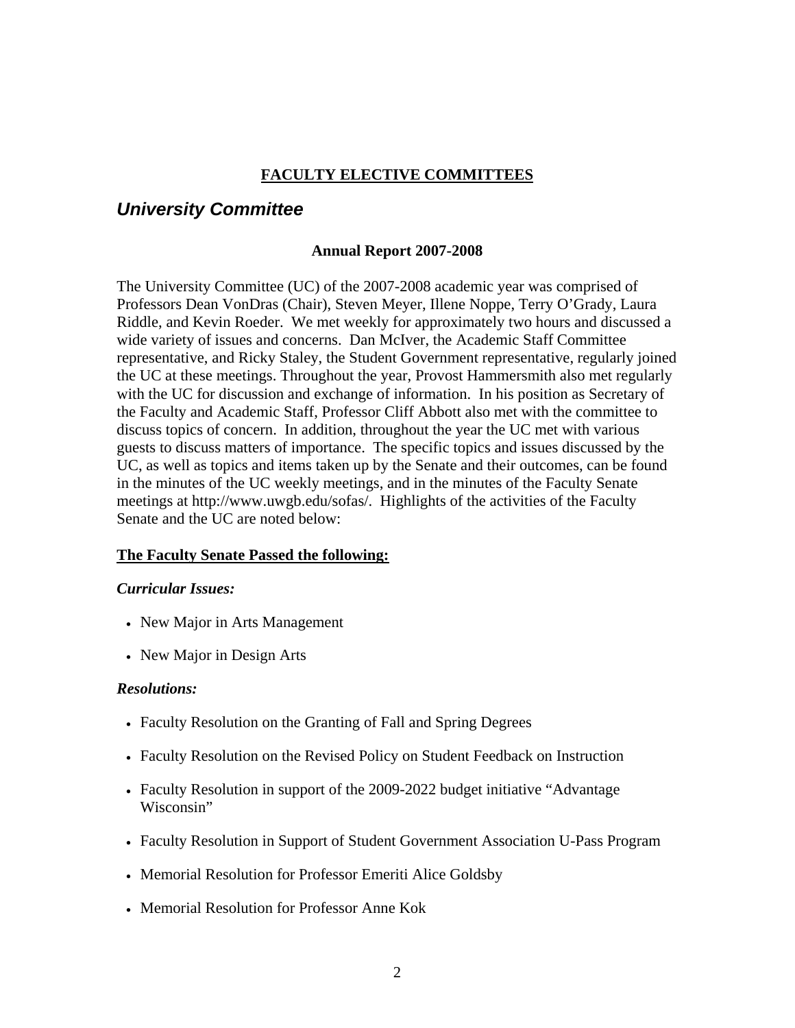# FACULTY ELECTIVE COMMITTEES

## *University Committee*

### Annual Report 2007-2008

The University Committee (UC) of the 2007-2008 academic year was comprised of Professors Dean VonDras (Chair), Steven Meyer, Illene Noppe, Terry O'Grady, Laura Riddle, and Kevin Roeder. We met weekly for approximately two hours and discussed a wide variety of issues and concerns. Dan McIver, the Academic Staff Committee representative, and Ricky Staley, the Student Government representative, regularly joined the UC at these meetings. Throughout the year, Provost Hammersmith also met regularly with the UC for discussion and exchange of information. In his position as Secretary of the Faculty and Academic Staff, Professor Cliff Abbott also met with the committee to discuss topics of concern. In addition, throughout the year the UC met with various guests to discuss matters of importance. The specific topics and issues discussed by the UC, as well as topics and items taken up by the Senate and their outcomes, can be found in the minutes of the UC weekly meetings, and in the minutes of the Faculty Senate meetings at http://www.uwgb.edu/sofas/. Highlights of the activities of the Faculty Senate and the UC are noted below:

**The Faculty Senate Passed the following:**

***Curricular Issues:***

- New Major in Arts Management
- New Major in Design Arts

***Resolutions:***

- Faculty Resolution on the Granting of Fall and Spring Degrees
- Faculty Resolution on the Revised Policy on Student Feedback on Instruction
- Faculty Resolution in support of the 2009-2022 budget initiative "Advantage Wisconsin"
- Faculty Resolution in Support of Student Government Association U-Pass Program
- Memorial Resolution for Professor Emeriti Alice Goldsby
- Memorial Resolution for Professor Anne Kok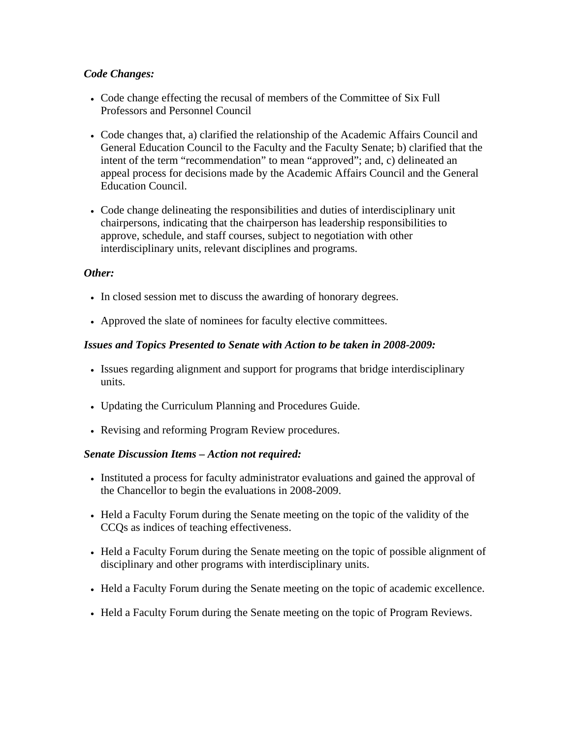***Code Changes:***

- Code change effecting the recusal of members of the Committee of Six Full Professors and Personnel Council
- Code changes that, a) clarified the relationship of the Academic Affairs Council and General Education Council to the Faculty and the Faculty Senate; b) clarified that the intent of the term "recommendation" to mean "approved"; and, c) delineated an appeal process for decisions made by the Academic Affairs Council and the General Education Council.
- Code change delineating the responsibilities and duties of interdisciplinary unit chairpersons, indicating that the chairperson has leadership responsibilities to approve, schedule, and staff courses, subject to negotiation with other interdisciplinary units, relevant disciplines and programs.

***Other:***

- In closed session met to discuss the awarding of honorary degrees.
- Approved the slate of nominees for faculty elective committees.

***Issues and Topics Presented to Senate with Action to be taken in 2008-2009:***

- Issues regarding alignment and support for programs that bridge interdisciplinary units.
- Updating the Curriculum Planning and Procedures Guide.
- Revising and reforming Program Review procedures.

***Senate Discussion Items – Action not required:***

- Instituted a process for faculty administrator evaluations and gained the approval of the Chancellor to begin the evaluations in 2008-2009.
- Held a Faculty Forum during the Senate meeting on the topic of the validity of the CCQs as indices of teaching effectiveness.
- Held a Faculty Forum during the Senate meeting on the topic of possible alignment of disciplinary and other programs with interdisciplinary units.
- Held a Faculty Forum during the Senate meeting on the topic of academic excellence.
- Held a Faculty Forum during the Senate meeting on the topic of Program Reviews.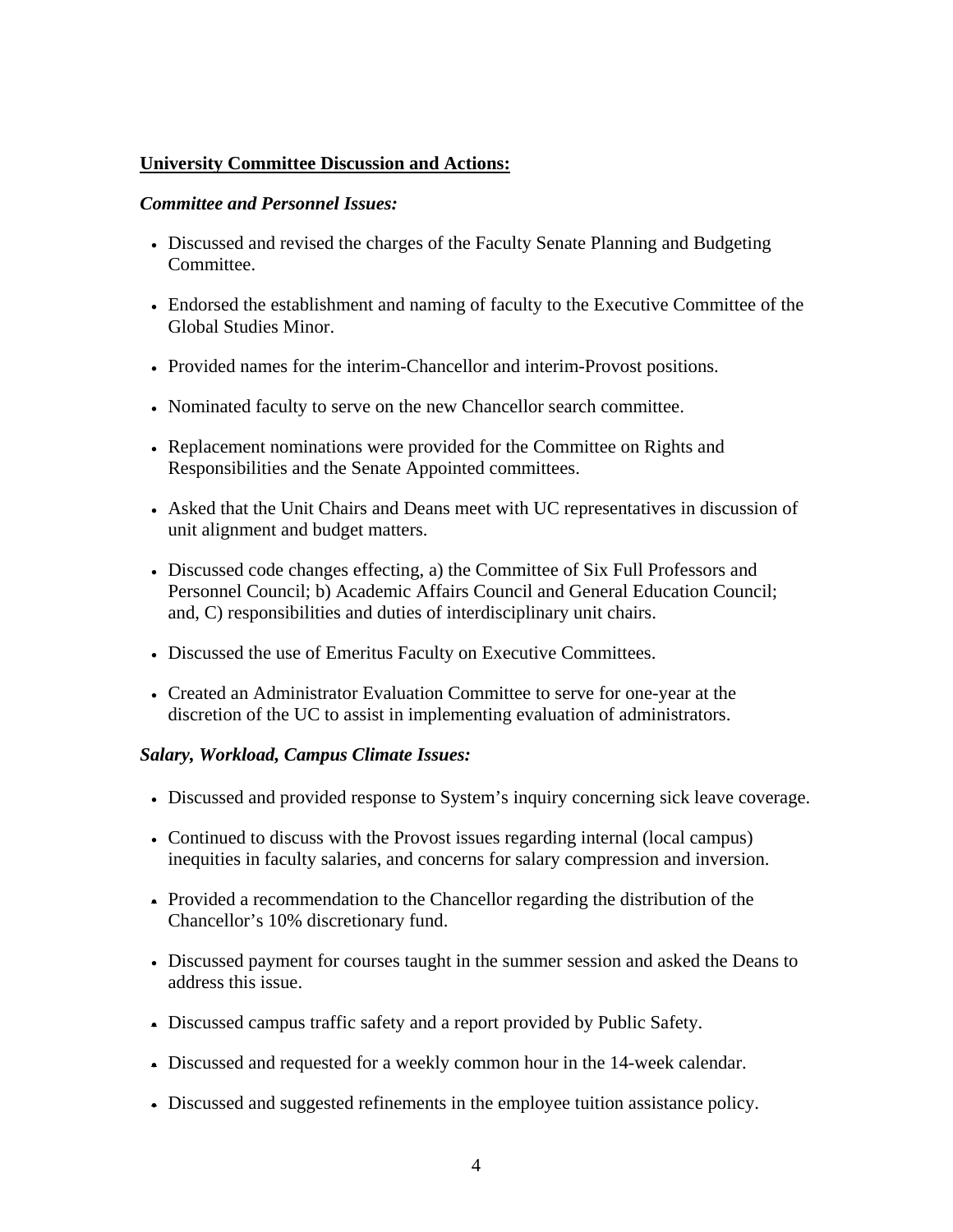**University Committee Discussion and Actions:**

***Committee and Personnel Issues:***

- Discussed and revised the charges of the Faculty Senate Planning and Budgeting Committee.
- Endorsed the establishment and naming of faculty to the Executive Committee of the Global Studies Minor.
- Provided names for the interim-Chancellor and interim-Provost positions.
- Nominated faculty to serve on the new Chancellor search committee.
- Replacement nominations were provided for the Committee on Rights and Responsibilities and the Senate Appointed committees.
- Asked that the Unit Chairs and Deans meet with UC representatives in discussion of unit alignment and budget matters.
- Discussed code changes effecting, a) the Committee of Six Full Professors and Personnel Council; b) Academic Affairs Council and General Education Council; and, C) responsibilities and duties of interdisciplinary unit chairs.
- Discussed the use of Emeritus Faculty on Executive Committees.
- Created an Administrator Evaluation Committee to serve for one-year at the discretion of the UC to assist in implementing evaluation of administrators.

***Salary, Workload, Campus Climate Issues:***

- Discussed and provided response to System's inquiry concerning sick leave coverage.
- Continued to discuss with the Provost issues regarding internal (local campus) inequities in faculty salaries, and concerns for salary compression and inversion.
- Provided a recommendation to the Chancellor regarding the distribution of the Chancellor's 10% discretionary fund.
- Discussed payment for courses taught in the summer session and asked the Deans to address this issue.
- Discussed campus traffic safety and a report provided by Public Safety.
- Discussed and requested for a weekly common hour in the 14-week calendar.
- Discussed and suggested refinements in the employee tuition assistance policy.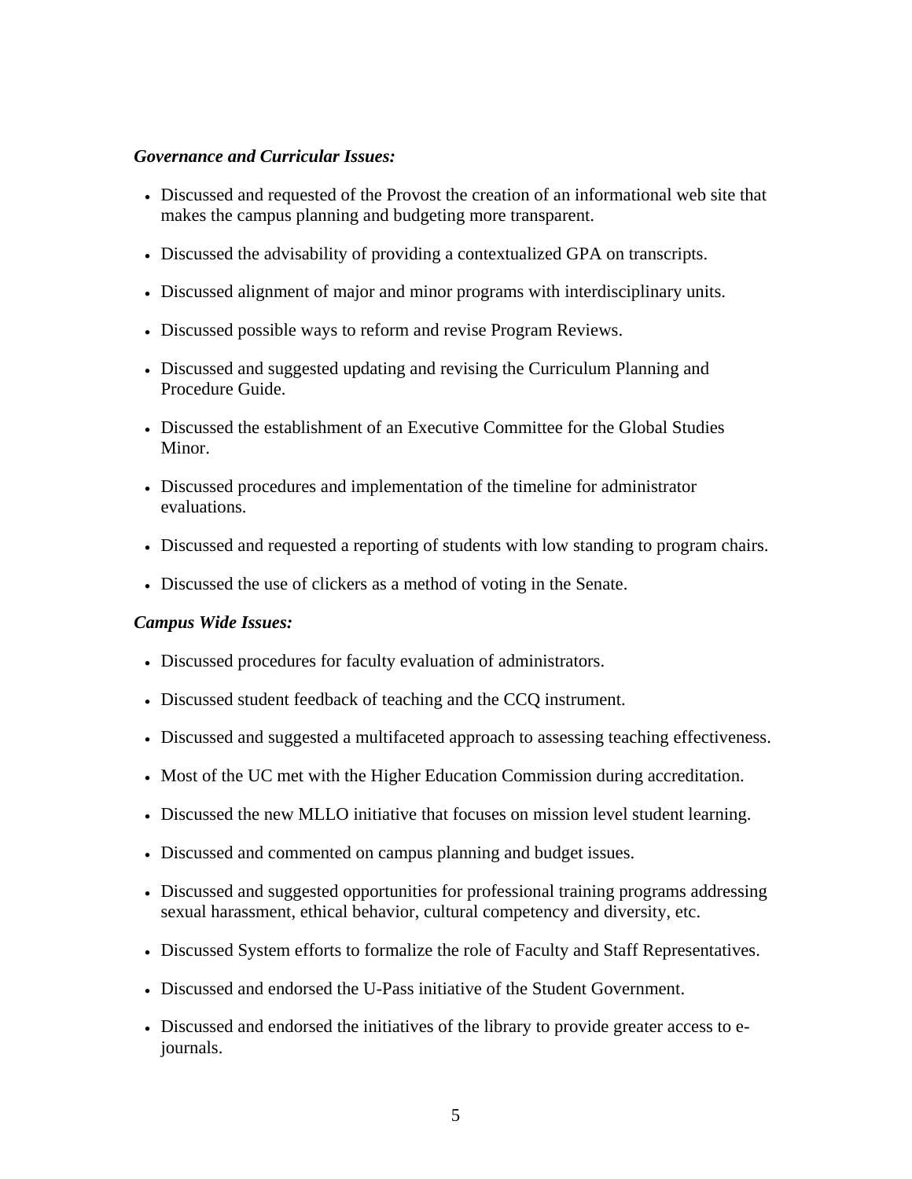***Governance and Curricular Issues:***

- Discussed and requested of the Provost the creation of an informational web site that makes the campus planning and budgeting more transparent.
- Discussed the advisability of providing a contextualized GPA on transcripts.
- Discussed alignment of major and minor programs with interdisciplinary units.
- Discussed possible ways to reform and revise Program Reviews.
- Discussed and suggested updating and revising the Curriculum Planning and Procedure Guide.
- Discussed the establishment of an Executive Committee for the Global Studies Minor.
- Discussed procedures and implementation of the timeline for administrator evaluations.
- Discussed and requested a reporting of students with low standing to program chairs.
- Discussed the use of clickers as a method of voting in the Senate.

***Campus Wide Issues:***

- Discussed procedures for faculty evaluation of administrators.
- Discussed student feedback of teaching and the CCQ instrument.
- Discussed and suggested a multifaceted approach to assessing teaching effectiveness.
- Most of the UC met with the Higher Education Commission during accreditation.
- Discussed the new MLLO initiative that focuses on mission level student learning.
- Discussed and commented on campus planning and budget issues.
- Discussed and suggested opportunities for professional training programs addressing sexual harassment, ethical behavior, cultural competency and diversity, etc.
- Discussed System efforts to formalize the role of Faculty and Staff Representatives.
- Discussed and endorsed the U-Pass initiative of the Student Government.
- Discussed and endorsed the initiatives of the library to provide greater access to e-journals.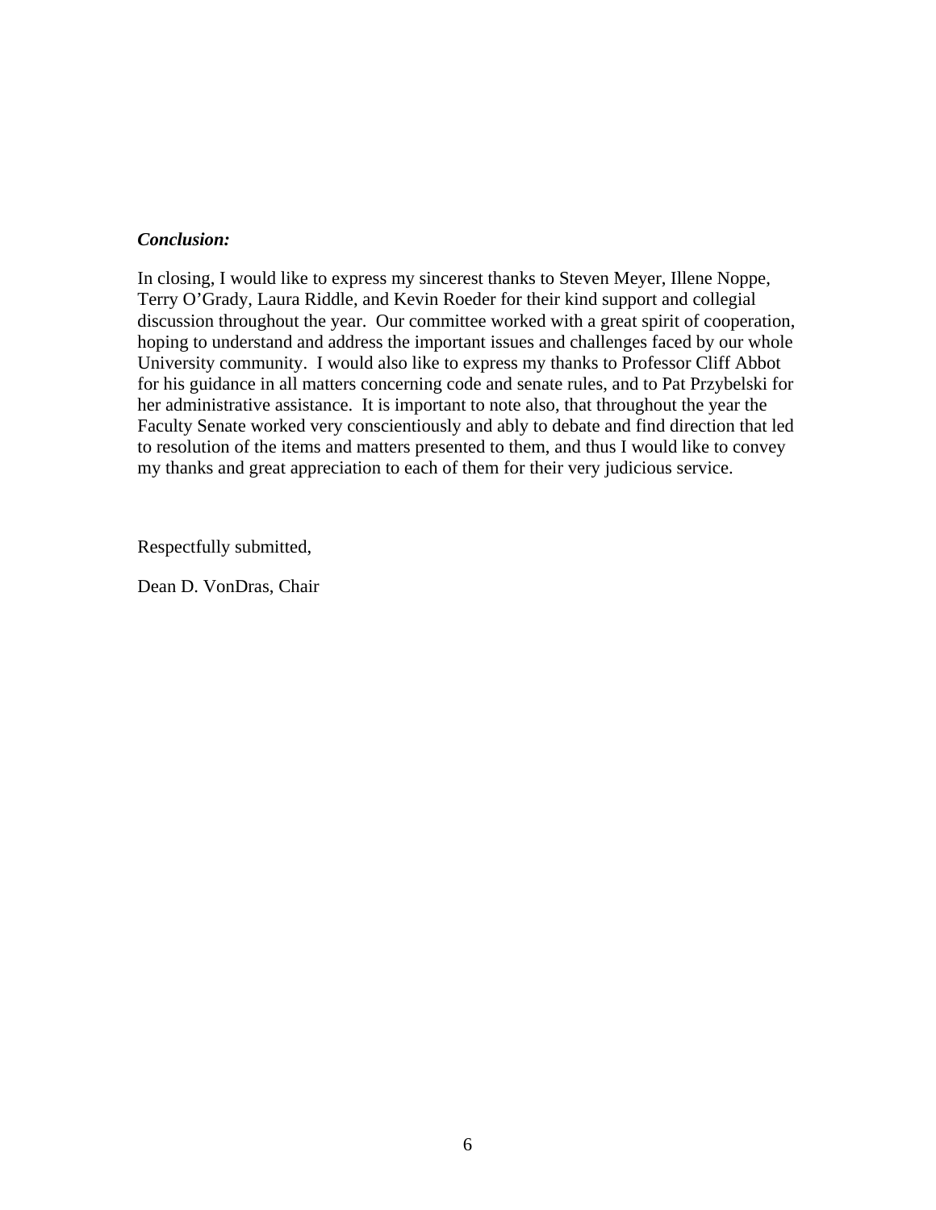***Conclusion:***

In closing, I would like to express my sincerest thanks to Steven Meyer, Illene Noppe, Terry O'Grady, Laura Riddle, and Kevin Roeder for their kind support and collegial discussion throughout the year. Our committee worked with a great spirit of cooperation, hoping to understand and address the important issues and challenges faced by our whole University community. I would also like to express my thanks to Professor Cliff Abbot for his guidance in all matters concerning code and senate rules, and to Pat Przybelski for her administrative assistance. It is important to note also, that throughout the year the Faculty Senate worked very conscientiously and ably to debate and find direction that led to resolution of the items and matters presented to them, and thus I would like to convey my thanks and great appreciation to each of them for their very judicious service.

Respectfully submitted,

Dean D. VonDras, Chair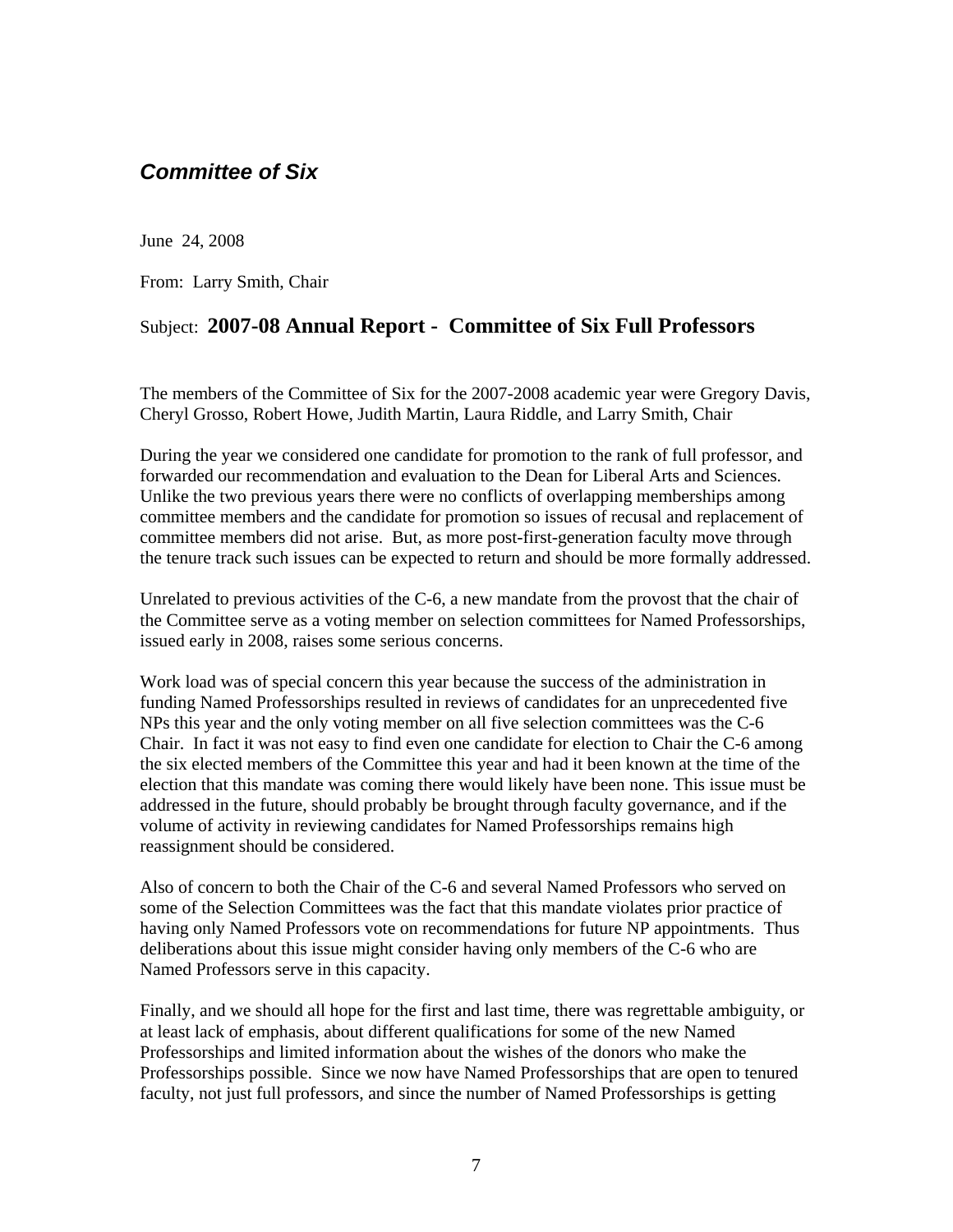## *Committee of Six*

June 24, 2008

From: Larry Smith, Chair

Subject: **2007-08 Annual Report - Committee of Six Full Professors**

The members of the Committee of Six for the 2007-2008 academic year were Gregory Davis, Cheryl Grosso, Robert Howe, Judith Martin, Laura Riddle, and Larry Smith, Chair

During the year we considered one candidate for promotion to the rank of full professor, and forwarded our recommendation and evaluation to the Dean for Liberal Arts and Sciences. Unlike the two previous years there were no conflicts of overlapping memberships among committee members and the candidate for promotion so issues of recusal and replacement of committee members did not arise. But, as more post-first-generation faculty move through the tenure track such issues can be expected to return and should be more formally addressed.

Unrelated to previous activities of the C-6, a new mandate from the provost that the chair of the Committee serve as a voting member on selection committees for Named Professorships, issued early in 2008, raises some serious concerns.

Work load was of special concern this year because the success of the administration in funding Named Professorships resulted in reviews of candidates for an unprecedented five NPs this year and the only voting member on all five selection committees was the C-6 Chair. In fact it was not easy to find even one candidate for election to Chair the C-6 among the six elected members of the Committee this year and had it been known at the time of the election that this mandate was coming there would likely have been none. This issue must be addressed in the future, should probably be brought through faculty governance, and if the volume of activity in reviewing candidates for Named Professorships remains high reassignment should be considered.

Also of concern to both the Chair of the C-6 and several Named Professors who served on some of the Selection Committees was the fact that this mandate violates prior practice of having only Named Professors vote on recommendations for future NP appointments. Thus deliberations about this issue might consider having only members of the C-6 who are Named Professors serve in this capacity.

Finally, and we should all hope for the first and last time, there was regrettable ambiguity, or at least lack of emphasis, about different qualifications for some of the new Named Professorships and limited information about the wishes of the donors who make the Professorships possible. Since we now have Named Professorships that are open to tenured faculty, not just full professors, and since the number of Named Professorships is getting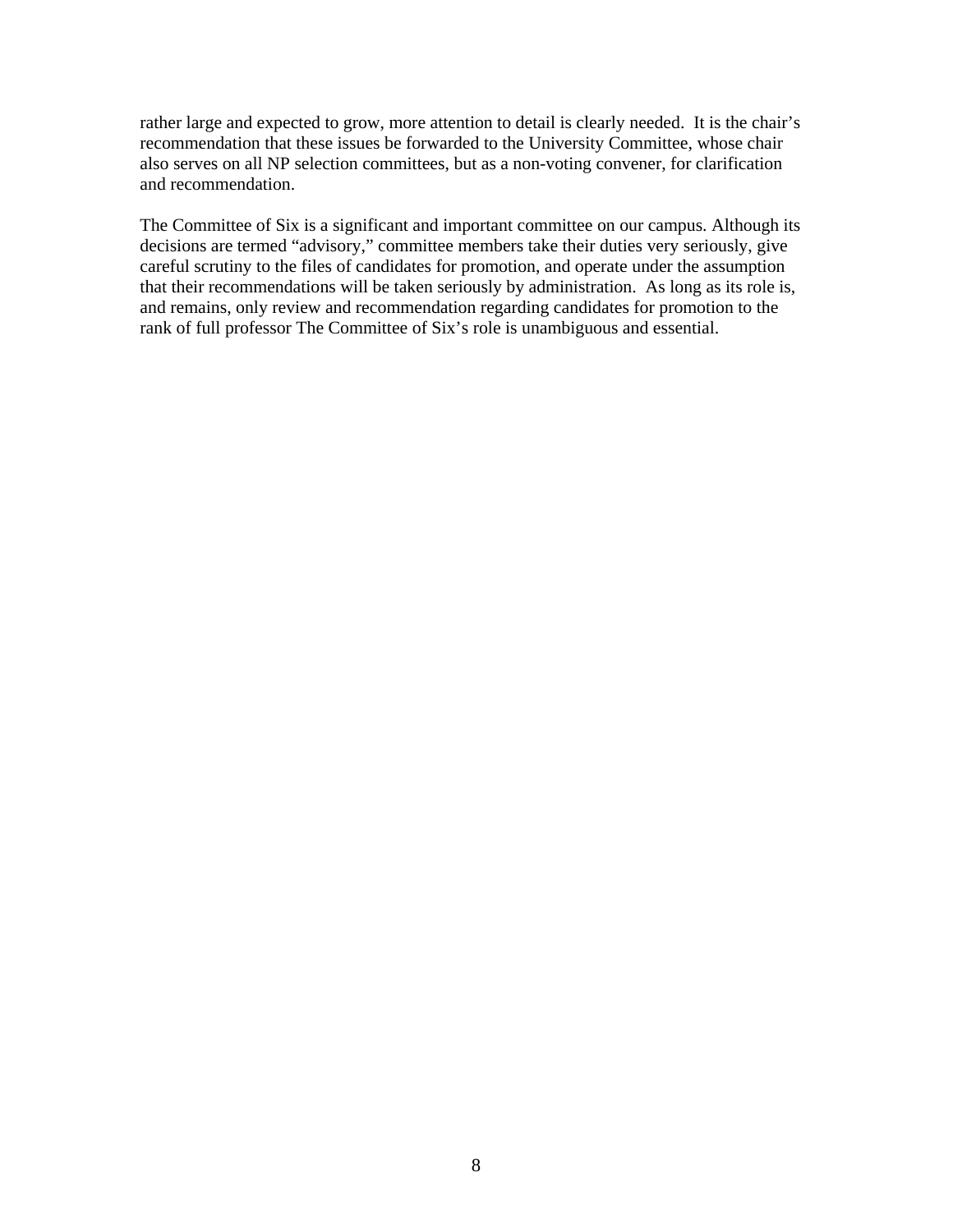rather large and expected to grow, more attention to detail is clearly needed.  It is the chair's recommendation that these issues be forwarded to the University Committee, whose chair also serves on all NP selection committees, but as a non-voting convener, for clarification and recommendation.

The Committee of Six is a significant and important committee on our campus. Although its decisions are termed "advisory," committee members take their duties very seriously, give careful scrutiny to the files of candidates for promotion, and operate under the assumption that their recommendations will be taken seriously by administration.  As long as its role is, and remains, only review and recommendation regarding candidates for promotion to the rank of full professor The Committee of Six's role is unambiguous and essential.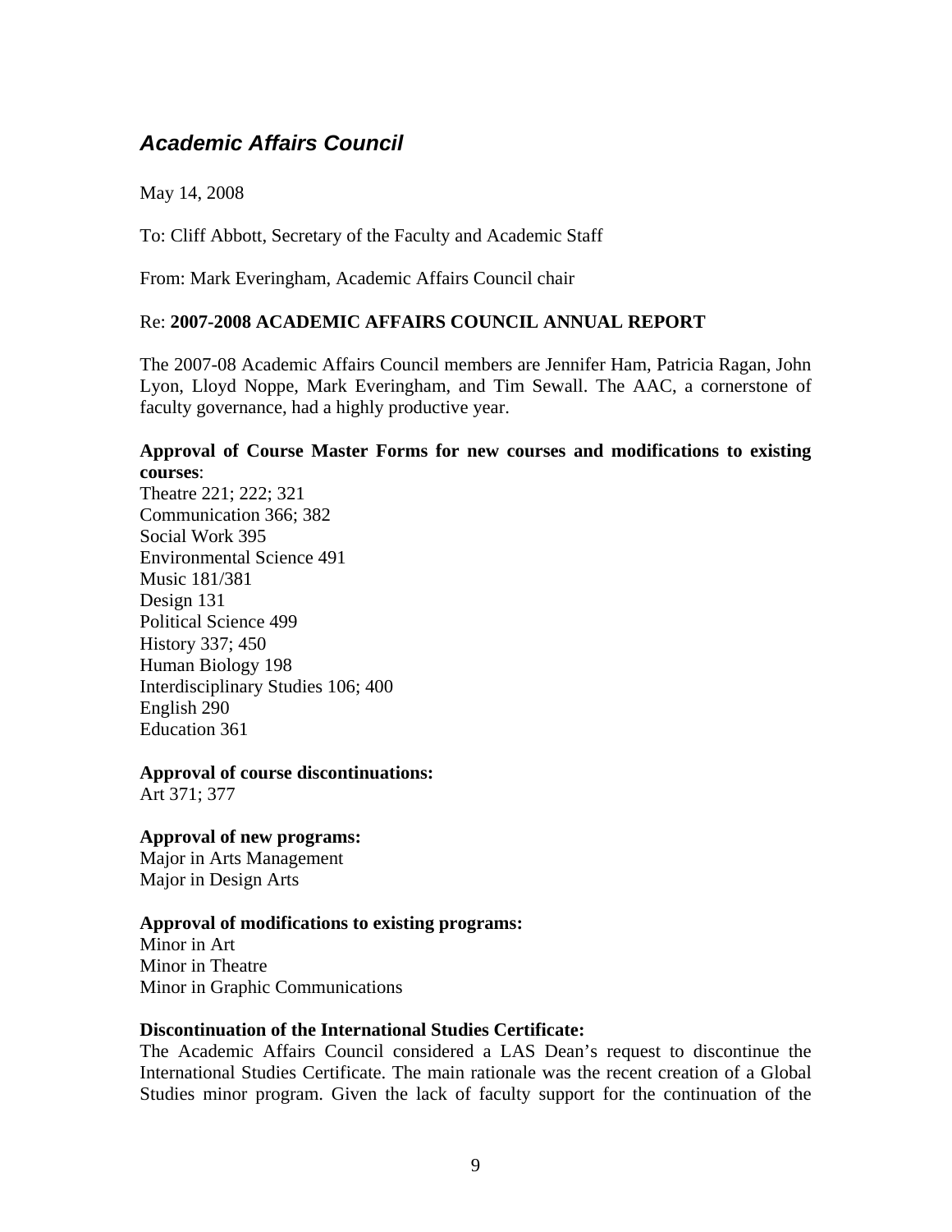## *Academic Affairs Council*

May 14, 2008

To: Cliff Abbott, Secretary of the Faculty and Academic Staff

From: Mark Everingham, Academic Affairs Council chair

Re: **2007-2008 ACADEMIC AFFAIRS COUNCIL ANNUAL REPORT**

The 2007-08 Academic Affairs Council members are Jennifer Ham, Patricia Ragan, John Lyon, Lloyd Noppe, Mark Everingham, and Tim Sewall. The AAC, a cornerstone of faculty governance, had a highly productive year.

**Approval of Course Master Forms for new courses and modifications to existing courses**:

Theatre 221; 222; 321
Communication 366; 382
Social Work 395
Environmental Science 491
Music 181/381
Design 131
Political Science 499
History 337; 450
Human Biology 198
Interdisciplinary Studies 106; 400
English 290
Education 361

**Approval of course discontinuations:**

Art 371; 377

**Approval of new programs:**

Major in Arts Management
Major in Design Arts

**Approval of modifications to existing programs:**

Minor in Art
Minor in Theatre
Minor in Graphic Communications

**Discontinuation of the International Studies Certificate:**

The Academic Affairs Council considered a LAS Dean's request to discontinue the International Studies Certificate. The main rationale was the recent creation of a Global Studies minor program. Given the lack of faculty support for the continuation of the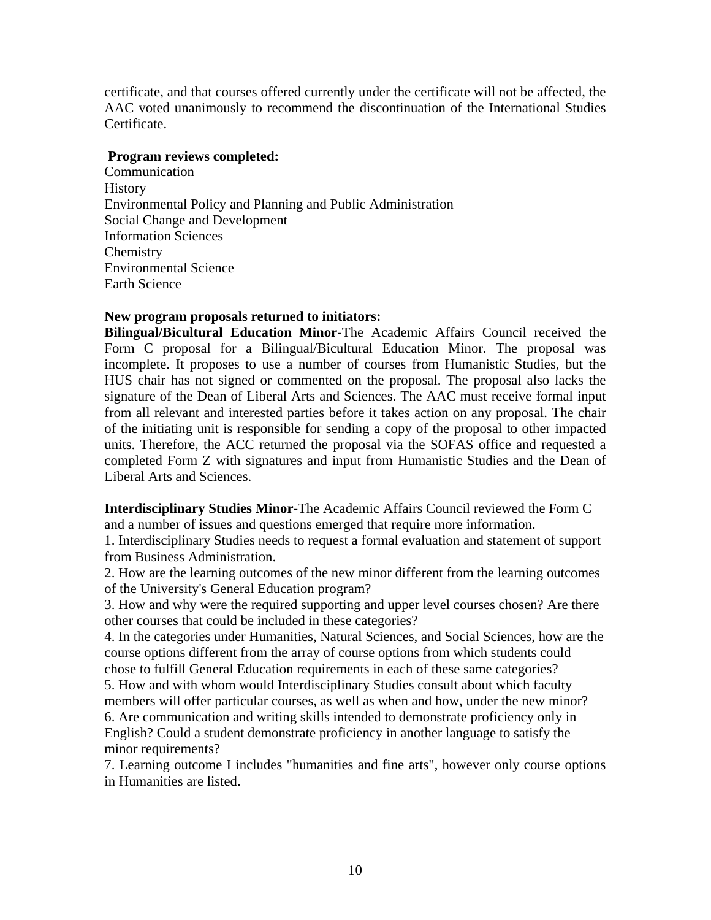certificate, and that courses offered currently under the certificate will not be affected, the AAC voted unanimously to recommend the discontinuation of the International Studies Certificate.

**Program reviews completed:**

Communication
History
Environmental Policy and Planning and Public Administration
Social Change and Development
Information Sciences
Chemistry
Environmental Science
Earth Science

**New program proposals returned to initiators:**

**Bilingual/Bicultural Education Minor**-The Academic Affairs Council received the Form C proposal for a Bilingual/Bicultural Education Minor. The proposal was incomplete. It proposes to use a number of courses from Humanistic Studies, but the HUS chair has not signed or commented on the proposal. The proposal also lacks the signature of the Dean of Liberal Arts and Sciences. The AAC must receive formal input from all relevant and interested parties before it takes action on any proposal. The chair of the initiating unit is responsible for sending a copy of the proposal to other impacted units. Therefore, the ACC returned the proposal via the SOFAS office and requested a completed Form Z with signatures and input from Humanistic Studies and the Dean of Liberal Arts and Sciences.

**Interdisciplinary Studies Minor**-The Academic Affairs Council reviewed the Form C and a number of issues and questions emerged that require more information.

1. Interdisciplinary Studies needs to request a formal evaluation and statement of support from Business Administration.
2. How are the learning outcomes of the new minor different from the learning outcomes of the University's General Education program?
3. How and why were the required supporting and upper level courses chosen? Are there other courses that could be included in these categories?
4. In the categories under Humanities, Natural Sciences, and Social Sciences, how are the course options different from the array of course options from which students could chose to fulfill General Education requirements in each of these same categories?
5. How and with whom would Interdisciplinary Studies consult about which faculty members will offer particular courses, as well as when and how, under the new minor?
6. Are communication and writing skills intended to demonstrate proficiency only in English? Could a student demonstrate proficiency in another language to satisfy the minor requirements?
7. Learning outcome I includes "humanities and fine arts", however only course options in Humanities are listed.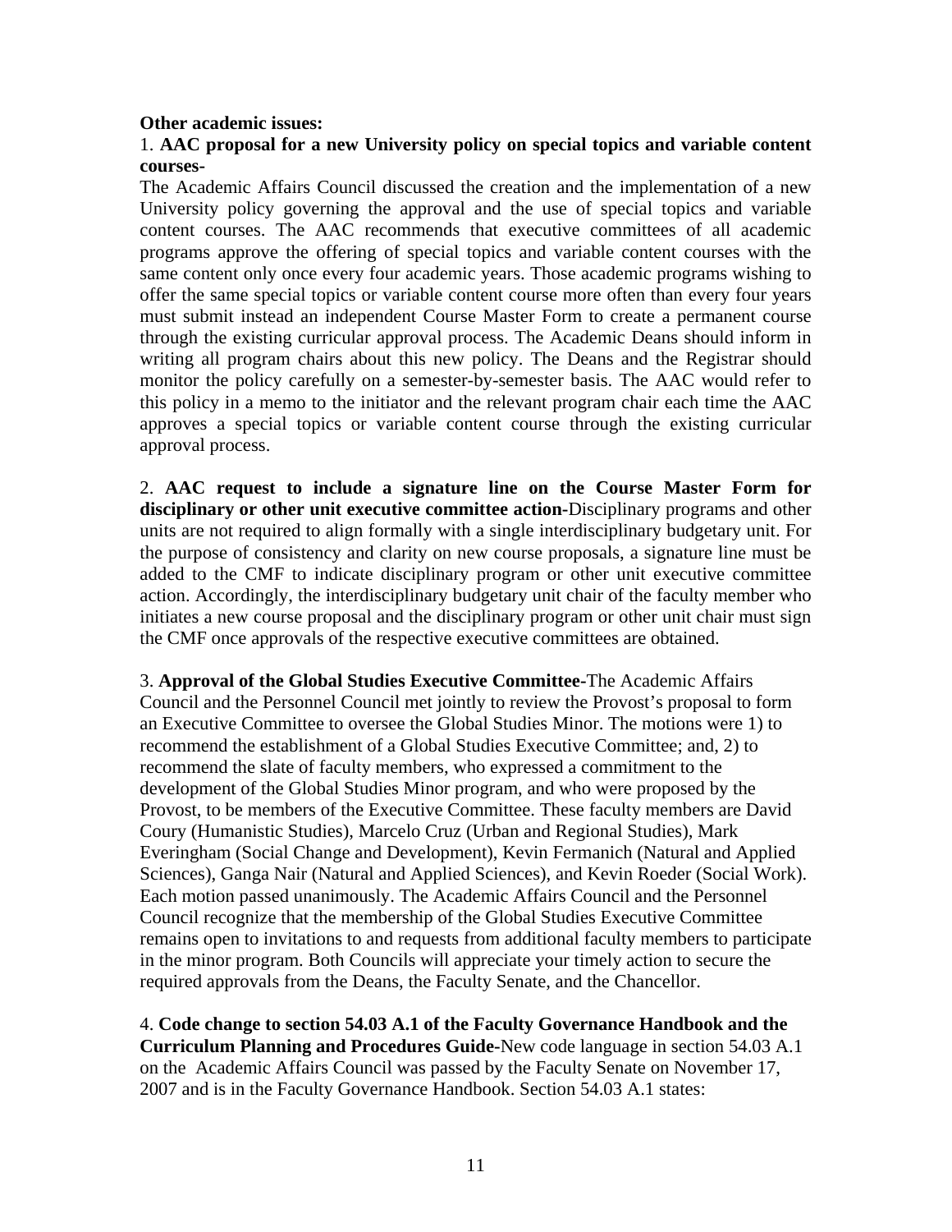**Other academic issues:**

1. **AAC proposal for a new University policy on special topics and variable content courses-**

The Academic Affairs Council discussed the creation and the implementation of a new University policy governing the approval and the use of special topics and variable content courses. The AAC recommends that executive committees of all academic programs approve the offering of special topics and variable content courses with the same content only once every four academic years. Those academic programs wishing to offer the same special topics or variable content course more often than every four years must submit instead an independent Course Master Form to create a permanent course through the existing curricular approval process. The Academic Deans should inform in writing all program chairs about this new policy. The Deans and the Registrar should monitor the policy carefully on a semester-by-semester basis. The AAC would refer to this policy in a memo to the initiator and the relevant program chair each time the AAC approves a special topics or variable content course through the existing curricular approval process.

2. **AAC request to include a signature line on the Course Master Form for disciplinary or other unit executive committee action-**Disciplinary programs and other units are not required to align formally with a single interdisciplinary budgetary unit. For the purpose of consistency and clarity on new course proposals, a signature line must be added to the CMF to indicate disciplinary program or other unit executive committee action. Accordingly, the interdisciplinary budgetary unit chair of the faculty member who initiates a new course proposal and the disciplinary program or other unit chair must sign the CMF once approvals of the respective executive committees are obtained.

3. **Approval of the Global Studies Executive Committee-**The Academic Affairs Council and the Personnel Council met jointly to review the Provost's proposal to form an Executive Committee to oversee the Global Studies Minor. The motions were 1) to recommend the establishment of a Global Studies Executive Committee; and, 2) to recommend the slate of faculty members, who expressed a commitment to the development of the Global Studies Minor program, and who were proposed by the Provost, to be members of the Executive Committee. These faculty members are David Coury (Humanistic Studies), Marcelo Cruz (Urban and Regional Studies), Mark Everingham (Social Change and Development), Kevin Fermanich (Natural and Applied Sciences), Ganga Nair (Natural and Applied Sciences), and Kevin Roeder (Social Work). Each motion passed unanimously. The Academic Affairs Council and the Personnel Council recognize that the membership of the Global Studies Executive Committee remains open to invitations to and requests from additional faculty members to participate in the minor program. Both Councils will appreciate your timely action to secure the required approvals from the Deans, the Faculty Senate, and the Chancellor.

4. **Code change to section 54.03 A.1 of the Faculty Governance Handbook and the Curriculum Planning and Procedures Guide-**New code language in section 54.03 A.1 on the Academic Affairs Council was passed by the Faculty Senate on November 17, 2007 and is in the Faculty Governance Handbook. Section 54.03 A.1 states: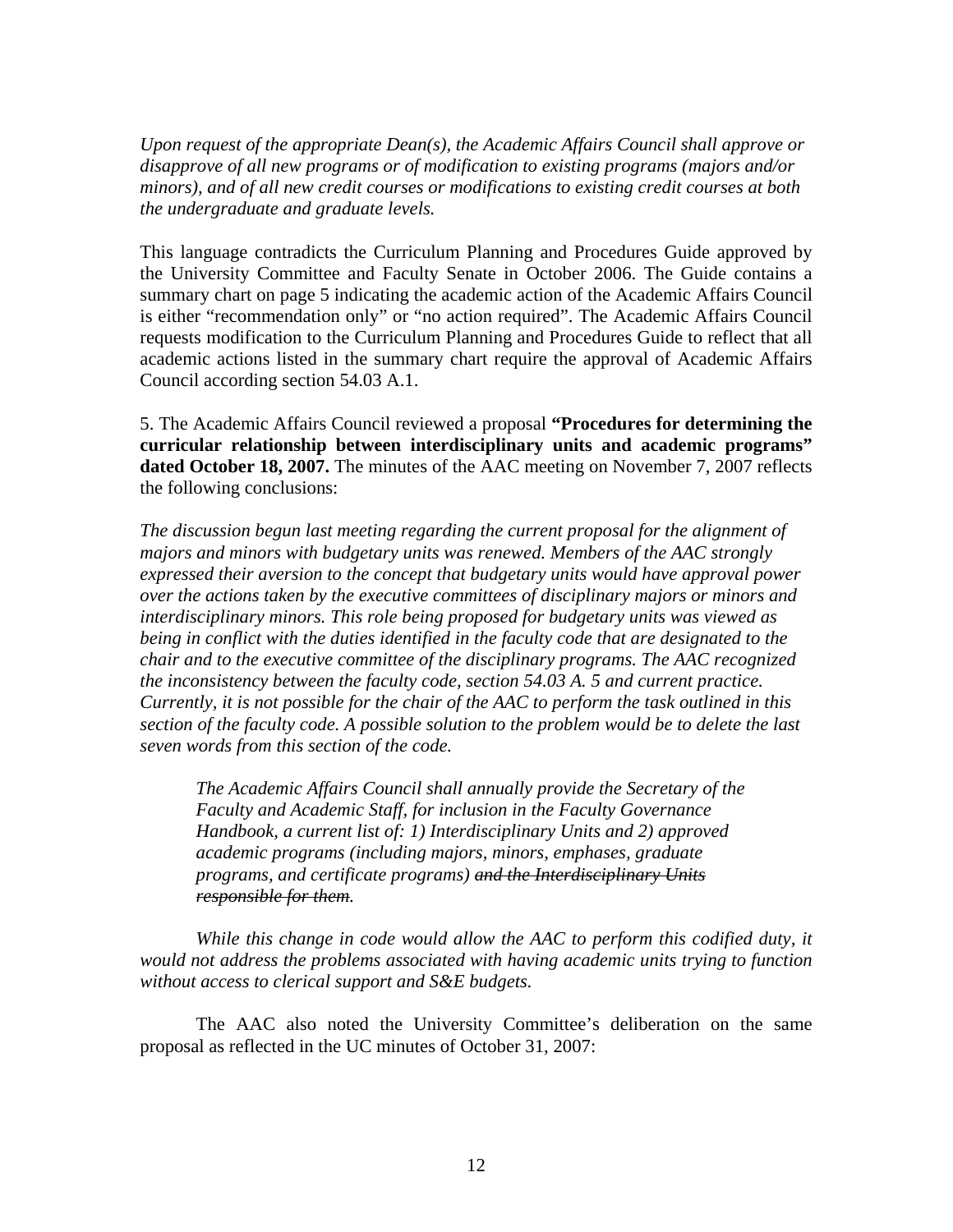*Upon request of the appropriate Dean(s), the Academic Affairs Council shall approve or disapprove of all new programs or of modification to existing programs (majors and/or minors), and of all new credit courses or modifications to existing credit courses at both the undergraduate and graduate levels.*

This language contradicts the Curriculum Planning and Procedures Guide approved by the University Committee and Faculty Senate in October 2006. The Guide contains a summary chart on page 5 indicating the academic action of the Academic Affairs Council is either "recommendation only" or "no action required". The Academic Affairs Council requests modification to the Curriculum Planning and Procedures Guide to reflect that all academic actions listed in the summary chart require the approval of Academic Affairs Council according section 54.03 A.1.

5. The Academic Affairs Council reviewed a proposal **"Procedures for determining the curricular relationship between interdisciplinary units and academic programs" dated October 18, 2007.** The minutes of the AAC meeting on November 7, 2007 reflects the following conclusions:

*The discussion begun last meeting regarding the current proposal for the alignment of majors and minors with budgetary units was renewed. Members of the AAC strongly expressed their aversion to the concept that budgetary units would have approval power over the actions taken by the executive committees of disciplinary majors or minors and interdisciplinary minors. This role being proposed for budgetary units was viewed as being in conflict with the duties identified in the faculty code that are designated to the chair and to the executive committee of the disciplinary programs. The AAC recognized the inconsistency between the faculty code, section 54.03 A. 5 and current practice. Currently, it is not possible for the chair of the AAC to perform the task outlined in this section of the faculty code. A possible solution to the problem would be to delete the last seven words from this section of the code.*

> *The Academic Affairs Council shall annually provide the Secretary of the Faculty and Academic Staff, for inclusion in the Faculty Governance Handbook, a current list of: 1) Interdisciplinary Units and 2) approved academic programs (including majors, minors, emphases, graduate programs, and certificate programs) ~~and the Interdisciplinary Units responsible for them~~.*

*While this change in code would allow the AAC to perform this codified duty, it would not address the problems associated with having academic units trying to function without access to clerical support and S&E budgets.*

The AAC also noted the University Committee's deliberation on the same proposal as reflected in the UC minutes of October 31, 2007: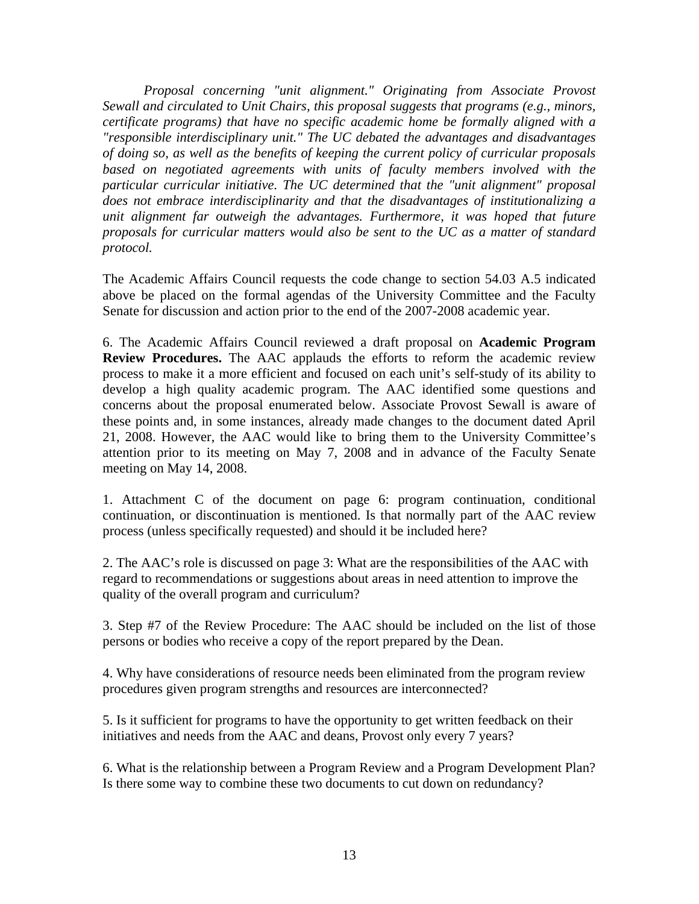*Proposal concerning "unit alignment." Originating from Associate Provost Sewall and circulated to Unit Chairs, this proposal suggests that programs (e.g., minors, certificate programs) that have no specific academic home be formally aligned with a "responsible interdisciplinary unit." The UC debated the advantages and disadvantages of doing so, as well as the benefits of keeping the current policy of curricular proposals based on negotiated agreements with units of faculty members involved with the particular curricular initiative. The UC determined that the "unit alignment" proposal does not embrace interdisciplinarity and that the disadvantages of institutionalizing a unit alignment far outweigh the advantages. Furthermore, it was hoped that future proposals for curricular matters would also be sent to the UC as a matter of standard protocol.*

The Academic Affairs Council requests the code change to section 54.03 A.5 indicated above be placed on the formal agendas of the University Committee and the Faculty Senate for discussion and action prior to the end of the 2007-2008 academic year.

6. The Academic Affairs Council reviewed a draft proposal on **Academic Program Review Procedures.** The AAC applauds the efforts to reform the academic review process to make it a more efficient and focused on each unit's self-study of its ability to develop a high quality academic program. The AAC identified some questions and concerns about the proposal enumerated below. Associate Provost Sewall is aware of these points and, in some instances, already made changes to the document dated April 21, 2008. However, the AAC would like to bring them to the University Committee's attention prior to its meeting on May 7, 2008 and in advance of the Faculty Senate meeting on May 14, 2008.

1. Attachment C of the document on page 6: program continuation, conditional continuation, or discontinuation is mentioned. Is that normally part of the AAC review process (unless specifically requested) and should it be included here?

2. The AAC's role is discussed on page 3: What are the responsibilities of the AAC with regard to recommendations or suggestions about areas in need attention to improve the quality of the overall program and curriculum?

3. Step #7 of the Review Procedure: The AAC should be included on the list of those persons or bodies who receive a copy of the report prepared by the Dean.

4. Why have considerations of resource needs been eliminated from the program review procedures given program strengths and resources are interconnected?

5. Is it sufficient for programs to have the opportunity to get written feedback on their initiatives and needs from the AAC and deans, Provost only every 7 years?

6. What is the relationship between a Program Review and a Program Development Plan? Is there some way to combine these two documents to cut down on redundancy?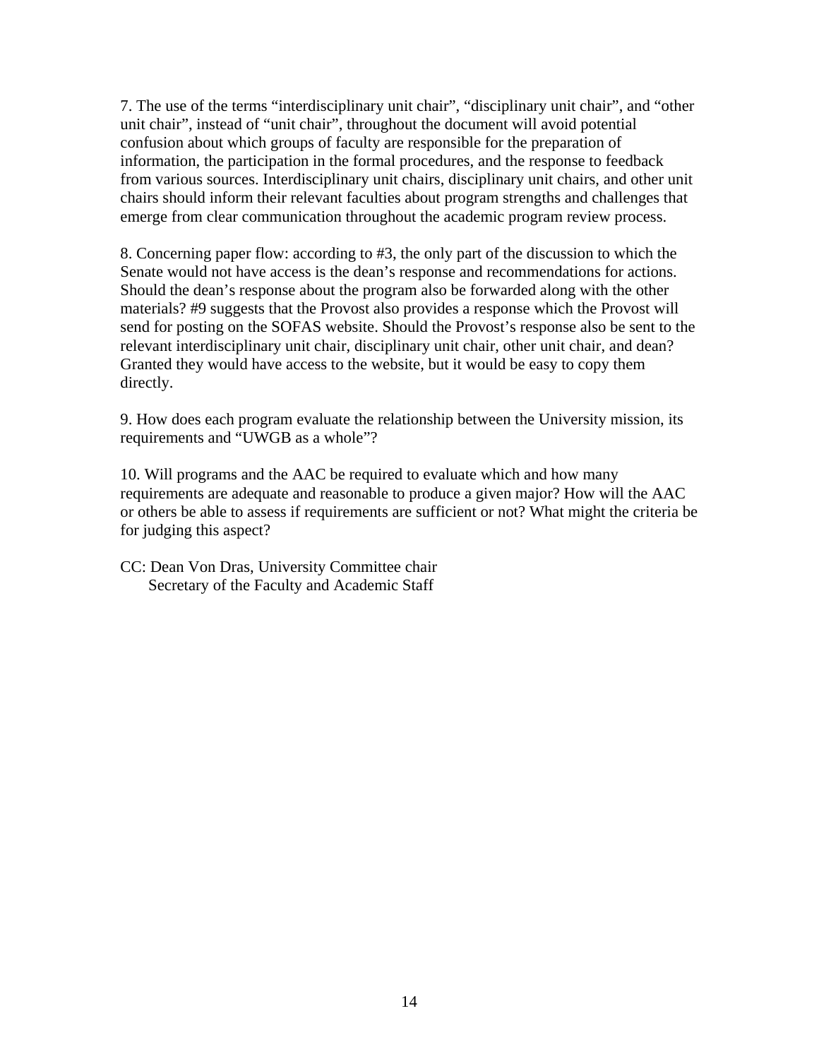7. The use of the terms “interdisciplinary unit chair”, “disciplinary unit chair”, and “other unit chair”, instead of “unit chair”, throughout the document will avoid potential confusion about which groups of faculty are responsible for the preparation of information, the participation in the formal procedures, and the response to feedback from various sources. Interdisciplinary unit chairs, disciplinary unit chairs, and other unit chairs should inform their relevant faculties about program strengths and challenges that emerge from clear communication throughout the academic program review process.

8. Concerning paper flow: according to #3, the only part of the discussion to which the Senate would not have access is the dean’s response and recommendations for actions. Should the dean’s response about the program also be forwarded along with the other materials? #9 suggests that the Provost also provides a response which the Provost will send for posting on the SOFAS website. Should the Provost’s response also be sent to the relevant interdisciplinary unit chair, disciplinary unit chair, other unit chair, and dean? Granted they would have access to the website, but it would be easy to copy them directly.

9. How does each program evaluate the relationship between the University mission, its requirements and “UWGB as a whole”?

10. Will programs and the AAC be required to evaluate which and how many requirements are adequate and reasonable to produce a given major? How will the AAC or others be able to assess if requirements are sufficient or not? What might the criteria be for judging this aspect?

CC: Dean Von Dras, University Committee chair
Secretary of the Faculty and Academic Staff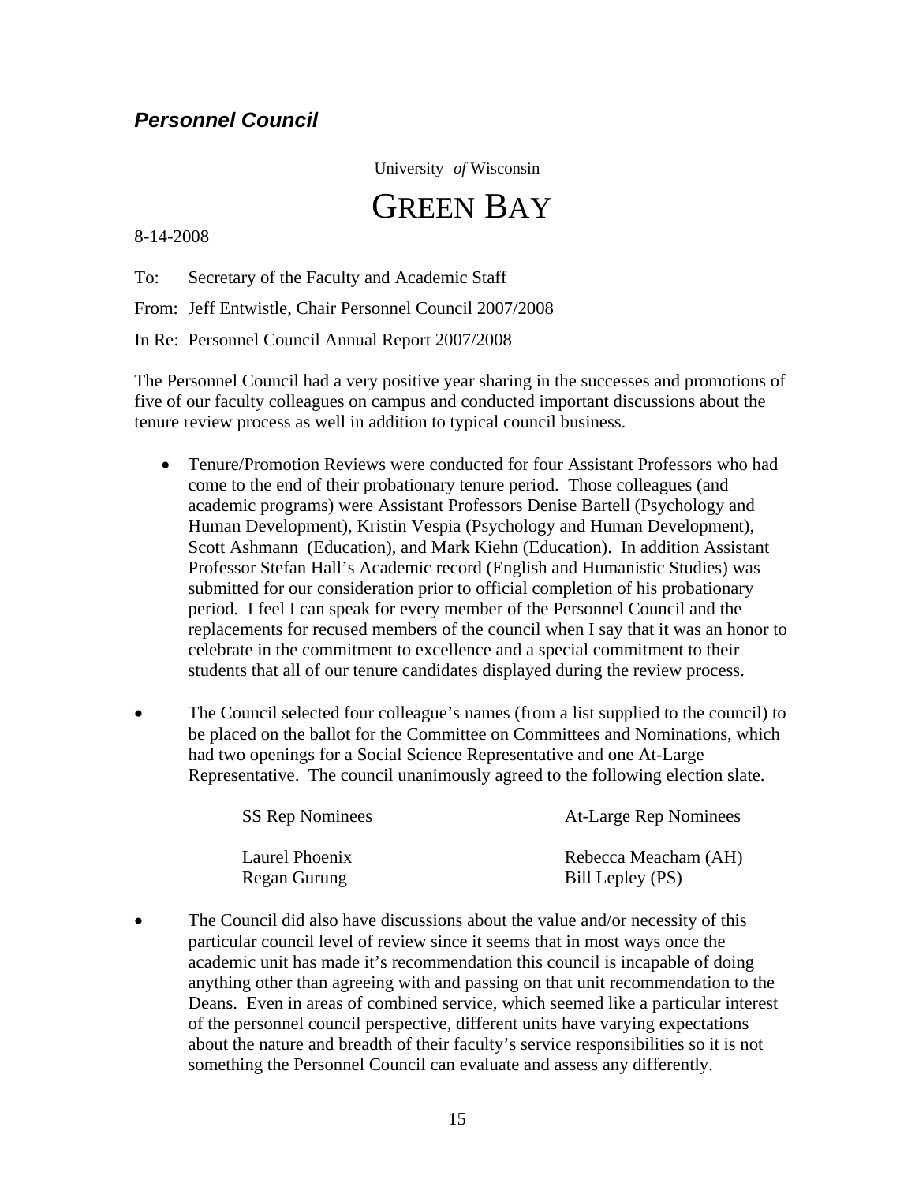## *Personnel Council*

University *of* Wisconsin

# GREEN BAY

8-14-2008

To: Secretary of the Faculty and Academic Staff

From: Jeff Entwistle, Chair Personnel Council 2007/2008

In Re: Personnel Council Annual Report 2007/2008

The Personnel Council had a very positive year sharing in the successes and promotions of five of our faculty colleagues on campus and conducted important discussions about the tenure review process as well in addition to typical council business.

- Tenure/Promotion Reviews were conducted for four Assistant Professors who had come to the end of their probationary tenure period. Those colleagues (and academic programs) were Assistant Professors Denise Bartell (Psychology and Human Development), Kristin Vespia (Psychology and Human Development), Scott Ashmann (Education), and Mark Kiehn (Education). In addition Assistant Professor Stefan Hall's Academic record (English and Humanistic Studies) was submitted for our consideration prior to official completion of his probationary period. I feel I can speak for every member of the Personnel Council and the replacements for recused members of the council when I say that it was an honor to celebrate in the commitment to excellence and a special commitment to their students that all of our tenure candidates displayed during the review process.

- The Council selected four colleague's names (from a list supplied to the council) to be placed on the ballot for the Committee on Committees and Nominations, which had two openings for a Social Science Representative and one At-Large Representative. The council unanimously agreed to the following election slate.

| SS Rep Nominees | At-Large Rep Nominees |
|---|---|
| Laurel Phoenix | Rebecca Meacham (AH) |
| Regan Gurung | Bill Lepley (PS) |

- The Council did also have discussions about the value and/or necessity of this particular council level of review since it seems that in most ways once the academic unit has made it's recommendation this council is incapable of doing anything other than agreeing with and passing on that unit recommendation to the Deans. Even in areas of combined service, which seemed like a particular interest of the personnel council perspective, different units have varying expectations about the nature and breadth of their faculty's service responsibilities so it is not something the Personnel Council can evaluate and assess any differently.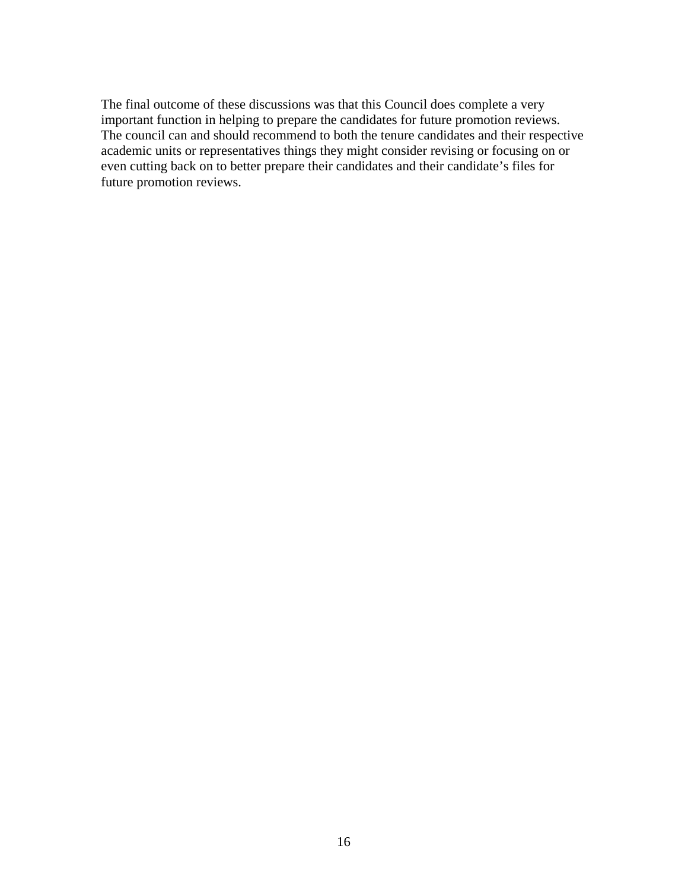The final outcome of these discussions was that this Council does complete a very important function in helping to prepare the candidates for future promotion reviews. The council can and should recommend to both the tenure candidates and their respective academic units or representatives things they might consider revising or focusing on or even cutting back on to better prepare their candidates and their candidate's files for future promotion reviews.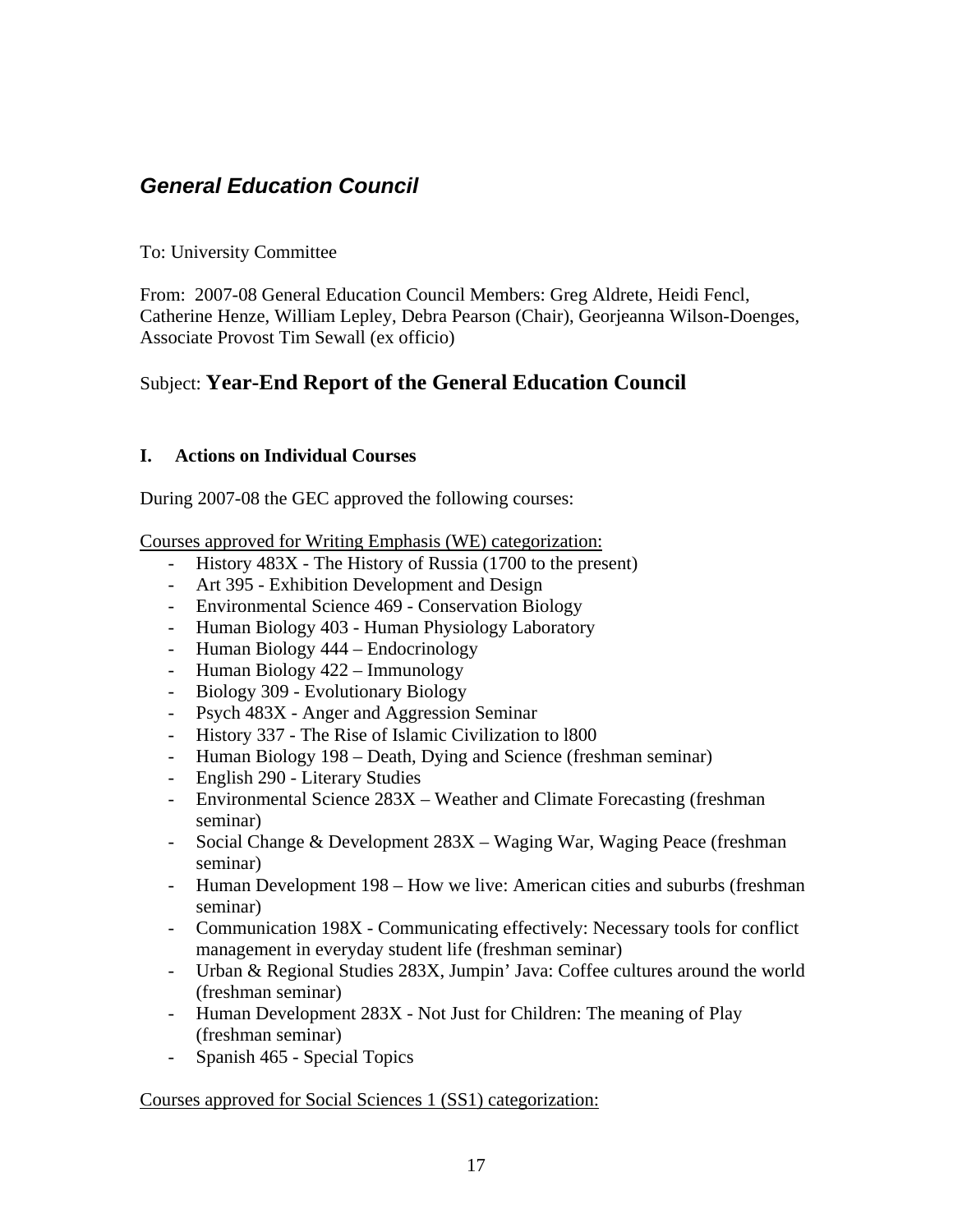## *General Education Council*

To: University Committee

From: 2007-08 General Education Council Members: Greg Aldrete, Heidi Fencl, Catherine Henze, William Lepley, Debra Pearson (Chair), Georjeanna Wilson-Doenges, Associate Provost Tim Sewall (ex officio)

Subject: **Year-End Report of the General Education Council**

### I. Actions on Individual Courses

During 2007-08 the GEC approved the following courses:

Courses approved for Writing Emphasis (WE) categorization:

- History 483X - The History of Russia (1700 to the present)
- Art 395 - Exhibition Development and Design
- Environmental Science 469 - Conservation Biology
- Human Biology 403 - Human Physiology Laboratory
- Human Biology 444 – Endocrinology
- Human Biology 422 – Immunology
- Biology 309 - Evolutionary Biology
- Psych 483X - Anger and Aggression Seminar
- History 337 - The Rise of Islamic Civilization to l800
- Human Biology 198 – Death, Dying and Science (freshman seminar)
- English 290 - Literary Studies
- Environmental Science 283X – Weather and Climate Forecasting (freshman seminar)
- Social Change & Development 283X – Waging War, Waging Peace (freshman seminar)
- Human Development 198 – How we live: American cities and suburbs (freshman seminar)
- Communication 198X - Communicating effectively: Necessary tools for conflict management in everyday student life (freshman seminar)
- Urban & Regional Studies 283X, Jumpin' Java: Coffee cultures around the world (freshman seminar)
- Human Development 283X - Not Just for Children: The meaning of Play (freshman seminar)
- Spanish 465 - Special Topics

Courses approved for Social Sciences 1 (SS1) categorization: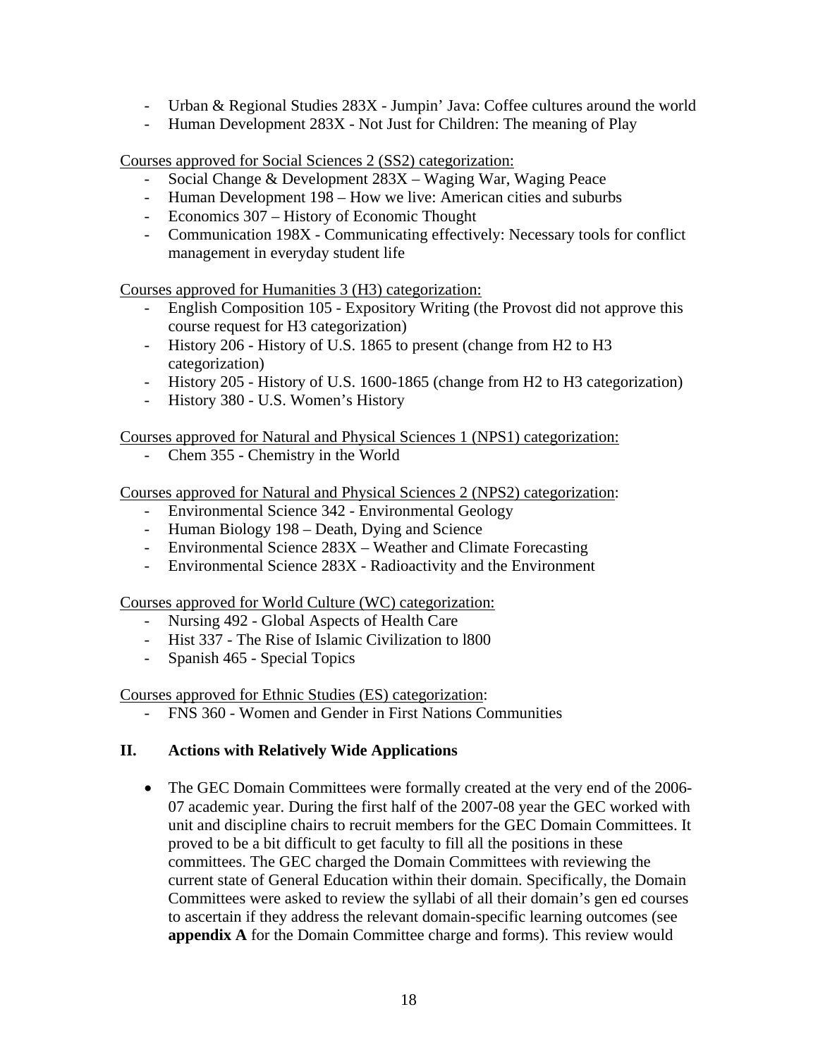- Urban & Regional Studies 283X - Jumpin' Java: Coffee cultures around the world
- Human Development 283X - Not Just for Children: The meaning of Play

Courses approved for Social Sciences 2 (SS2) categorization:

- Social Change & Development 283X – Waging War, Waging Peace
- Human Development 198 – How we live: American cities and suburbs
- Economics 307 – History of Economic Thought
- Communication 198X - Communicating effectively: Necessary tools for conflict management in everyday student life

Courses approved for Humanities 3 (H3) categorization:

- English Composition 105 - Expository Writing (the Provost did not approve this course request for H3 categorization)
- History 206 - History of U.S. 1865 to present (change from H2 to H3 categorization)
- History 205 - History of U.S. 1600-1865 (change from H2 to H3 categorization)
- History 380 - U.S. Women's History

Courses approved for Natural and Physical Sciences 1 (NPS1) categorization:

- Chem 355 - Chemistry in the World

Courses approved for Natural and Physical Sciences 2 (NPS2) categorization:

- Environmental Science 342 - Environmental Geology
- Human Biology 198 – Death, Dying and Science
- Environmental Science 283X – Weather and Climate Forecasting
- Environmental Science 283X - Radioactivity and the Environment

Courses approved for World Culture (WC) categorization:

- Nursing 492 - Global Aspects of Health Care
- Hist 337 - The Rise of Islamic Civilization to l800
- Spanish 465 - Special Topics

Courses approved for Ethnic Studies (ES) categorization:

- FNS 360 - Women and Gender in First Nations Communities

## II. Actions with Relatively Wide Applications

- The GEC Domain Committees were formally created at the very end of the 2006-07 academic year. During the first half of the 2007-08 year the GEC worked with unit and discipline chairs to recruit members for the GEC Domain Committees. It proved to be a bit difficult to get faculty to fill all the positions in these committees. The GEC charged the Domain Committees with reviewing the current state of General Education within their domain. Specifically, the Domain Committees were asked to review the syllabi of all their domain's gen ed courses to ascertain if they address the relevant domain-specific learning outcomes (see **appendix A** for the Domain Committee charge and forms). This review would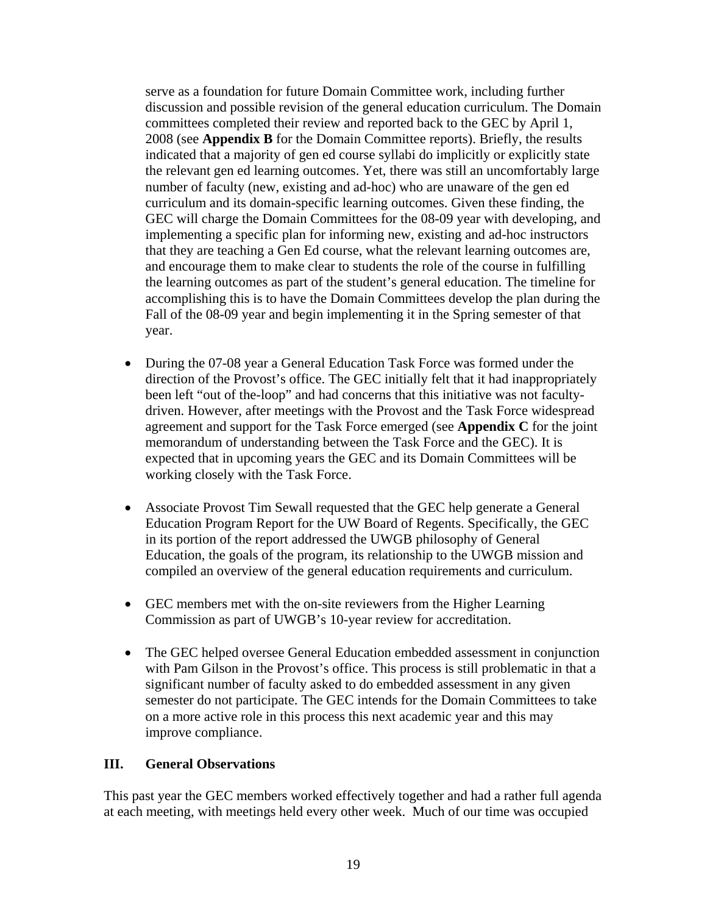serve as a foundation for future Domain Committee work, including further discussion and possible revision of the general education curriculum. The Domain committees completed their review and reported back to the GEC by April 1, 2008 (see **Appendix B** for the Domain Committee reports). Briefly, the results indicated that a majority of gen ed course syllabi do implicitly or explicitly state the relevant gen ed learning outcomes. Yet, there was still an uncomfortably large number of faculty (new, existing and ad-hoc) who are unaware of the gen ed curriculum and its domain-specific learning outcomes. Given these finding, the GEC will charge the Domain Committees for the 08-09 year with developing, and implementing a specific plan for informing new, existing and ad-hoc instructors that they are teaching a Gen Ed course, what the relevant learning outcomes are, and encourage them to make clear to students the role of the course in fulfilling the learning outcomes as part of the student's general education. The timeline for accomplishing this is to have the Domain Committees develop the plan during the Fall of the 08-09 year and begin implementing it in the Spring semester of that year.

- During the 07-08 year a General Education Task Force was formed under the direction of the Provost's office. The GEC initially felt that it had inappropriately been left "out of the-loop" and had concerns that this initiative was not faculty-driven. However, after meetings with the Provost and the Task Force widespread agreement and support for the Task Force emerged (see **Appendix C** for the joint memorandum of understanding between the Task Force and the GEC). It is expected that in upcoming years the GEC and its Domain Committees will be working closely with the Task Force.

- Associate Provost Tim Sewall requested that the GEC help generate a General Education Program Report for the UW Board of Regents. Specifically, the GEC in its portion of the report addressed the UWGB philosophy of General Education, the goals of the program, its relationship to the UWGB mission and compiled an overview of the general education requirements and curriculum.

- GEC members met with the on-site reviewers from the Higher Learning Commission as part of UWGB's 10-year review for accreditation.

- The GEC helped oversee General Education embedded assessment in conjunction with Pam Gilson in the Provost's office. This process is still problematic in that a significant number of faculty asked to do embedded assessment in any given semester do not participate. The GEC intends for the Domain Committees to take on a more active role in this process this next academic year and this may improve compliance.

## III. General Observations

This past year the GEC members worked effectively together and had a rather full agenda at each meeting, with meetings held every other week. Much of our time was occupied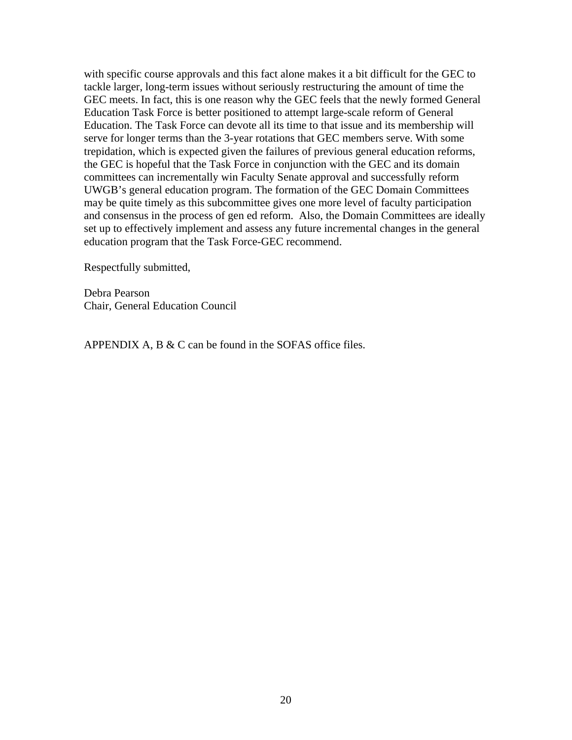with specific course approvals and this fact alone makes it a bit difficult for the GEC to tackle larger, long-term issues without seriously restructuring the amount of time the GEC meets. In fact, this is one reason why the GEC feels that the newly formed General Education Task Force is better positioned to attempt large-scale reform of General Education. The Task Force can devote all its time to that issue and its membership will serve for longer terms than the 3-year rotations that GEC members serve. With some trepidation, which is expected given the failures of previous general education reforms, the GEC is hopeful that the Task Force in conjunction with the GEC and its domain committees can incrementally win Faculty Senate approval and successfully reform UWGB's general education program. The formation of the GEC Domain Committees may be quite timely as this subcommittee gives one more level of faculty participation and consensus in the process of gen ed reform. Also, the Domain Committees are ideally set up to effectively implement and assess any future incremental changes in the general education program that the Task Force-GEC recommend.

Respectfully submitted,

Debra Pearson
Chair, General Education Council

APPENDIX A, B & C can be found in the SOFAS office files.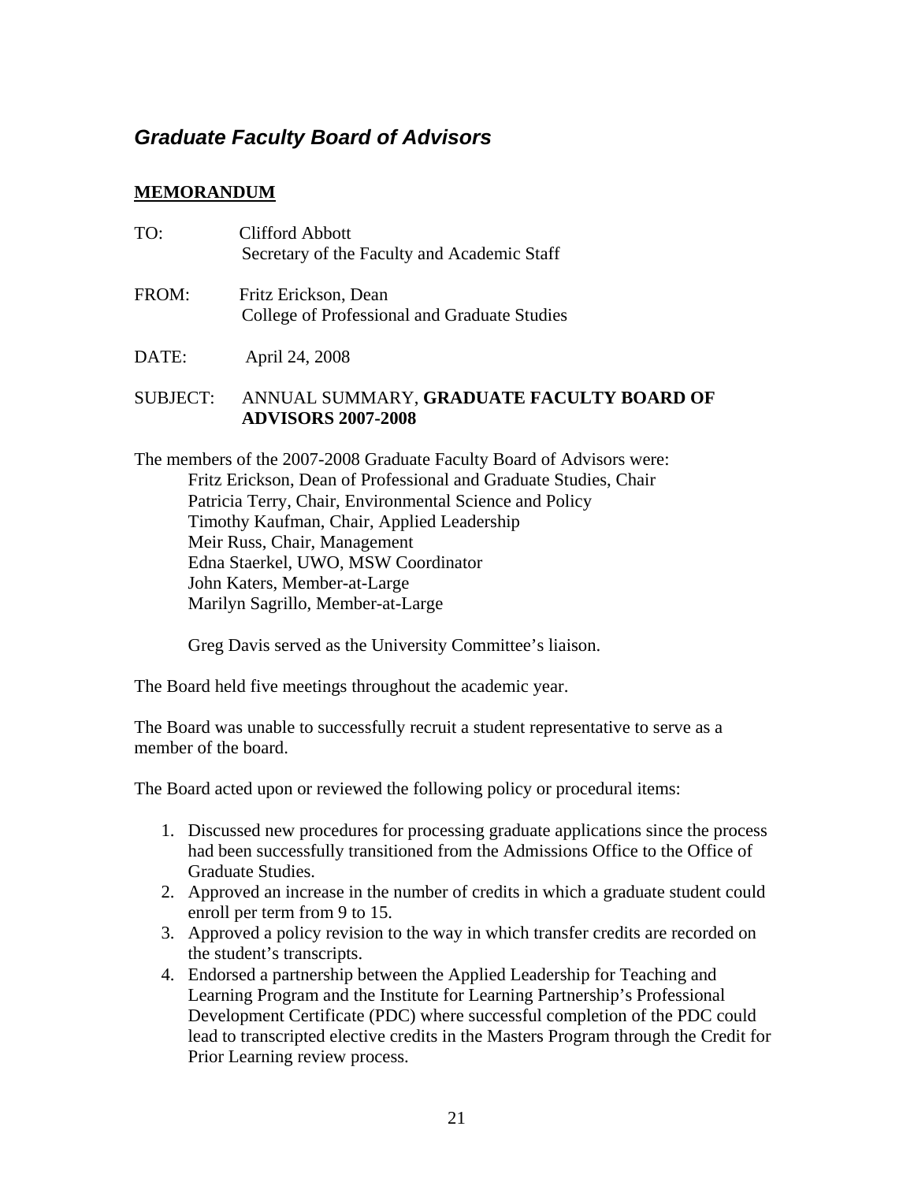## *Graduate Faculty Board of Advisors*

**MEMORANDUM**

TO: Clifford Abbott
Secretary of the Faculty and Academic Staff

FROM: Fritz Erickson, Dean
College of Professional and Graduate Studies

DATE: April 24, 2008

SUBJECT: ANNUAL SUMMARY, **GRADUATE FACULTY BOARD OF ADVISORS 2007-2008**

The members of the 2007-2008 Graduate Faculty Board of Advisors were:
Fritz Erickson, Dean of Professional and Graduate Studies, Chair
Patricia Terry, Chair, Environmental Science and Policy
Timothy Kaufman, Chair, Applied Leadership
Meir Russ, Chair, Management
Edna Staerkel, UWO, MSW Coordinator
John Katers, Member-at-Large
Marilyn Sagrillo, Member-at-Large

Greg Davis served as the University Committee's liaison.

The Board held five meetings throughout the academic year.

The Board was unable to successfully recruit a student representative to serve as a member of the board.

The Board acted upon or reviewed the following policy or procedural items:

1. Discussed new procedures for processing graduate applications since the process had been successfully transitioned from the Admissions Office to the Office of Graduate Studies.
2. Approved an increase in the number of credits in which a graduate student could enroll per term from 9 to 15.
3. Approved a policy revision to the way in which transfer credits are recorded on the student's transcripts.
4. Endorsed a partnership between the Applied Leadership for Teaching and Learning Program and the Institute for Learning Partnership's Professional Development Certificate (PDC) where successful completion of the PDC could lead to transcripted elective credits in the Masters Program through the Credit for Prior Learning review process.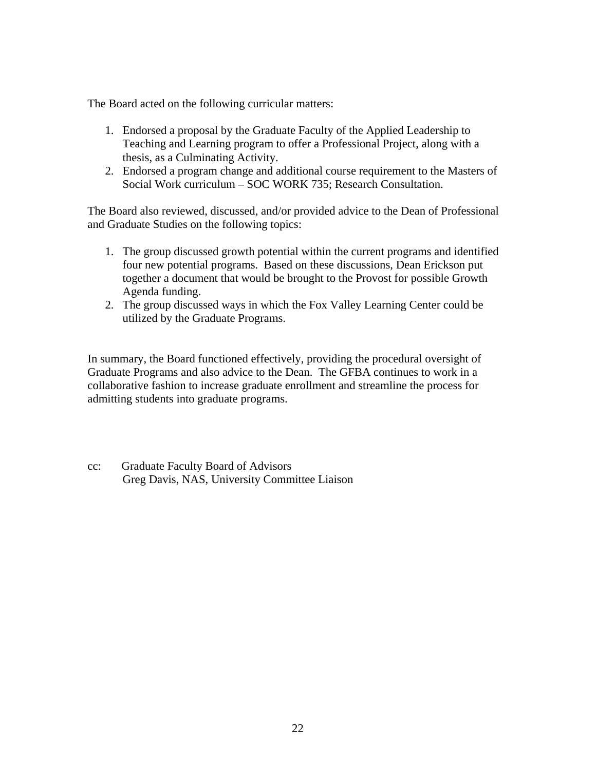The Board acted on the following curricular matters:

1. Endorsed a proposal by the Graduate Faculty of the Applied Leadership to Teaching and Learning program to offer a Professional Project, along with a thesis, as a Culminating Activity.
2. Endorsed a program change and additional course requirement to the Masters of Social Work curriculum – SOC WORK 735; Research Consultation.

The Board also reviewed, discussed, and/or provided advice to the Dean of Professional and Graduate Studies on the following topics:

1. The group discussed growth potential within the current programs and identified four new potential programs. Based on these discussions, Dean Erickson put together a document that would be brought to the Provost for possible Growth Agenda funding.
2. The group discussed ways in which the Fox Valley Learning Center could be utilized by the Graduate Programs.

In summary, the Board functioned effectively, providing the procedural oversight of Graduate Programs and also advice to the Dean. The GFBA continues to work in a collaborative fashion to increase graduate enrollment and streamline the process for admitting students into graduate programs.

cc: Graduate Faculty Board of Advisors
Greg Davis, NAS, University Committee Liaison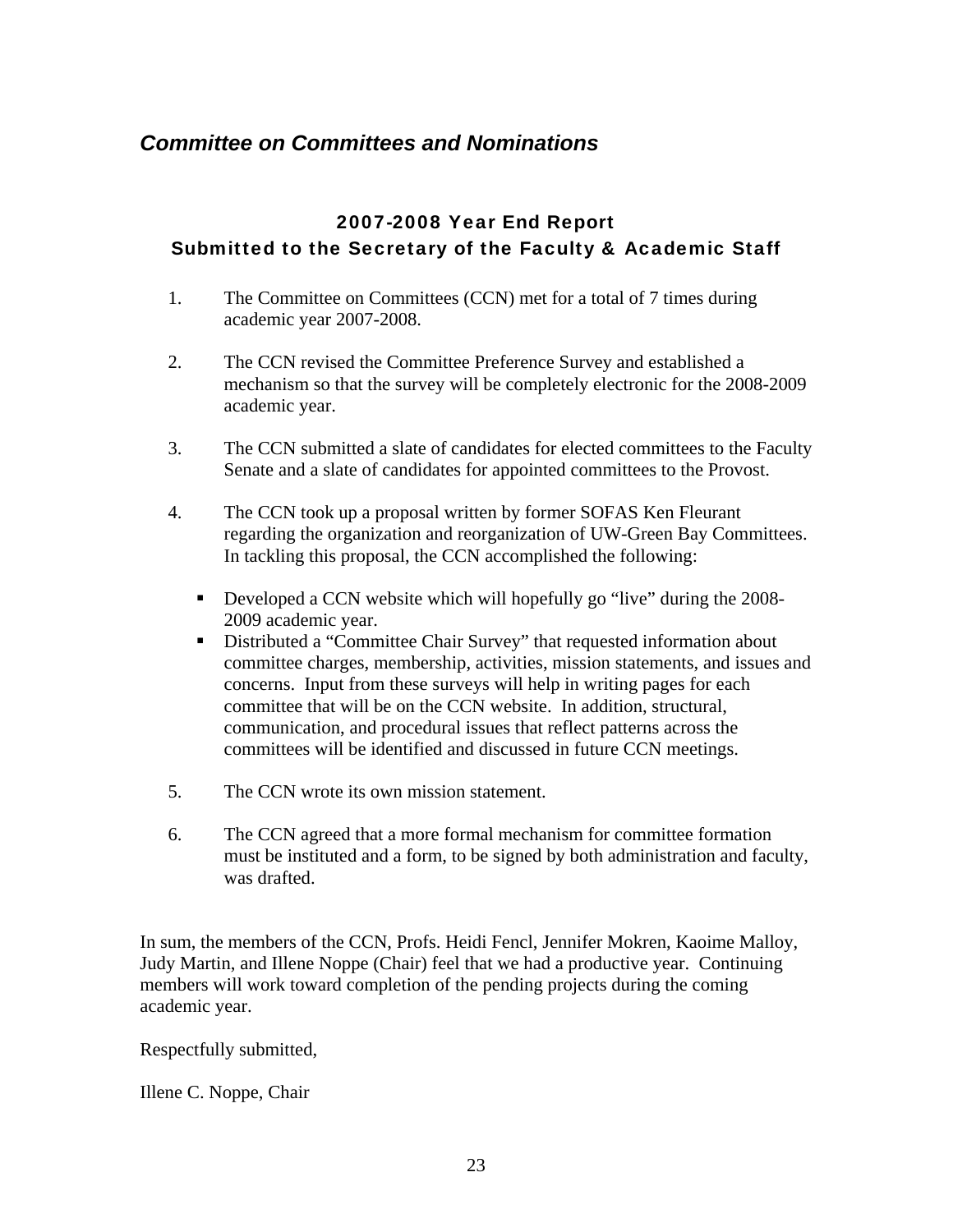## *Committee on Committees and Nominations*

### 2007-2008 Year End Report
### Submitted to the Secretary of the Faculty & Academic Staff

1. The Committee on Committees (CCN) met for a total of 7 times during academic year 2007-2008.

2. The CCN revised the Committee Preference Survey and established a mechanism so that the survey will be completely electronic for the 2008-2009 academic year.

3. The CCN submitted a slate of candidates for elected committees to the Faculty Senate and a slate of candidates for appointed committees to the Provost.

4. The CCN took up a proposal written by former SOFAS Ken Fleurant regarding the organization and reorganization of UW-Green Bay Committees. In tackling this proposal, the CCN accomplished the following:

   - Developed a CCN website which will hopefully go "live" during the 2008-2009 academic year.
   - Distributed a "Committee Chair Survey" that requested information about committee charges, membership, activities, mission statements, and issues and concerns. Input from these surveys will help in writing pages for each committee that will be on the CCN website. In addition, structural, communication, and procedural issues that reflect patterns across the committees will be identified and discussed in future CCN meetings.

5. The CCN wrote its own mission statement.

6. The CCN agreed that a more formal mechanism for committee formation must be instituted and a form, to be signed by both administration and faculty, was drafted.

In sum, the members of the CCN, Profs. Heidi Fencl, Jennifer Mokren, Kaoime Malloy, Judy Martin, and Illene Noppe (Chair) feel that we had a productive year. Continuing members will work toward completion of the pending projects during the coming academic year.

Respectfully submitted,

Illene C. Noppe, Chair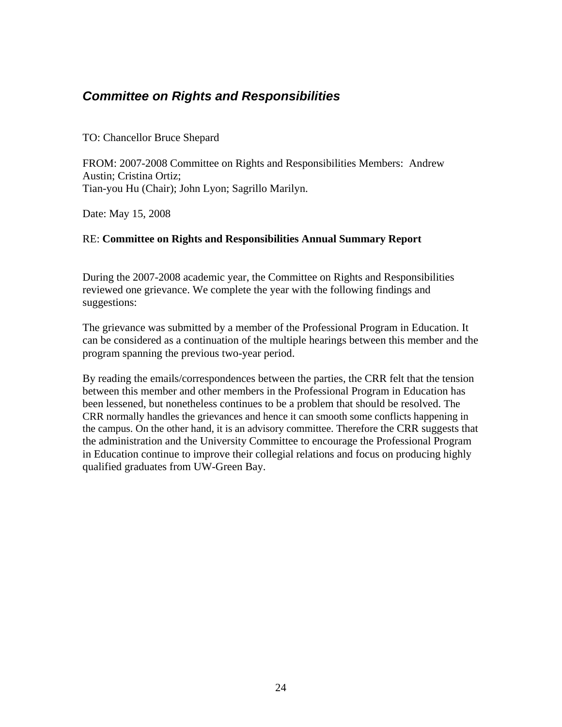## *Committee on Rights and Responsibilities*

TO: Chancellor Bruce Shepard

FROM: 2007-2008 Committee on Rights and Responsibilities Members: Andrew Austin; Cristina Ortiz;
Tian-you Hu (Chair); John Lyon; Sagrillo Marilyn.

Date: May 15, 2008

RE: **Committee on Rights and Responsibilities Annual Summary Report**

During the 2007-2008 academic year, the Committee on Rights and Responsibilities reviewed one grievance. We complete the year with the following findings and suggestions:

The grievance was submitted by a member of the Professional Program in Education. It can be considered as a continuation of the multiple hearings between this member and the program spanning the previous two-year period.

By reading the emails/correspondences between the parties, the CRR felt that the tension between this member and other members in the Professional Program in Education has been lessened, but nonetheless continues to be a problem that should be resolved. The CRR normally handles the grievances and hence it can smooth some conflicts happening in the campus. On the other hand, it is an advisory committee. Therefore the CRR suggests that the administration and the University Committee to encourage the Professional Program in Education continue to improve their collegial relations and focus on producing highly qualified graduates from UW-Green Bay.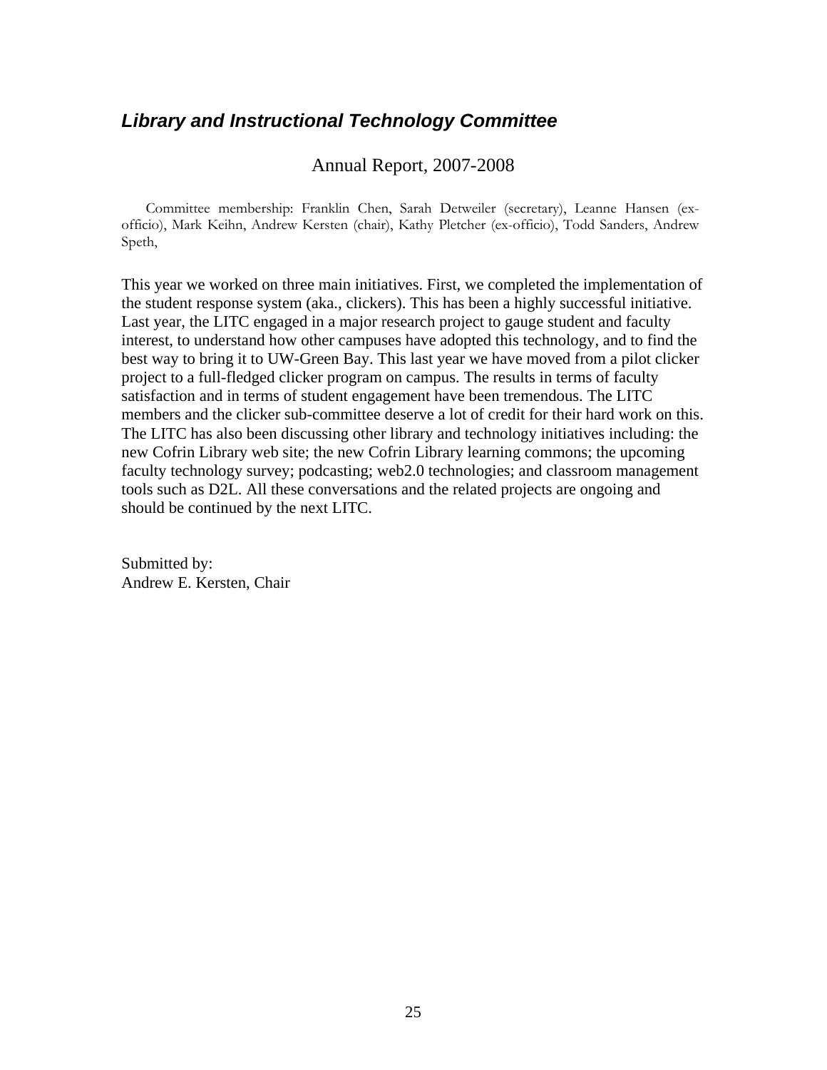## ***Library and Instructional Technology Committee***

Annual Report, 2007-2008

Committee membership: Franklin Chen, Sarah Detweiler (secretary), Leanne Hansen (ex-officio), Mark Keihn, Andrew Kersten (chair), Kathy Pletcher (ex-officio), Todd Sanders, Andrew Speth,

This year we worked on three main initiatives. First, we completed the implementation of the student response system (aka., clickers). This has been a highly successful initiative. Last year, the LITC engaged in a major research project to gauge student and faculty interest, to understand how other campuses have adopted this technology, and to find the best way to bring it to UW-Green Bay. This last year we have moved from a pilot clicker project to a full-fledged clicker program on campus. The results in terms of faculty satisfaction and in terms of student engagement have been tremendous. The LITC members and the clicker sub-committee deserve a lot of credit for their hard work on this. The LITC has also been discussing other library and technology initiatives including: the new Cofrin Library web site; the new Cofrin Library learning commons; the upcoming faculty technology survey; podcasting; web2.0 technologies; and classroom management tools such as D2L. All these conversations and the related projects are ongoing and should be continued by the next LITC.

Submitted by:
Andrew E. Kersten, Chair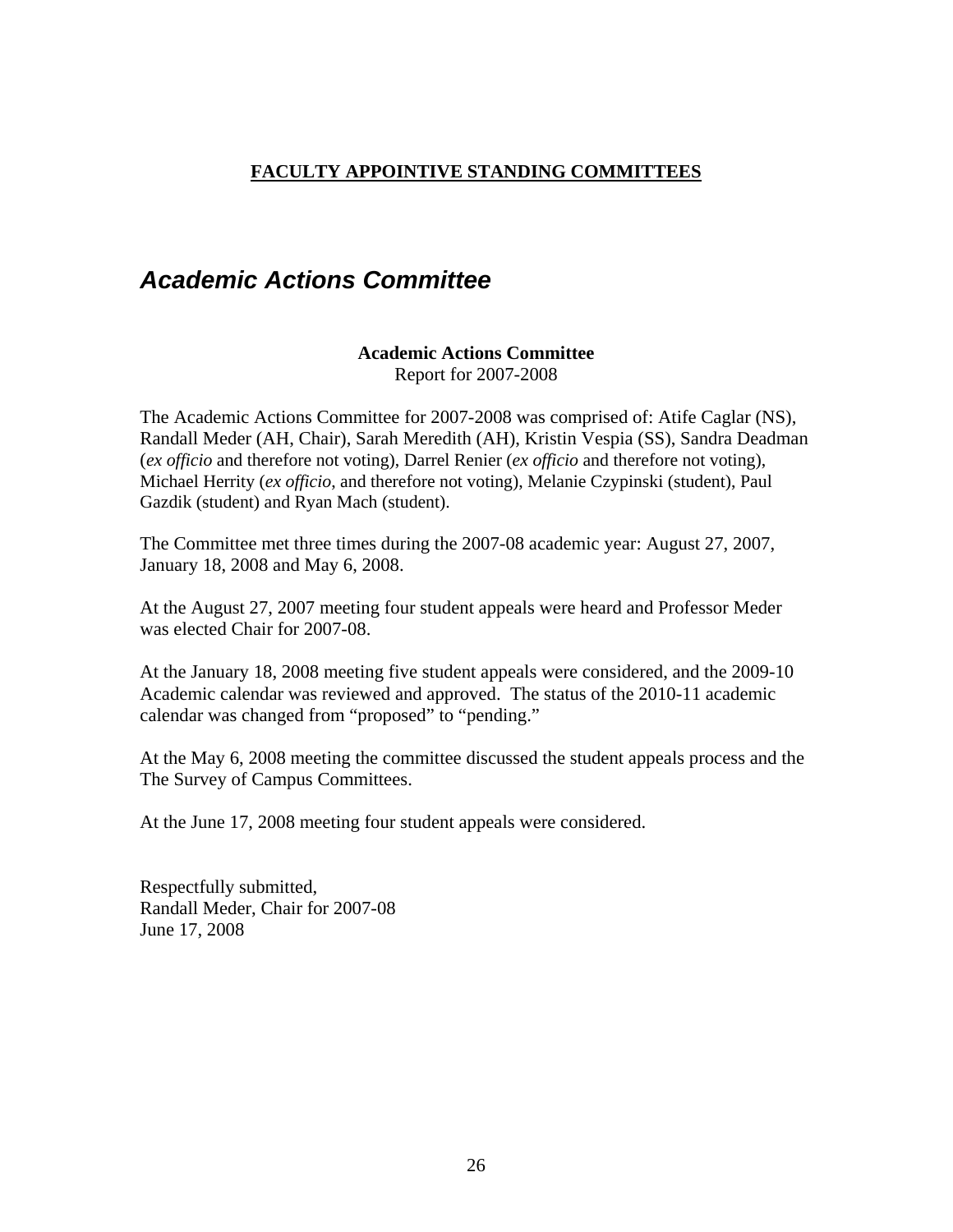**FACULTY APPOINTIVE STANDING COMMITTEES**

# *Academic Actions Committee*

**Academic Actions Committee**
Report for 2007-2008

The Academic Actions Committee for 2007-2008 was comprised of: Atife Caglar (NS), Randall Meder (AH, Chair), Sarah Meredith (AH), Kristin Vespia (SS), Sandra Deadman (*ex officio* and therefore not voting), Darrel Renier (*ex officio* and therefore not voting), Michael Herrity (*ex officio,* and therefore not voting), Melanie Czypinski (student), Paul Gazdik (student) and Ryan Mach (student).

The Committee met three times during the 2007-08 academic year: August 27, 2007, January 18, 2008 and May 6, 2008.

At the August 27, 2007 meeting four student appeals were heard and Professor Meder was elected Chair for 2007-08.

At the January 18, 2008 meeting five student appeals were considered, and the 2009-10 Academic calendar was reviewed and approved. The status of the 2010-11 academic calendar was changed from "proposed" to "pending."

At the May 6, 2008 meeting the committee discussed the student appeals process and the The Survey of Campus Committees.

At the June 17, 2008 meeting four student appeals were considered.

Respectfully submitted,
Randall Meder, Chair for 2007-08
June 17, 2008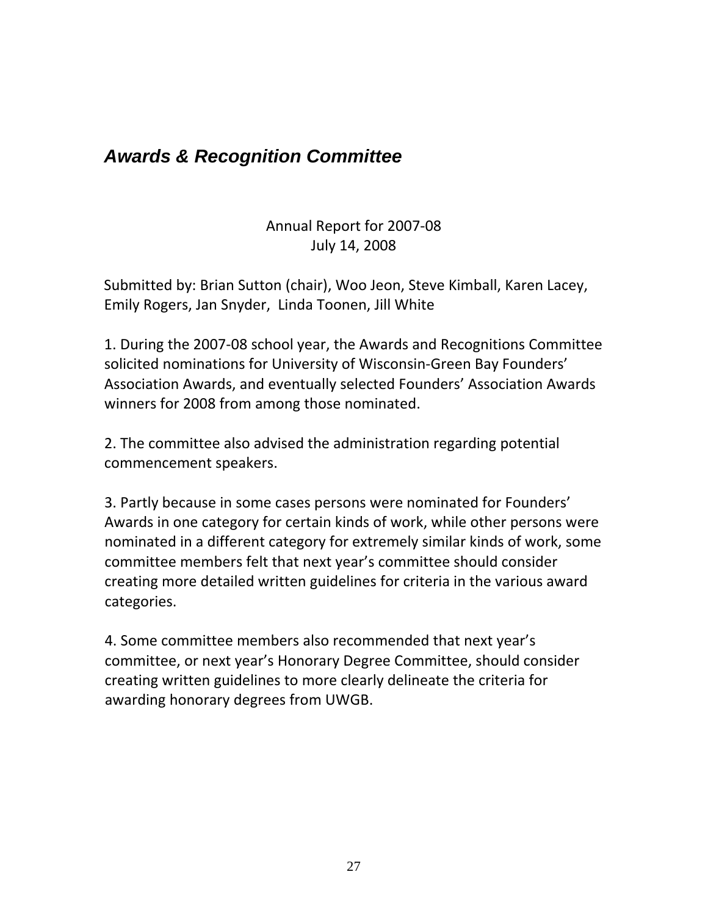## *Awards & Recognition Committee*

Annual Report for 2007-08
July 14, 2008

Submitted by: Brian Sutton (chair), Woo Jeon, Steve Kimball, Karen Lacey, Emily Rogers, Jan Snyder, Linda Toonen, Jill White

1. During the 2007-08 school year, the Awards and Recognitions Committee solicited nominations for University of Wisconsin-Green Bay Founders' Association Awards, and eventually selected Founders' Association Awards winners for 2008 from among those nominated.

2. The committee also advised the administration regarding potential commencement speakers.

3. Partly because in some cases persons were nominated for Founders' Awards in one category for certain kinds of work, while other persons were nominated in a different category for extremely similar kinds of work, some committee members felt that next year's committee should consider creating more detailed written guidelines for criteria in the various award categories.

4. Some committee members also recommended that next year's committee, or next year's Honorary Degree Committee, should consider creating written guidelines to more clearly delineate the criteria for awarding honorary degrees from UWGB.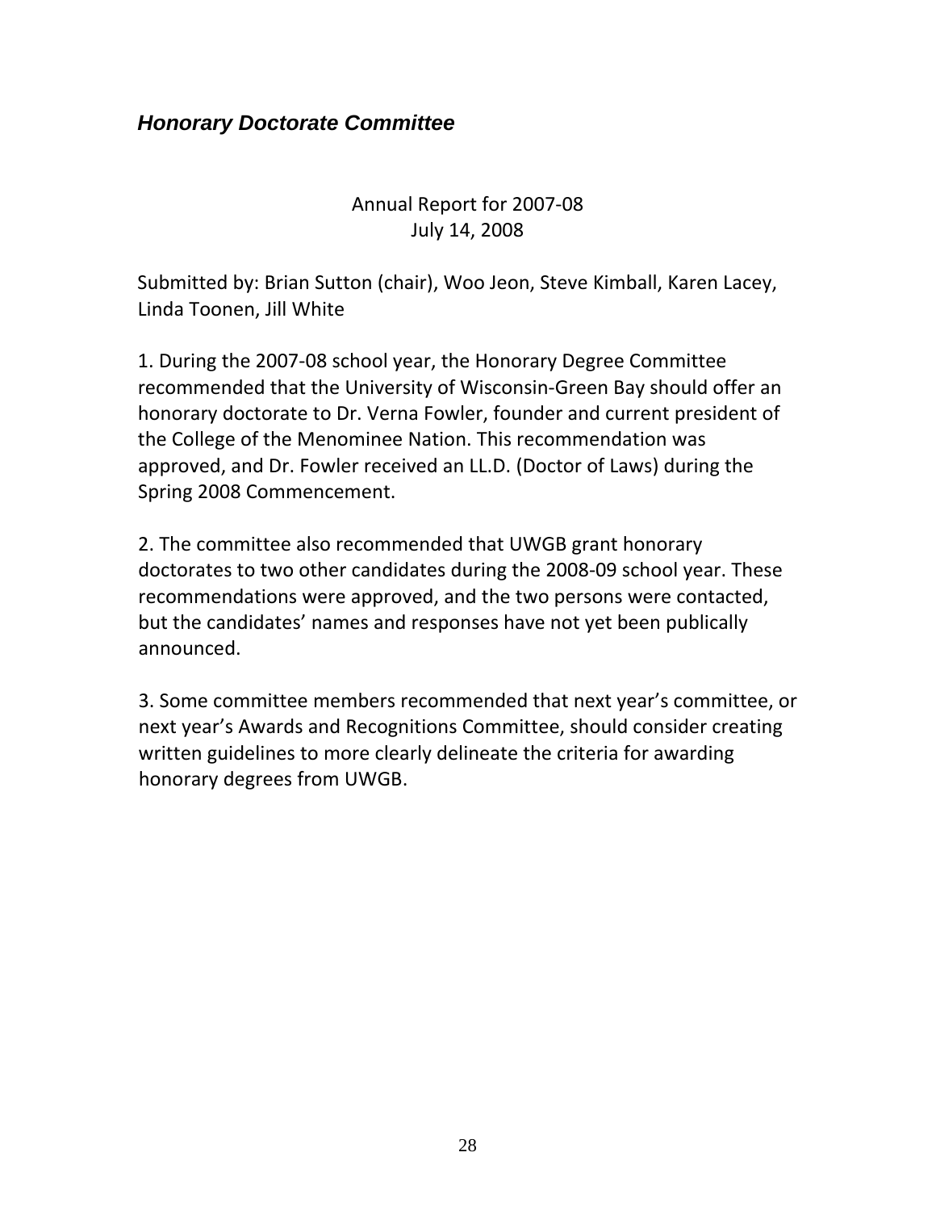## *Honorary Doctorate Committee*

Annual Report for 2007-08
July 14, 2008

Submitted by: Brian Sutton (chair), Woo Jeon, Steve Kimball, Karen Lacey, Linda Toonen, Jill White

1. During the 2007-08 school year, the Honorary Degree Committee recommended that the University of Wisconsin-Green Bay should offer an honorary doctorate to Dr. Verna Fowler, founder and current president of the College of the Menominee Nation. This recommendation was approved, and Dr. Fowler received an LL.D. (Doctor of Laws) during the Spring 2008 Commencement.

2. The committee also recommended that UWGB grant honorary doctorates to two other candidates during the 2008-09 school year. These recommendations were approved, and the two persons were contacted, but the candidates' names and responses have not yet been publically announced.

3. Some committee members recommended that next year's committee, or next year's Awards and Recognitions Committee, should consider creating written guidelines to more clearly delineate the criteria for awarding honorary degrees from UWGB.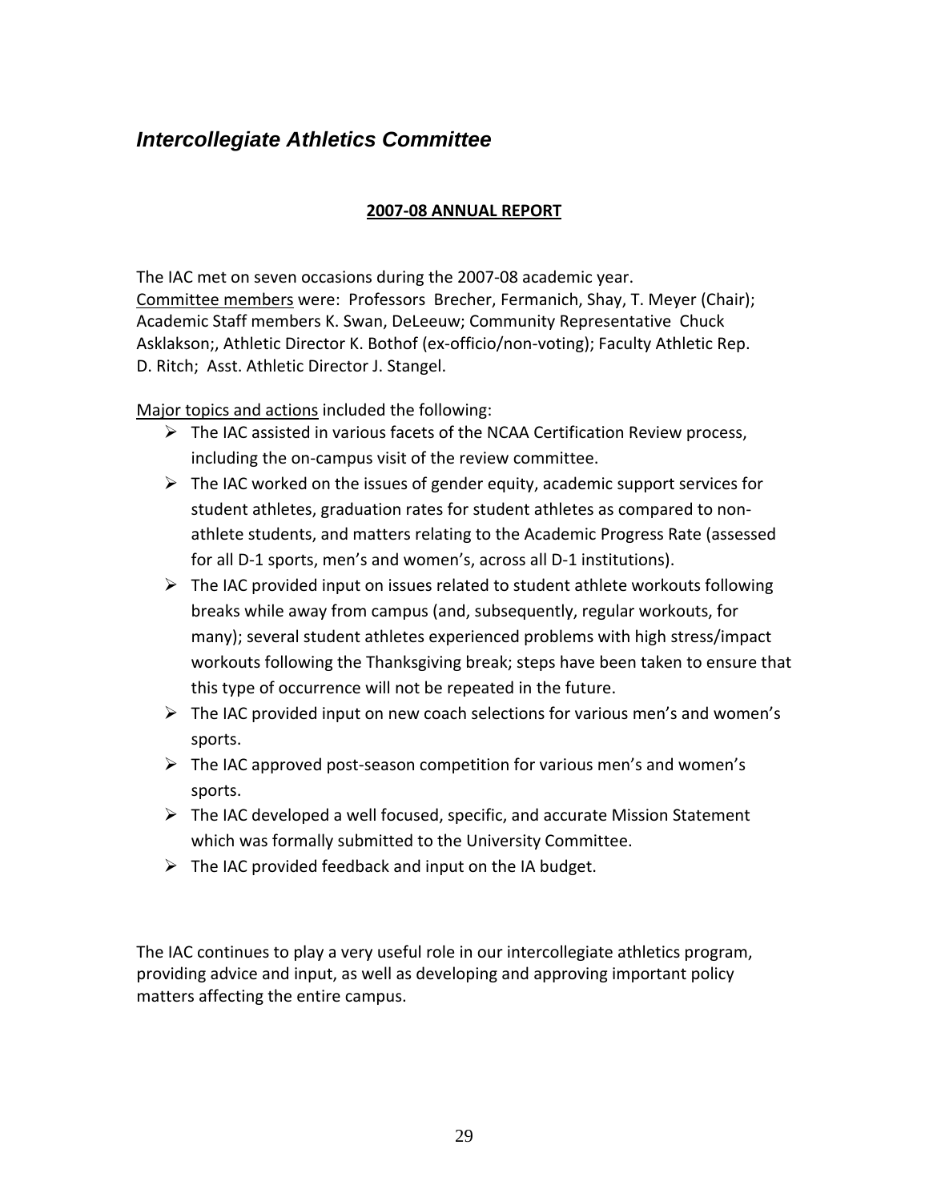## *Intercollegiate Athletics Committee*

**2007-08 ANNUAL REPORT**

The IAC met on seven occasions during the 2007-08 academic year.
Committee members were: Professors Brecher, Fermanich, Shay, T. Meyer (Chair); Academic Staff members K. Swan, DeLeeuw; Community Representative Chuck Asklakson;, Athletic Director K. Bothof (ex-officio/non-voting); Faculty Athletic Rep. D. Ritch; Asst. Athletic Director J. Stangel.

Major topics and actions included the following:

- The IAC assisted in various facets of the NCAA Certification Review process, including the on-campus visit of the review committee.
- The IAC worked on the issues of gender equity, academic support services for student athletes, graduation rates for student athletes as compared to non-athlete students, and matters relating to the Academic Progress Rate (assessed for all D-1 sports, men's and women's, across all D-1 institutions).
- The IAC provided input on issues related to student athlete workouts following breaks while away from campus (and, subsequently, regular workouts, for many); several student athletes experienced problems with high stress/impact workouts following the Thanksgiving break; steps have been taken to ensure that this type of occurrence will not be repeated in the future.
- The IAC provided input on new coach selections for various men's and women's sports.
- The IAC approved post-season competition for various men's and women's sports.
- The IAC developed a well focused, specific, and accurate Mission Statement which was formally submitted to the University Committee.
- The IAC provided feedback and input on the IA budget.

The IAC continues to play a very useful role in our intercollegiate athletics program, providing advice and input, as well as developing and approving important policy matters affecting the entire campus.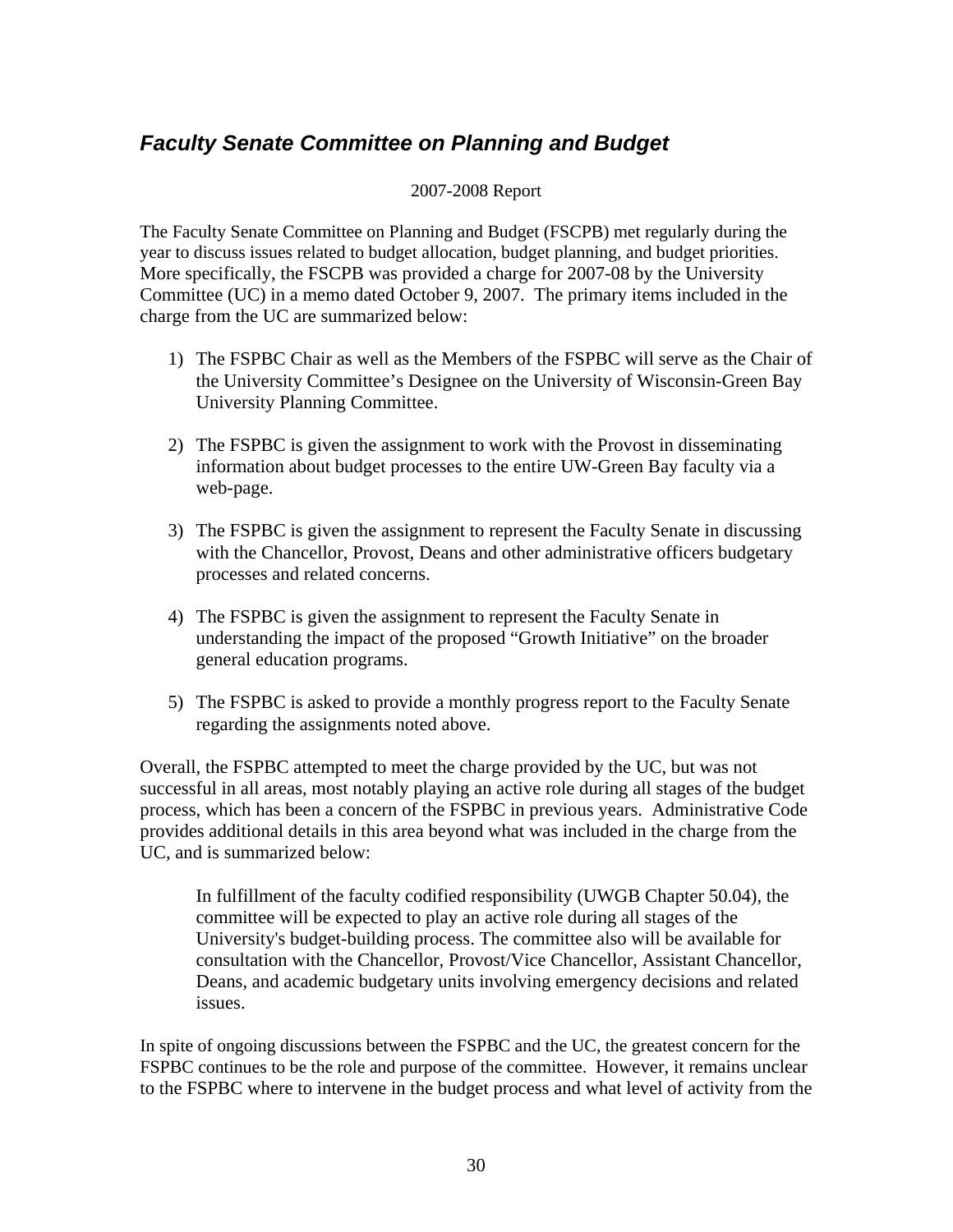## *Faculty Senate Committee on Planning and Budget*

2007-2008 Report

The Faculty Senate Committee on Planning and Budget (FSCPB) met regularly during the year to discuss issues related to budget allocation, budget planning, and budget priorities. More specifically, the FSCPB was provided a charge for 2007-08 by the University Committee (UC) in a memo dated October 9, 2007. The primary items included in the charge from the UC are summarized below:

1) The FSPBC Chair as well as the Members of the FSPBC will serve as the Chair of the University Committee's Designee on the University of Wisconsin-Green Bay University Planning Committee.

2) The FSPBC is given the assignment to work with the Provost in disseminating information about budget processes to the entire UW-Green Bay faculty via a web-page.

3) The FSPBC is given the assignment to represent the Faculty Senate in discussing with the Chancellor, Provost, Deans and other administrative officers budgetary processes and related concerns.

4) The FSPBC is given the assignment to represent the Faculty Senate in understanding the impact of the proposed "Growth Initiative" on the broader general education programs.

5) The FSPBC is asked to provide a monthly progress report to the Faculty Senate regarding the assignments noted above.

Overall, the FSPBC attempted to meet the charge provided by the UC, but was not successful in all areas, most notably playing an active role during all stages of the budget process, which has been a concern of the FSPBC in previous years. Administrative Code provides additional details in this area beyond what was included in the charge from the UC, and is summarized below:

> In fulfillment of the faculty codified responsibility (UWGB Chapter 50.04), the committee will be expected to play an active role during all stages of the University's budget-building process. The committee also will be available for consultation with the Chancellor, Provost/Vice Chancellor, Assistant Chancellor, Deans, and academic budgetary units involving emergency decisions and related issues.

In spite of ongoing discussions between the FSPBC and the UC, the greatest concern for the FSPBC continues to be the role and purpose of the committee. However, it remains unclear to the FSPBC where to intervene in the budget process and what level of activity from the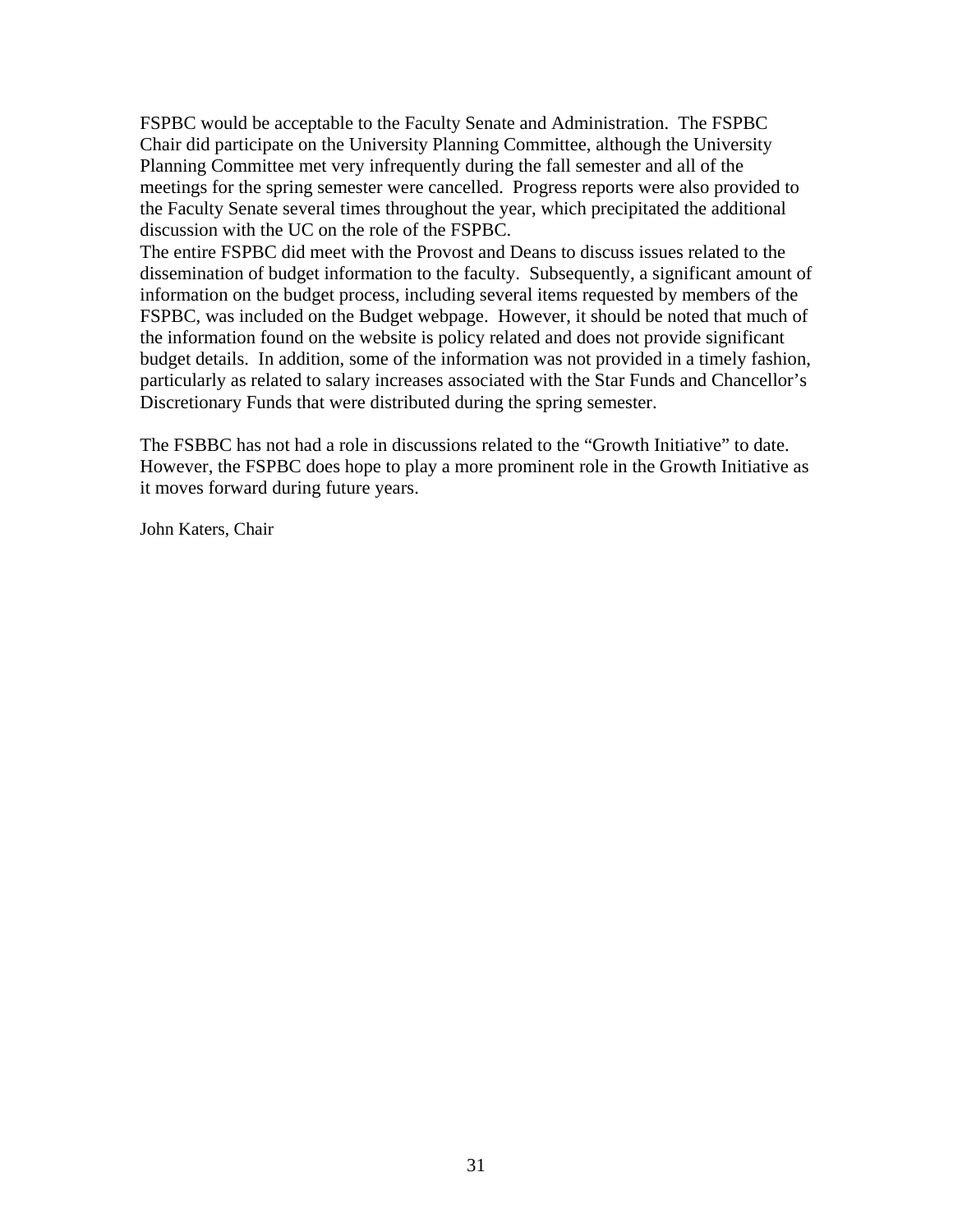FSPBC would be acceptable to the Faculty Senate and Administration. The FSPBC Chair did participate on the University Planning Committee, although the University Planning Committee met very infrequently during the fall semester and all of the meetings for the spring semester were cancelled. Progress reports were also provided to the Faculty Senate several times throughout the year, which precipitated the additional discussion with the UC on the role of the FSPBC.
The entire FSPBC did meet with the Provost and Deans to discuss issues related to the dissemination of budget information to the faculty. Subsequently, a significant amount of information on the budget process, including several items requested by members of the FSPBC, was included on the Budget webpage. However, it should be noted that much of the information found on the website is policy related and does not provide significant budget details. In addition, some of the information was not provided in a timely fashion, particularly as related to salary increases associated with the Star Funds and Chancellor's Discretionary Funds that were distributed during the spring semester.

The FSBBC has not had a role in discussions related to the "Growth Initiative" to date. However, the FSPBC does hope to play a more prominent role in the Growth Initiative as it moves forward during future years.

John Katers, Chair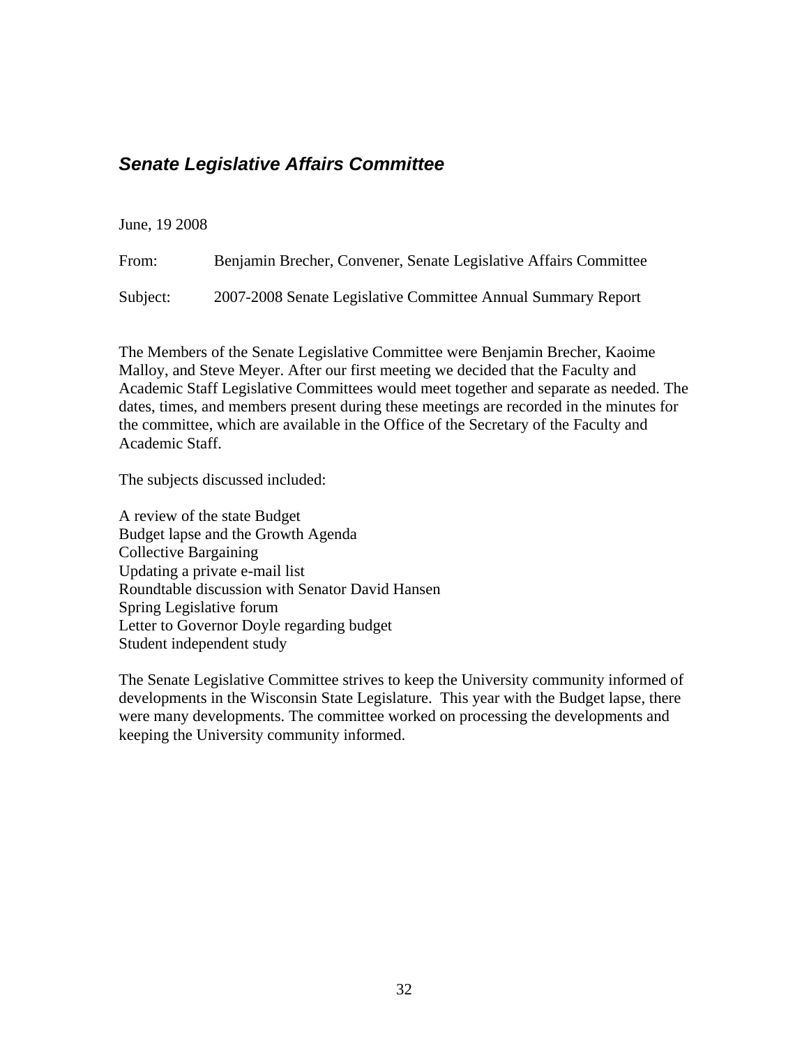## *Senate Legislative Affairs Committee*

June, 19 2008

From: Benjamin Brecher, Convener, Senate Legislative Affairs Committee

Subject: 2007-2008 Senate Legislative Committee Annual Summary Report

The Members of the Senate Legislative Committee were Benjamin Brecher, Kaoime Malloy, and Steve Meyer. After our first meeting we decided that the Faculty and Academic Staff Legislative Committees would meet together and separate as needed. The dates, times, and members present during these meetings are recorded in the minutes for the committee, which are available in the Office of the Secretary of the Faculty and Academic Staff.

The subjects discussed included:

A review of the state Budget
Budget lapse and the Growth Agenda
Collective Bargaining
Updating a private e-mail list
Roundtable discussion with Senator David Hansen
Spring Legislative forum
Letter to Governor Doyle regarding budget
Student independent study

The Senate Legislative Committee strives to keep the University community informed of developments in the Wisconsin State Legislature. This year with the Budget lapse, there were many developments. The committee worked on processing the developments and keeping the University community informed.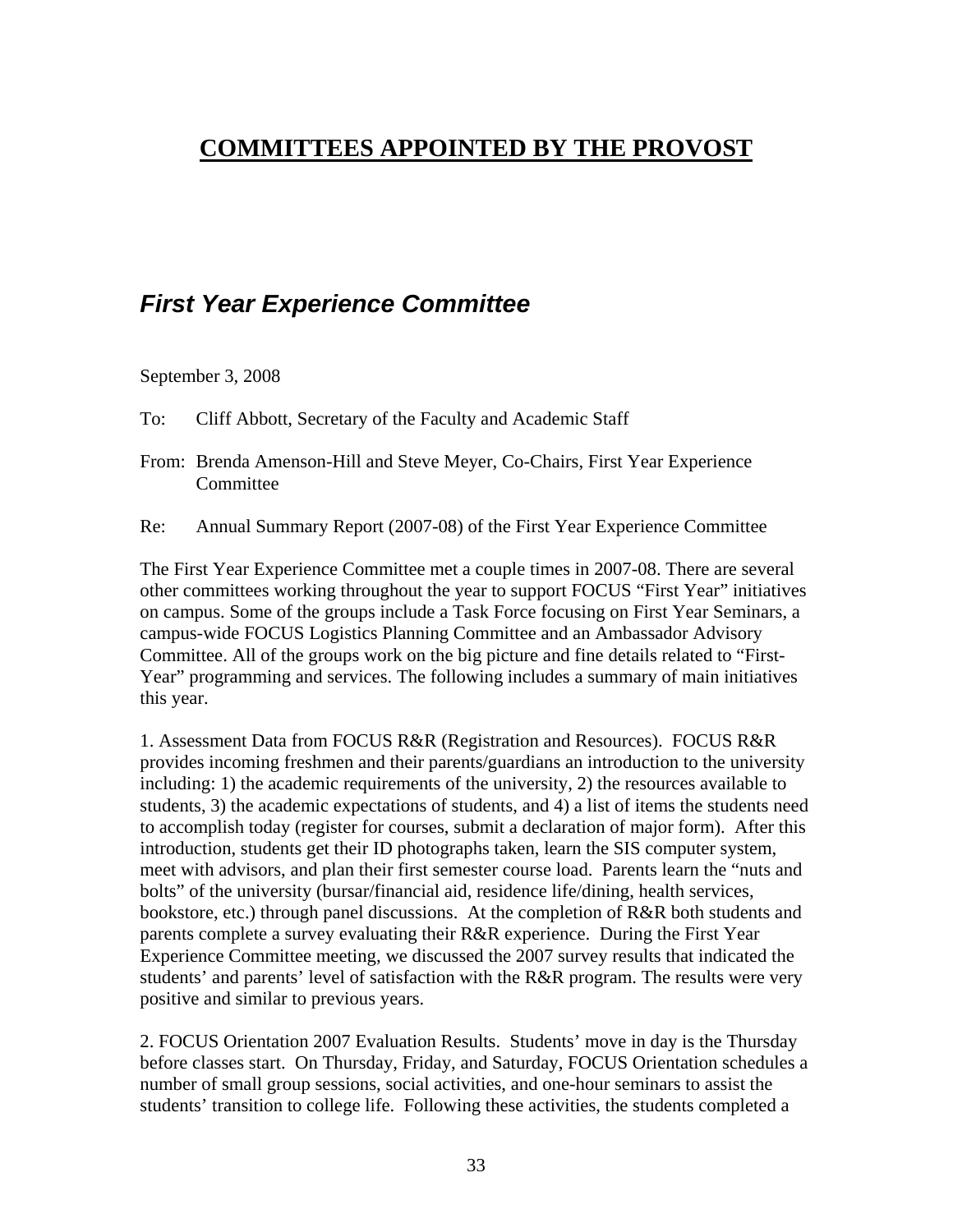# COMMITTEES APPOINTED BY THE PROVOST

## *First Year Experience Committee*

September 3, 2008

To: Cliff Abbott, Secretary of the Faculty and Academic Staff

From: Brenda Amenson-Hill and Steve Meyer, Co-Chairs, First Year Experience Committee

Re: Annual Summary Report (2007-08) of the First Year Experience Committee

The First Year Experience Committee met a couple times in 2007-08. There are several other committees working throughout the year to support FOCUS "First Year" initiatives on campus. Some of the groups include a Task Force focusing on First Year Seminars, a campus-wide FOCUS Logistics Planning Committee and an Ambassador Advisory Committee. All of the groups work on the big picture and fine details related to "First-Year" programming and services. The following includes a summary of main initiatives this year.

1. Assessment Data from FOCUS R&R (Registration and Resources). FOCUS R&R provides incoming freshmen and their parents/guardians an introduction to the university including: 1) the academic requirements of the university, 2) the resources available to students, 3) the academic expectations of students, and 4) a list of items the students need to accomplish today (register for courses, submit a declaration of major form). After this introduction, students get their ID photographs taken, learn the SIS computer system, meet with advisors, and plan their first semester course load. Parents learn the "nuts and bolts" of the university (bursar/financial aid, residence life/dining, health services, bookstore, etc.) through panel discussions. At the completion of R&R both students and parents complete a survey evaluating their R&R experience. During the First Year Experience Committee meeting, we discussed the 2007 survey results that indicated the students' and parents' level of satisfaction with the R&R program. The results were very positive and similar to previous years.

2. FOCUS Orientation 2007 Evaluation Results. Students' move in day is the Thursday before classes start. On Thursday, Friday, and Saturday, FOCUS Orientation schedules a number of small group sessions, social activities, and one-hour seminars to assist the students' transition to college life. Following these activities, the students completed a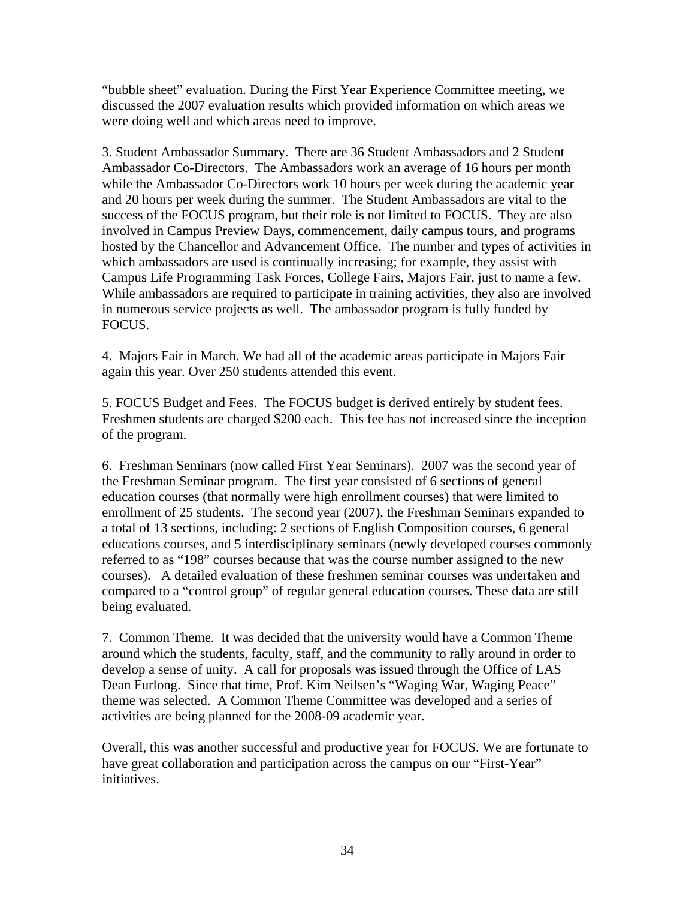"bubble sheet" evaluation. During the First Year Experience Committee meeting, we discussed the 2007 evaluation results which provided information on which areas we were doing well and which areas need to improve.

3. Student Ambassador Summary. There are 36 Student Ambassadors and 2 Student Ambassador Co-Directors. The Ambassadors work an average of 16 hours per month while the Ambassador Co-Directors work 10 hours per week during the academic year and 20 hours per week during the summer. The Student Ambassadors are vital to the success of the FOCUS program, but their role is not limited to FOCUS. They are also involved in Campus Preview Days, commencement, daily campus tours, and programs hosted by the Chancellor and Advancement Office. The number and types of activities in which ambassadors are used is continually increasing; for example, they assist with Campus Life Programming Task Forces, College Fairs, Majors Fair, just to name a few. While ambassadors are required to participate in training activities, they also are involved in numerous service projects as well. The ambassador program is fully funded by FOCUS.

4. Majors Fair in March. We had all of the academic areas participate in Majors Fair again this year. Over 250 students attended this event.

5. FOCUS Budget and Fees. The FOCUS budget is derived entirely by student fees. Freshmen students are charged $200 each. This fee has not increased since the inception of the program.

6. Freshman Seminars (now called First Year Seminars). 2007 was the second year of the Freshman Seminar program. The first year consisted of 6 sections of general education courses (that normally were high enrollment courses) that were limited to enrollment of 25 students. The second year (2007), the Freshman Seminars expanded to a total of 13 sections, including: 2 sections of English Composition courses, 6 general educations courses, and 5 interdisciplinary seminars (newly developed courses commonly referred to as "198" courses because that was the course number assigned to the new courses). A detailed evaluation of these freshmen seminar courses was undertaken and compared to a "control group" of regular general education courses. These data are still being evaluated.

7. Common Theme. It was decided that the university would have a Common Theme around which the students, faculty, staff, and the community to rally around in order to develop a sense of unity. A call for proposals was issued through the Office of LAS Dean Furlong. Since that time, Prof. Kim Neilsen's "Waging War, Waging Peace" theme was selected. A Common Theme Committee was developed and a series of activities are being planned for the 2008-09 academic year.

Overall, this was another successful and productive year for FOCUS. We are fortunate to have great collaboration and participation across the campus on our "First-Year" initiatives.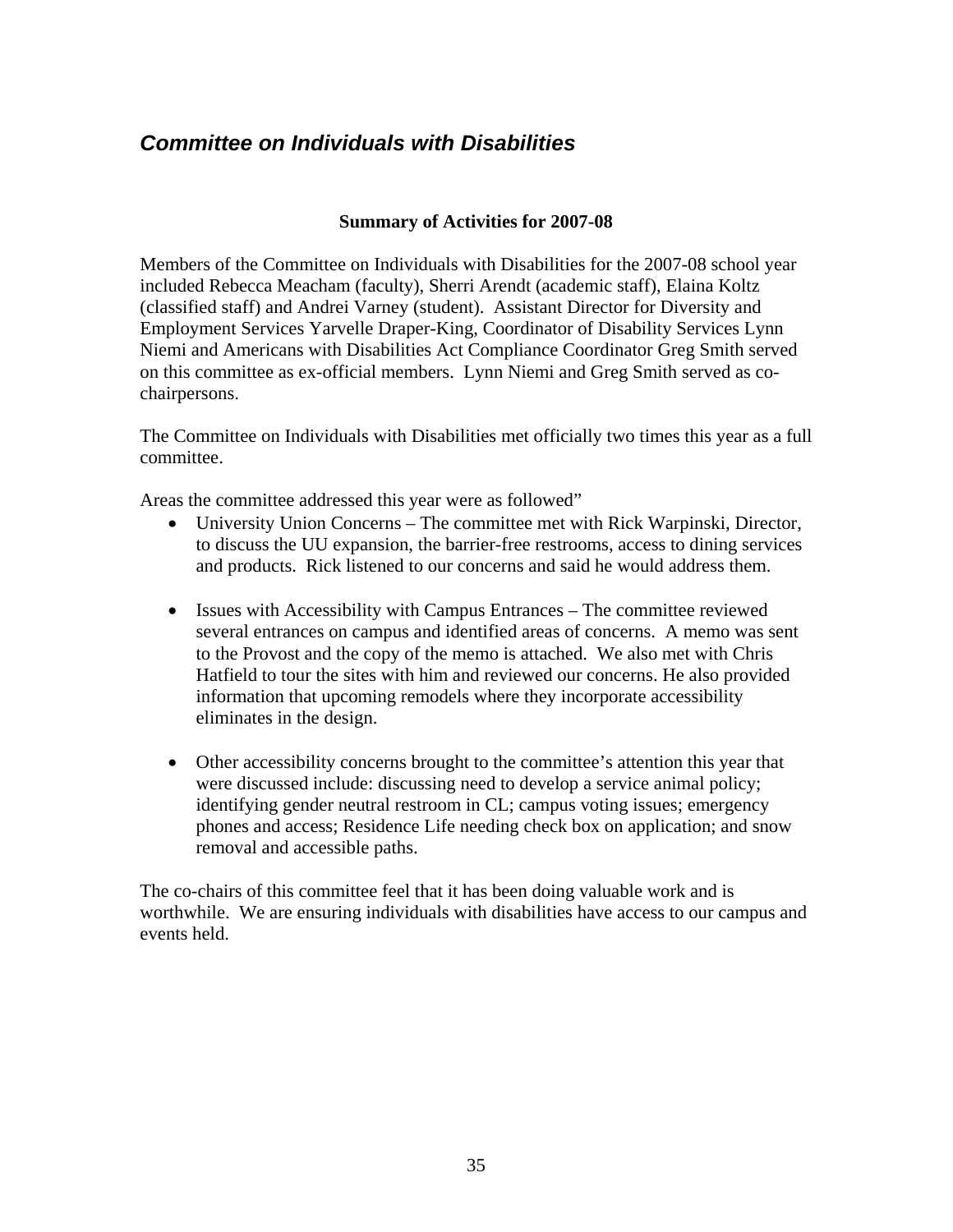## *Committee on Individuals with Disabilities*

**Summary of Activities for 2007-08**

Members of the Committee on Individuals with Disabilities for the 2007-08 school year included Rebecca Meacham (faculty), Sherri Arendt (academic staff), Elaina Koltz (classified staff) and Andrei Varney (student). Assistant Director for Diversity and Employment Services Yarvelle Draper-King, Coordinator of Disability Services Lynn Niemi and Americans with Disabilities Act Compliance Coordinator Greg Smith served on this committee as ex-official members. Lynn Niemi and Greg Smith served as co-chairpersons.

The Committee on Individuals with Disabilities met officially two times this year as a full committee.

Areas the committee addressed this year were as followed"

- University Union Concerns – The committee met with Rick Warpinski, Director, to discuss the UU expansion, the barrier-free restrooms, access to dining services and products. Rick listened to our concerns and said he would address them.

- Issues with Accessibility with Campus Entrances – The committee reviewed several entrances on campus and identified areas of concerns. A memo was sent to the Provost and the copy of the memo is attached. We also met with Chris Hatfield to tour the sites with him and reviewed our concerns. He also provided information that upcoming remodels where they incorporate accessibility eliminates in the design.

- Other accessibility concerns brought to the committee's attention this year that were discussed include: discussing need to develop a service animal policy; identifying gender neutral restroom in CL; campus voting issues; emergency phones and access; Residence Life needing check box on application; and snow removal and accessible paths.

The co-chairs of this committee feel that it has been doing valuable work and is worthwhile. We are ensuring individuals with disabilities have access to our campus and events held.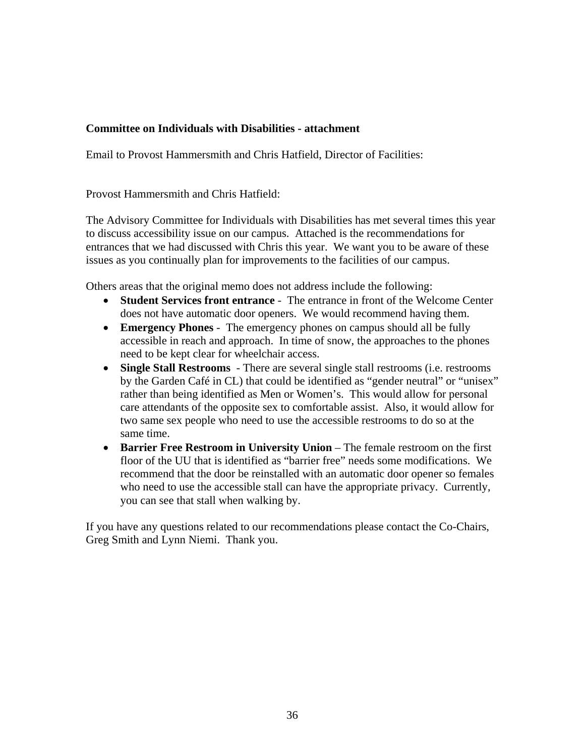**Committee on Individuals with Disabilities - attachment**

Email to Provost Hammersmith and Chris Hatfield, Director of Facilities:

Provost Hammersmith and Chris Hatfield:

The Advisory Committee for Individuals with Disabilities has met several times this year to discuss accessibility issue on our campus. Attached is the recommendations for entrances that we had discussed with Chris this year. We want you to be aware of these issues as you continually plan for improvements to the facilities of our campus.

Others areas that the original memo does not address include the following:

- **Student Services front entrance** - The entrance in front of the Welcome Center does not have automatic door openers. We would recommend having them.
- **Emergency Phones** - The emergency phones on campus should all be fully accessible in reach and approach. In time of snow, the approaches to the phones need to be kept clear for wheelchair access.
- **Single Stall Restrooms** - There are several single stall restrooms (i.e. restrooms by the Garden Café in CL) that could be identified as "gender neutral" or "unisex" rather than being identified as Men or Women's. This would allow for personal care attendants of the opposite sex to comfortable assist. Also, it would allow for two same sex people who need to use the accessible restrooms to do so at the same time.
- **Barrier Free Restroom in University Union** – The female restroom on the first floor of the UU that is identified as "barrier free" needs some modifications. We recommend that the door be reinstalled with an automatic door opener so females who need to use the accessible stall can have the appropriate privacy. Currently, you can see that stall when walking by.

If you have any questions related to our recommendations please contact the Co-Chairs, Greg Smith and Lynn Niemi. Thank you.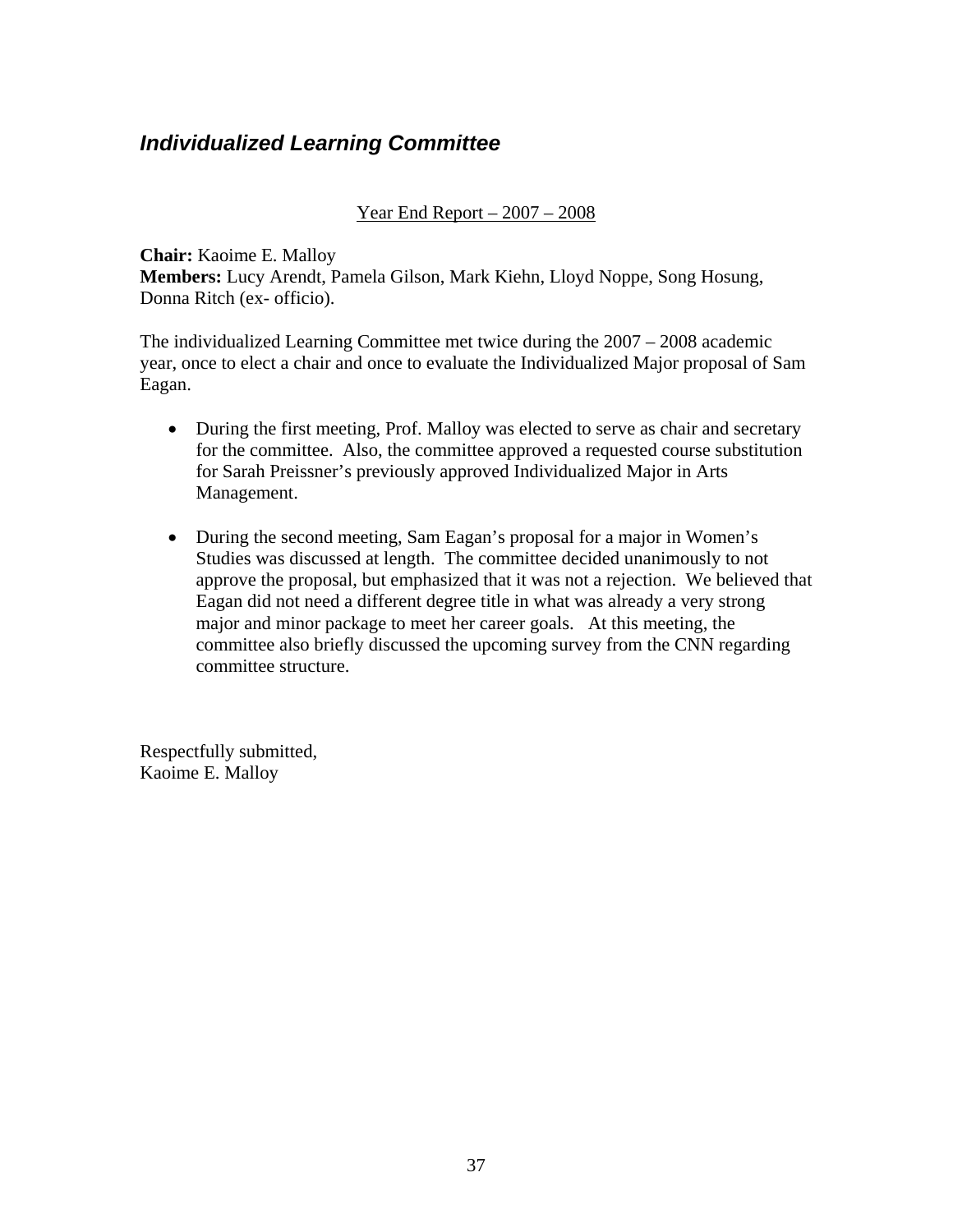## *Individualized Learning Committee*

<u>Year End Report – 2007 – 2008</u>

**Chair:** Kaoime E. Malloy
**Members:** Lucy Arendt, Pamela Gilson, Mark Kiehn, Lloyd Noppe, Song Hosung, Donna Ritch (ex- officio).

The individualized Learning Committee met twice during the 2007 – 2008 academic year, once to elect a chair and once to evaluate the Individualized Major proposal of Sam Eagan.

- During the first meeting, Prof. Malloy was elected to serve as chair and secretary for the committee. Also, the committee approved a requested course substitution for Sarah Preissner's previously approved Individualized Major in Arts Management.

- During the second meeting, Sam Eagan's proposal for a major in Women's Studies was discussed at length. The committee decided unanimously to not approve the proposal, but emphasized that it was not a rejection. We believed that Eagan did not need a different degree title in what was already a very strong major and minor package to meet her career goals. At this meeting, the committee also briefly discussed the upcoming survey from the CNN regarding committee structure.

Respectfully submitted,
Kaoime E. Malloy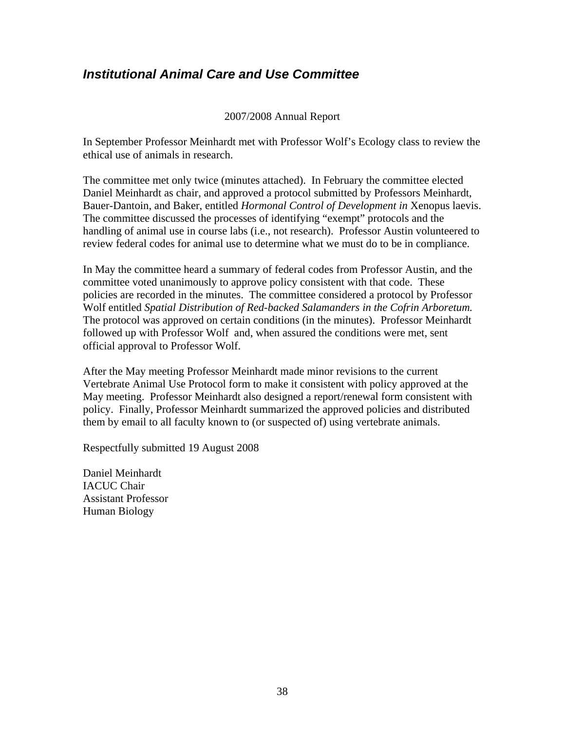## *Institutional Animal Care and Use Committee*

2007/2008 Annual Report

In September Professor Meinhardt met with Professor Wolf's Ecology class to review the ethical use of animals in research.

The committee met only twice (minutes attached). In February the committee elected Daniel Meinhardt as chair, and approved a protocol submitted by Professors Meinhardt, Bauer-Dantoin, and Baker, entitled *Hormonal Control of Development in* Xenopus laevis. The committee discussed the processes of identifying "exempt" protocols and the handling of animal use in course labs (i.e., not research). Professor Austin volunteered to review federal codes for animal use to determine what we must do to be in compliance.

In May the committee heard a summary of federal codes from Professor Austin, and the committee voted unanimously to approve policy consistent with that code. These policies are recorded in the minutes. The committee considered a protocol by Professor Wolf entitled *Spatial Distribution of Red-backed Salamanders in the Cofrin Arboretum.* The protocol was approved on certain conditions (in the minutes). Professor Meinhardt followed up with Professor Wolf and, when assured the conditions were met, sent official approval to Professor Wolf.

After the May meeting Professor Meinhardt made minor revisions to the current Vertebrate Animal Use Protocol form to make it consistent with policy approved at the May meeting. Professor Meinhardt also designed a report/renewal form consistent with policy. Finally, Professor Meinhardt summarized the approved policies and distributed them by email to all faculty known to (or suspected of) using vertebrate animals.

Respectfully submitted 19 August 2008

Daniel Meinhardt
IACUC Chair
Assistant Professor
Human Biology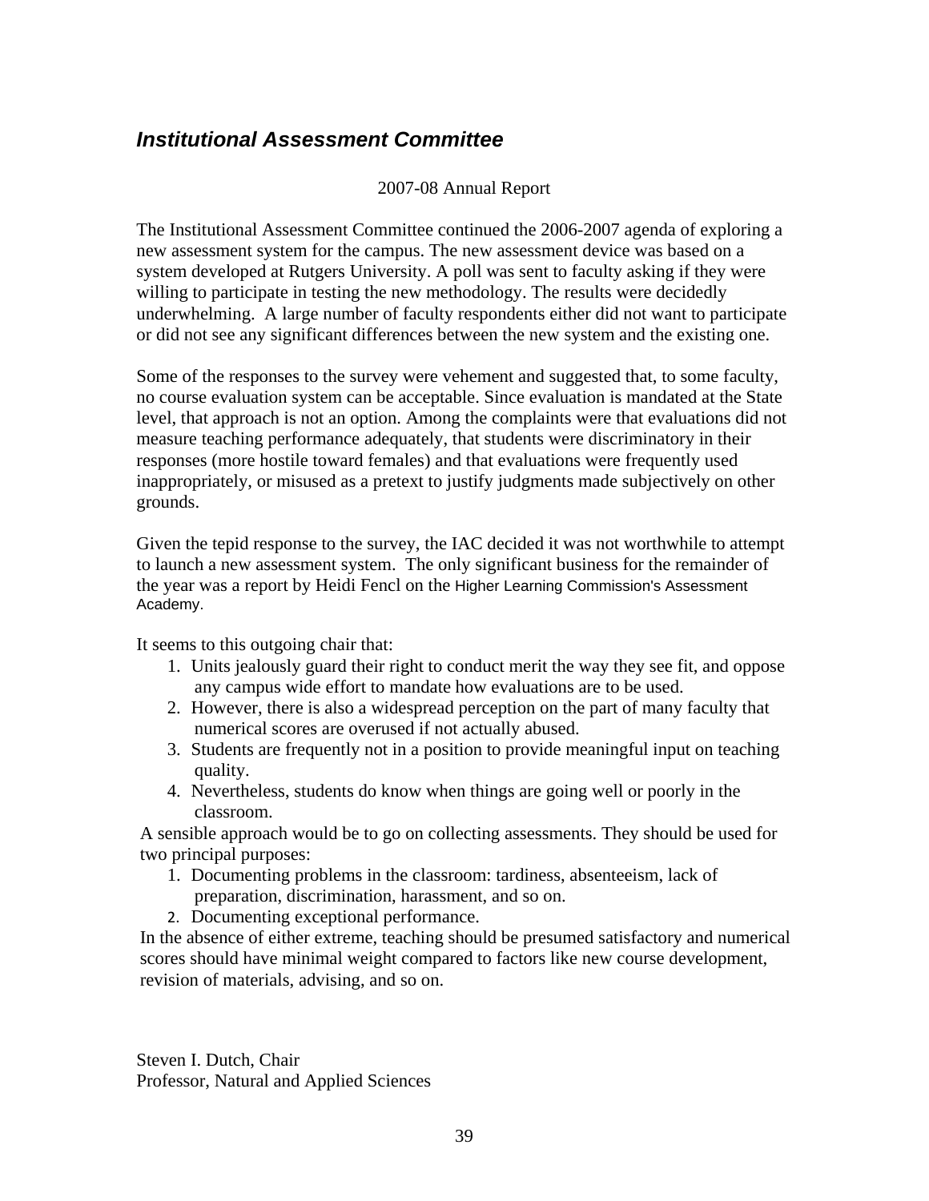## *Institutional Assessment Committee*

2007-08 Annual Report

The Institutional Assessment Committee continued the 2006-2007 agenda of exploring a new assessment system for the campus. The new assessment device was based on a system developed at Rutgers University. A poll was sent to faculty asking if they were willing to participate in testing the new methodology. The results were decidedly underwhelming. A large number of faculty respondents either did not want to participate or did not see any significant differences between the new system and the existing one.

Some of the responses to the survey were vehement and suggested that, to some faculty, no course evaluation system can be acceptable. Since evaluation is mandated at the State level, that approach is not an option. Among the complaints were that evaluations did not measure teaching performance adequately, that students were discriminatory in their responses (more hostile toward females) and that evaluations were frequently used inappropriately, or misused as a pretext to justify judgments made subjectively on other grounds.

Given the tepid response to the survey, the IAC decided it was not worthwhile to attempt to launch a new assessment system. The only significant business for the remainder of the year was a report by Heidi Fencl on the Higher Learning Commission's Assessment Academy.

It seems to this outgoing chair that:

1. Units jealously guard their right to conduct merit the way they see fit, and oppose any campus wide effort to mandate how evaluations are to be used.
2. However, there is also a widespread perception on the part of many faculty that numerical scores are overused if not actually abused.
3. Students are frequently not in a position to provide meaningful input on teaching quality.
4. Nevertheless, students do know when things are going well or poorly in the classroom.

A sensible approach would be to go on collecting assessments. They should be used for two principal purposes:

1. Documenting problems in the classroom: tardiness, absenteeism, lack of preparation, discrimination, harassment, and so on.
2. Documenting exceptional performance.

In the absence of either extreme, teaching should be presumed satisfactory and numerical scores should have minimal weight compared to factors like new course development, revision of materials, advising, and so on.

Steven I. Dutch, Chair
Professor, Natural and Applied Sciences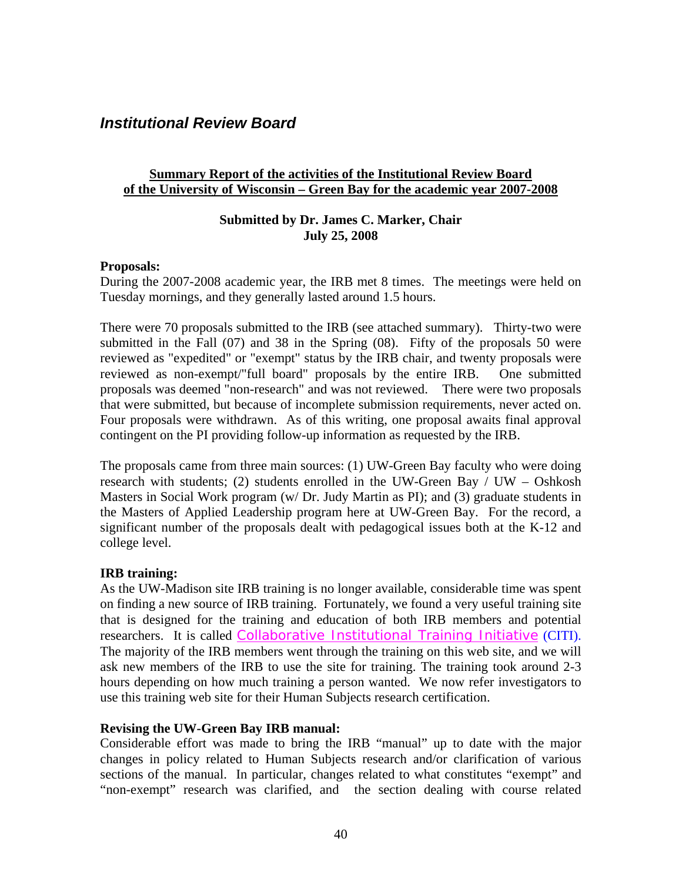## *Institutional Review Board*

**Summary Report of the activities of the Institutional Review Board of the University of Wisconsin – Green Bay for the academic year 2007-2008**

**Submitted by Dr. James C. Marker, Chair**
**July 25, 2008**

**Proposals:**
During the 2007-2008 academic year, the IRB met 8 times. The meetings were held on Tuesday mornings, and they generally lasted around 1.5 hours.

There were 70 proposals submitted to the IRB (see attached summary). Thirty-two were submitted in the Fall (07) and 38 in the Spring (08). Fifty of the proposals 50 were reviewed as "expedited" or "exempt" status by the IRB chair, and twenty proposals were reviewed as non-exempt/"full board" proposals by the entire IRB. One submitted proposals was deemed "non-research" and was not reviewed. There were two proposals that were submitted, but because of incomplete submission requirements, never acted on. Four proposals were withdrawn. As of this writing, one proposal awaits final approval contingent on the PI providing follow-up information as requested by the IRB.

The proposals came from three main sources: (1) UW-Green Bay faculty who were doing research with students; (2) students enrolled in the UW-Green Bay / UW – Oshkosh Masters in Social Work program (w/ Dr. Judy Martin as PI); and (3) graduate students in the Masters of Applied Leadership program here at UW-Green Bay. For the record, a significant number of the proposals dealt with pedagogical issues both at the K-12 and college level.

**IRB training:**
As the UW-Madison site IRB training is no longer available, considerable time was spent on finding a new source of IRB training. Fortunately, we found a very useful training site that is designed for the training and education of both IRB members and potential researchers. It is called Collaborative Institutional Training Initiative (CITI). The majority of the IRB members went through the training on this web site, and we will ask new members of the IRB to use the site for training. The training took around 2-3 hours depending on how much training a person wanted. We now refer investigators to use this training web site for their Human Subjects research certification.

**Revising the UW-Green Bay IRB manual:**
Considerable effort was made to bring the IRB "manual" up to date with the major changes in policy related to Human Subjects research and/or clarification of various sections of the manual. In particular, changes related to what constitutes "exempt" and "non-exempt" research was clarified, and the section dealing with course related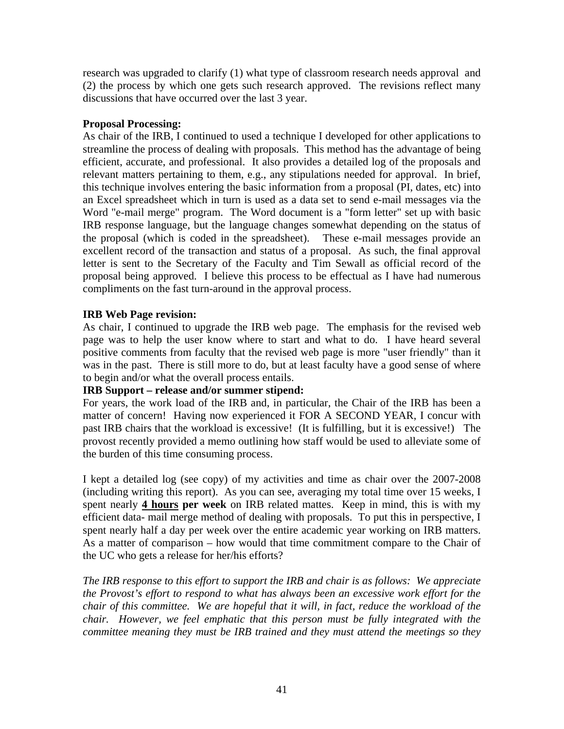research was upgraded to clarify (1) what type of classroom research needs approval and (2) the process by which one gets such research approved. The revisions reflect many discussions that have occurred over the last 3 year.

**Proposal Processing:**
As chair of the IRB, I continued to used a technique I developed for other applications to streamline the process of dealing with proposals. This method has the advantage of being efficient, accurate, and professional. It also provides a detailed log of the proposals and relevant matters pertaining to them, e.g., any stipulations needed for approval. In brief, this technique involves entering the basic information from a proposal (PI, dates, etc) into an Excel spreadsheet which in turn is used as a data set to send e-mail messages via the Word "e-mail merge" program. The Word document is a "form letter" set up with basic IRB response language, but the language changes somewhat depending on the status of the proposal (which is coded in the spreadsheet). These e-mail messages provide an excellent record of the transaction and status of a proposal. As such, the final approval letter is sent to the Secretary of the Faculty and Tim Sewall as official record of the proposal being approved. I believe this process to be effectual as I have had numerous compliments on the fast turn-around in the approval process.

**IRB Web Page revision:**
As chair, I continued to upgrade the IRB web page. The emphasis for the revised web page was to help the user know where to start and what to do. I have heard several positive comments from faculty that the revised web page is more "user friendly" than it was in the past. There is still more to do, but at least faculty have a good sense of where to begin and/or what the overall process entails.

**IRB Support – release and/or summer stipend:**
For years, the work load of the IRB and, in particular, the Chair of the IRB has been a matter of concern! Having now experienced it FOR A SECOND YEAR, I concur with past IRB chairs that the workload is excessive! (It is fulfilling, but it is excessive!) The provost recently provided a memo outlining how staff would be used to alleviate some of the burden of this time consuming process.

I kept a detailed log (see copy) of my activities and time as chair over the 2007-2008 (including writing this report). As you can see, averaging my total time over 15 weeks, I spent nearly **4 hours per week** on IRB related mattes. Keep in mind, this is with my efficient data- mail merge method of dealing with proposals. To put this in perspective, I spent nearly half a day per week over the entire academic year working on IRB matters. As a matter of comparison – how would that time commitment compare to the Chair of the UC who gets a release for her/his efforts?

*The IRB response to this effort to support the IRB and chair is as follows: We appreciate the Provost's effort to respond to what has always been an excessive work effort for the chair of this committee. We are hopeful that it will, in fact, reduce the workload of the chair. However, we feel emphatic that this person must be fully integrated with the committee meaning they must be IRB trained and they must attend the meetings so they*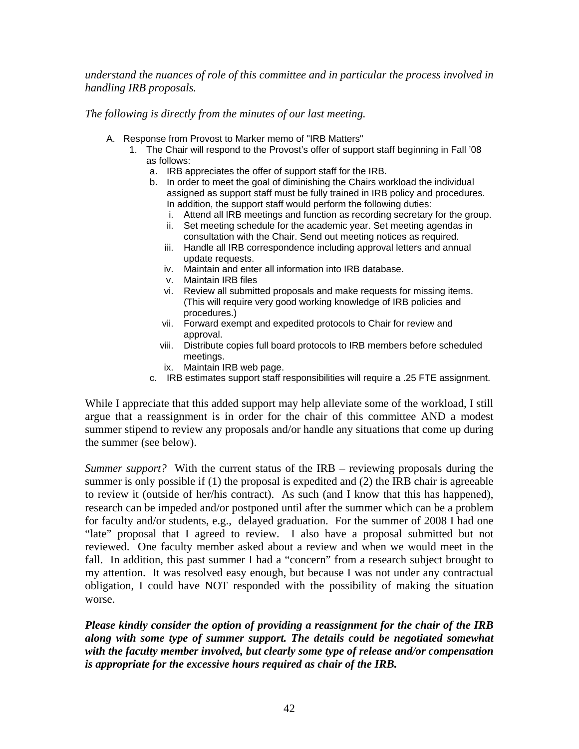*understand the nuances of role of this committee and in particular the process involved in handling IRB proposals.*

*The following is directly from the minutes of our last meeting.*

A. Response from Provost to Marker memo of "IRB Matters"
   1. The Chair will respond to the Provost's offer of support staff beginning in Fall '08 as follows:
      a. IRB appreciates the offer of support staff for the IRB.
      b. In order to meet the goal of diminishing the Chairs workload the individual assigned as support staff must be fully trained in IRB policy and procedures. In addition, the support staff would perform the following duties:
         i. Attend all IRB meetings and function as recording secretary for the group.
         ii. Set meeting schedule for the academic year. Set meeting agendas in consultation with the Chair. Send out meeting notices as required.
         iii. Handle all IRB correspondence including approval letters and annual update requests.
         iv. Maintain and enter all information into IRB database.
         v. Maintain IRB files
         vi. Review all submitted proposals and make requests for missing items. (This will require very good working knowledge of IRB policies and procedures.)
         vii. Forward exempt and expedited protocols to Chair for review and approval.
         viii. Distribute copies full board protocols to IRB members before scheduled meetings.
         ix. Maintain IRB web page.
      c. IRB estimates support staff responsibilities will require a .25 FTE assignment.

While I appreciate that this added support may help alleviate some of the workload, I still argue that a reassignment is in order for the chair of this committee AND a modest summer stipend to review any proposals and/or handle any situations that come up during the summer (see below).

*Summer support?* With the current status of the IRB – reviewing proposals during the summer is only possible if (1) the proposal is expedited and (2) the IRB chair is agreeable to review it (outside of her/his contract). As such (and I know that this has happened), research can be impeded and/or postponed until after the summer which can be a problem for faculty and/or students, e.g., delayed graduation. For the summer of 2008 I had one "late" proposal that I agreed to review. I also have a proposal submitted but not reviewed. One faculty member asked about a review and when we would meet in the fall. In addition, this past summer I had a "concern" from a research subject brought to my attention. It was resolved easy enough, but because I was not under any contractual obligation, I could have NOT responded with the possibility of making the situation worse.

***Please kindly consider the option of providing a reassignment for the chair of the IRB along with some type of summer support. The details could be negotiated somewhat with the faculty member involved, but clearly some type of release and/or compensation is appropriate for the excessive hours required as chair of the IRB.***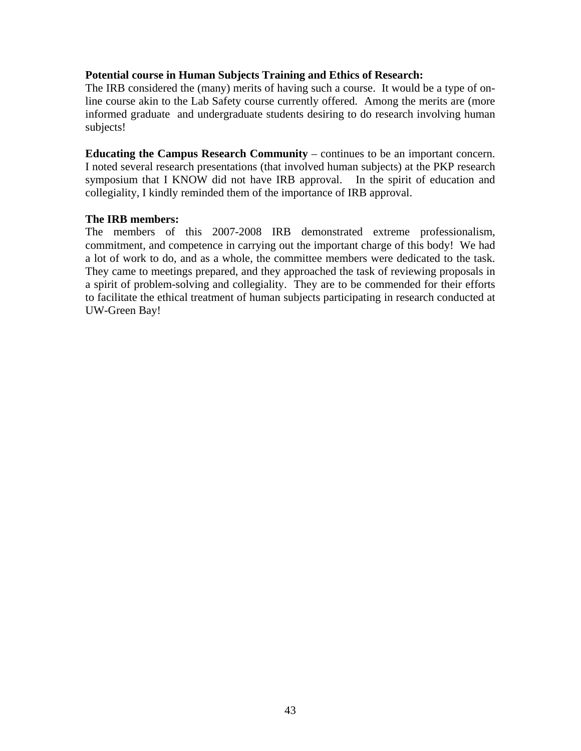**Potential course in Human Subjects Training and Ethics of Research:**
The IRB considered the (many) merits of having such a course. It would be a type of on-line course akin to the Lab Safety course currently offered. Among the merits are (more informed graduate and undergraduate students desiring to do research involving human subjects!

**Educating the Campus Research Community** – continues to be an important concern. I noted several research presentations (that involved human subjects) at the PKP research symposium that I KNOW did not have IRB approval. In the spirit of education and collegiality, I kindly reminded them of the importance of IRB approval.

**The IRB members:**
The members of this 2007-2008 IRB demonstrated extreme professionalism, commitment, and competence in carrying out the important charge of this body! We had a lot of work to do, and as a whole, the committee members were dedicated to the task. They came to meetings prepared, and they approached the task of reviewing proposals in a spirit of problem-solving and collegiality. They are to be commended for their efforts to facilitate the ethical treatment of human subjects participating in research conducted at UW-Green Bay!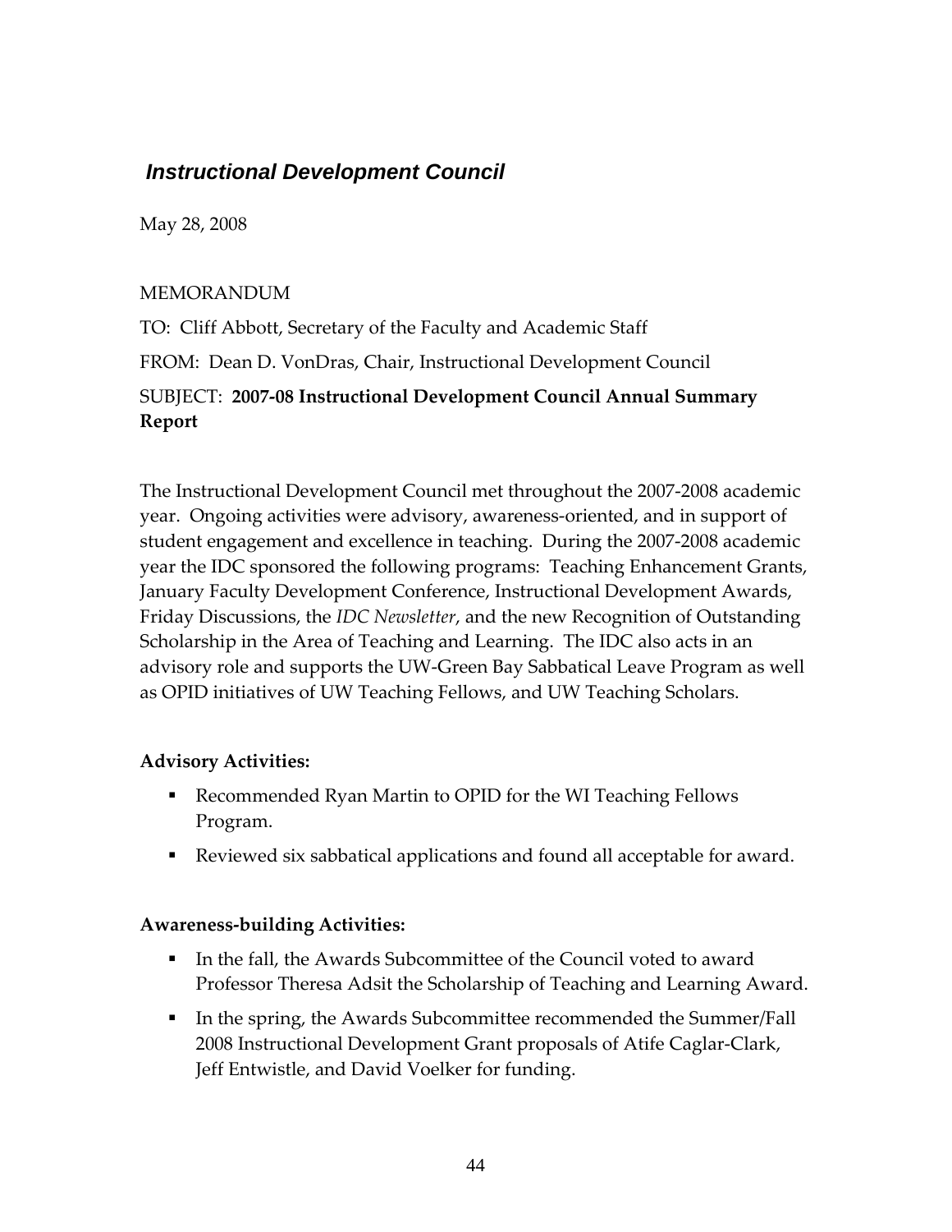## *Instructional Development Council*

May 28, 2008

MEMORANDUM

TO: Cliff Abbott, Secretary of the Faculty and Academic Staff

FROM: Dean D. VonDras, Chair, Instructional Development Council

SUBJECT: **2007-08 Instructional Development Council Annual Summary Report**

The Instructional Development Council met throughout the 2007-2008 academic year. Ongoing activities were advisory, awareness-oriented, and in support of student engagement and excellence in teaching. During the 2007-2008 academic year the IDC sponsored the following programs: Teaching Enhancement Grants, January Faculty Development Conference, Instructional Development Awards, Friday Discussions, the *IDC Newsletter*, and the new Recognition of Outstanding Scholarship in the Area of Teaching and Learning. The IDC also acts in an advisory role and supports the UW-Green Bay Sabbatical Leave Program as well as OPID initiatives of UW Teaching Fellows, and UW Teaching Scholars.

**Advisory Activities:**

- Recommended Ryan Martin to OPID for the WI Teaching Fellows Program.
- Reviewed six sabbatical applications and found all acceptable for award.

**Awareness-building Activities:**

- In the fall, the Awards Subcommittee of the Council voted to award Professor Theresa Adsit the Scholarship of Teaching and Learning Award.
- In the spring, the Awards Subcommittee recommended the Summer/Fall 2008 Instructional Development Grant proposals of Atife Caglar-Clark, Jeff Entwistle, and David Voelker for funding.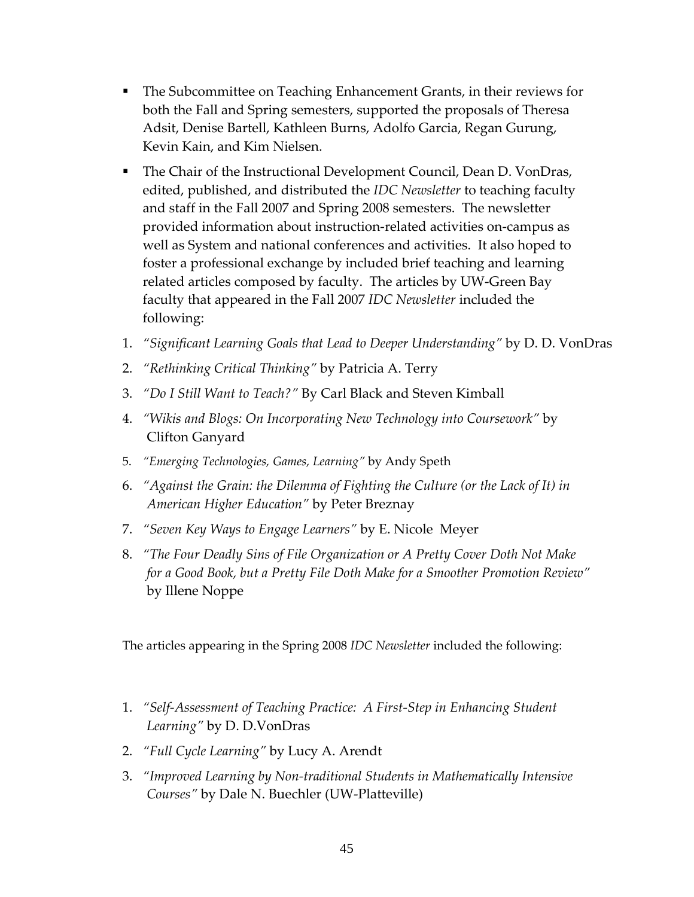- The Subcommittee on Teaching Enhancement Grants, in their reviews for both the Fall and Spring semesters, supported the proposals of Theresa Adsit, Denise Bartell, Kathleen Burns, Adolfo Garcia, Regan Gurung, Kevin Kain, and Kim Nielsen.
- The Chair of the Instructional Development Council, Dean D. VonDras, edited, published, and distributed the *IDC Newsletter* to teaching faculty and staff in the Fall 2007 and Spring 2008 semesters. The newsletter provided information about instruction-related activities on-campus as well as System and national conferences and activities. It also hoped to foster a professional exchange by included brief teaching and learning related articles composed by faculty. The articles by UW-Green Bay faculty that appeared in the Fall 2007 *IDC Newsletter* included the following:

1. *"Significant Learning Goals that Lead to Deeper Understanding"* by D. D. VonDras
2. *"Rethinking Critical Thinking"* by Patricia A. Terry
3. *"Do I Still Want to Teach?"* By Carl Black and Steven Kimball
4. *"Wikis and Blogs: On Incorporating New Technology into Coursework"* by Clifton Ganyard
5. *"Emerging Technologies, Games, Learning"* by Andy Speth
6. *"Against the Grain: the Dilemma of Fighting the Culture (or the Lack of It) in American Higher Education"* by Peter Breznay
7. *"Seven Key Ways to Engage Learners"* by E. Nicole Meyer
8. *"The Four Deadly Sins of File Organization or A Pretty Cover Doth Not Make for a Good Book, but a Pretty File Doth Make for a Smoother Promotion Review"* by Illene Noppe

The articles appearing in the Spring 2008 *IDC Newsletter* included the following:

1. *"Self-Assessment of Teaching Practice: A First-Step in Enhancing Student Learning"* by D. D.VonDras
2. *"Full Cycle Learning"* by Lucy A. Arendt
3. *"Improved Learning by Non-traditional Students in Mathematically Intensive Courses"* by Dale N. Buechler (UW-Platteville)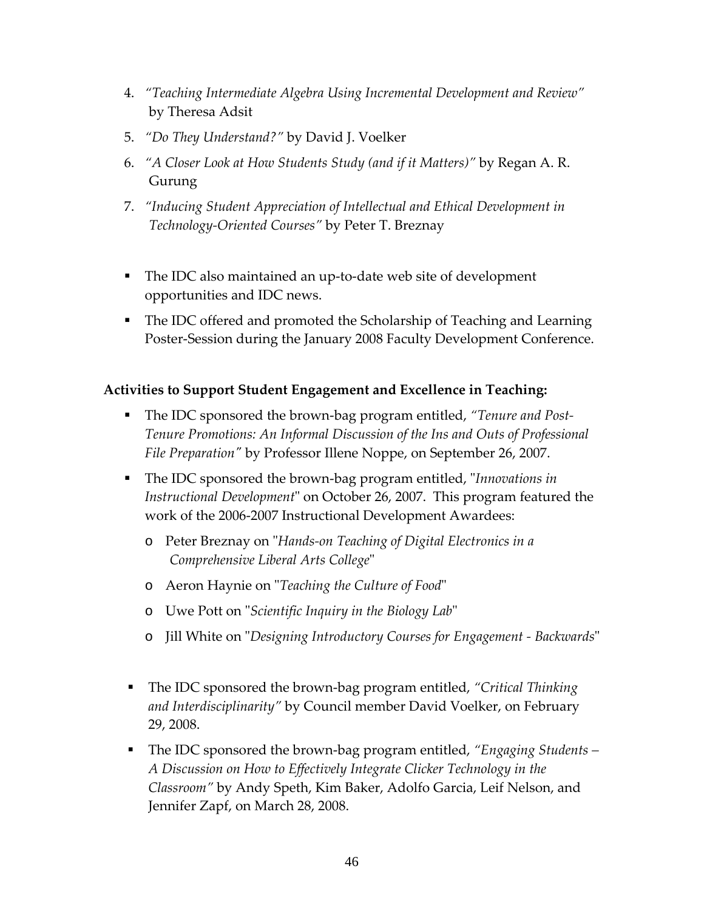4. *"Teaching Intermediate Algebra Using Incremental Development and Review"* by Theresa Adsit
5. *"Do They Understand?"* by David J. Voelker
6. *"A Closer Look at How Students Study (and if it Matters)"* by Regan A. R. Gurung
7. *"Inducing Student Appreciation of Intellectual and Ethical Development in Technology-Oriented Courses"* by Peter T. Breznay

- The IDC also maintained an up-to-date web site of development opportunities and IDC news.
- The IDC offered and promoted the Scholarship of Teaching and Learning Poster-Session during the January 2008 Faculty Development Conference.

**Activities to Support Student Engagement and Excellence in Teaching:**

- The IDC sponsored the brown-bag program entitled, *"Tenure and Post-Tenure Promotions: An Informal Discussion of the Ins and Outs of Professional File Preparation"* by Professor Illene Noppe, on September 26, 2007.
- The IDC sponsored the brown-bag program entitled, "*Innovations in Instructional Development*" on October 26, 2007. This program featured the work of the 2006-2007 Instructional Development Awardees:
  - Peter Breznay on "*Hands-on Teaching of Digital Electronics in a Comprehensive Liberal Arts College*"
  - Aeron Haynie on "*Teaching the Culture of Food*"
  - Uwe Pott on "*Scientific Inquiry in the Biology Lab*"
  - Jill White on "*Designing Introductory Courses for Engagement - Backwards*"

- The IDC sponsored the brown-bag program entitled, *"Critical Thinking and Interdisciplinarity"* by Council member David Voelker, on February 29, 2008.
- The IDC sponsored the brown-bag program entitled, *"Engaging Students – A Discussion on How to Effectively Integrate Clicker Technology in the Classroom"* by Andy Speth, Kim Baker, Adolfo Garcia, Leif Nelson, and Jennifer Zapf, on March 28, 2008.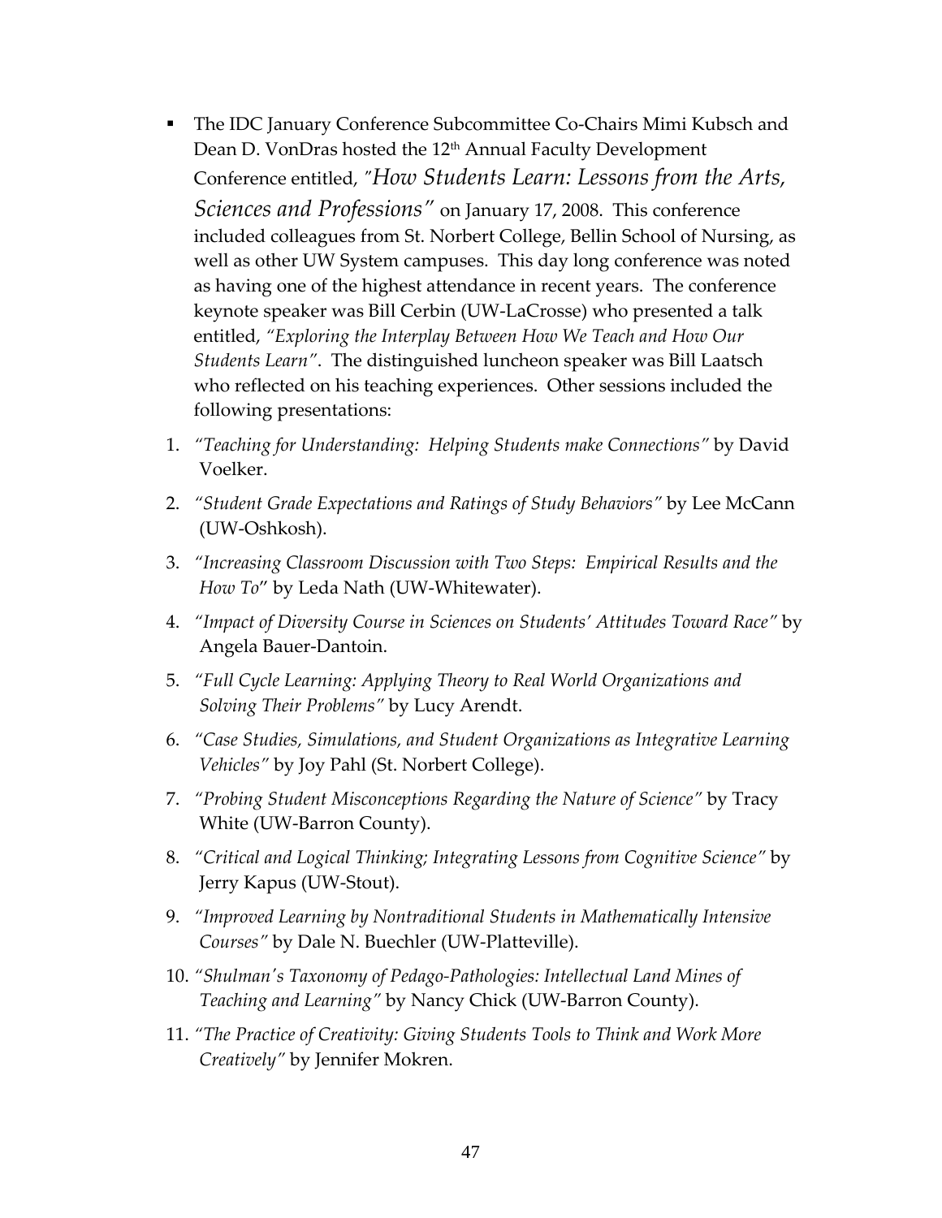- The IDC January Conference Subcommittee Co-Chairs Mimi Kubsch and Dean D. VonDras hosted the 12th Annual Faculty Development Conference entitled, *"How Students Learn: Lessons from the Arts, Sciences and Professions"* on January 17, 2008. This conference included colleagues from St. Norbert College, Bellin School of Nursing, as well as other UW System campuses. This day long conference was noted as having one of the highest attendance in recent years. The conference keynote speaker was Bill Cerbin (UW-LaCrosse) who presented a talk entitled, *"Exploring the Interplay Between How We Teach and How Our Students Learn"*. The distinguished luncheon speaker was Bill Laatsch who reflected on his teaching experiences. Other sessions included the following presentations:

1. *"Teaching for Understanding: Helping Students make Connections"* by David Voelker.
2. *"Student Grade Expectations and Ratings of Study Behaviors"* by Lee McCann (UW-Oshkosh).
3. *"Increasing Classroom Discussion with Two Steps: Empirical Results and the How To*" by Leda Nath (UW-Whitewater).
4. *"Impact of Diversity Course in Sciences on Students' Attitudes Toward Race"* by Angela Bauer-Dantoin.
5. *"Full Cycle Learning: Applying Theory to Real World Organizations and Solving Their Problems"* by Lucy Arendt.
6. *"Case Studies, Simulations, and Student Organizations as Integrative Learning Vehicles"* by Joy Pahl (St. Norbert College).
7. *"Probing Student Misconceptions Regarding the Nature of Science"* by Tracy White (UW-Barron County).
8. *"Critical and Logical Thinking; Integrating Lessons from Cognitive Science"* by Jerry Kapus (UW-Stout).
9. *"Improved Learning by Nontraditional Students in Mathematically Intensive Courses"* by Dale N. Buechler (UW-Platteville).
10. *"Shulman's Taxonomy of Pedago-Pathologies: Intellectual Land Mines of Teaching and Learning"* by Nancy Chick (UW-Barron County).
11. *"The Practice of Creativity: Giving Students Tools to Think and Work More Creatively"* by Jennifer Mokren.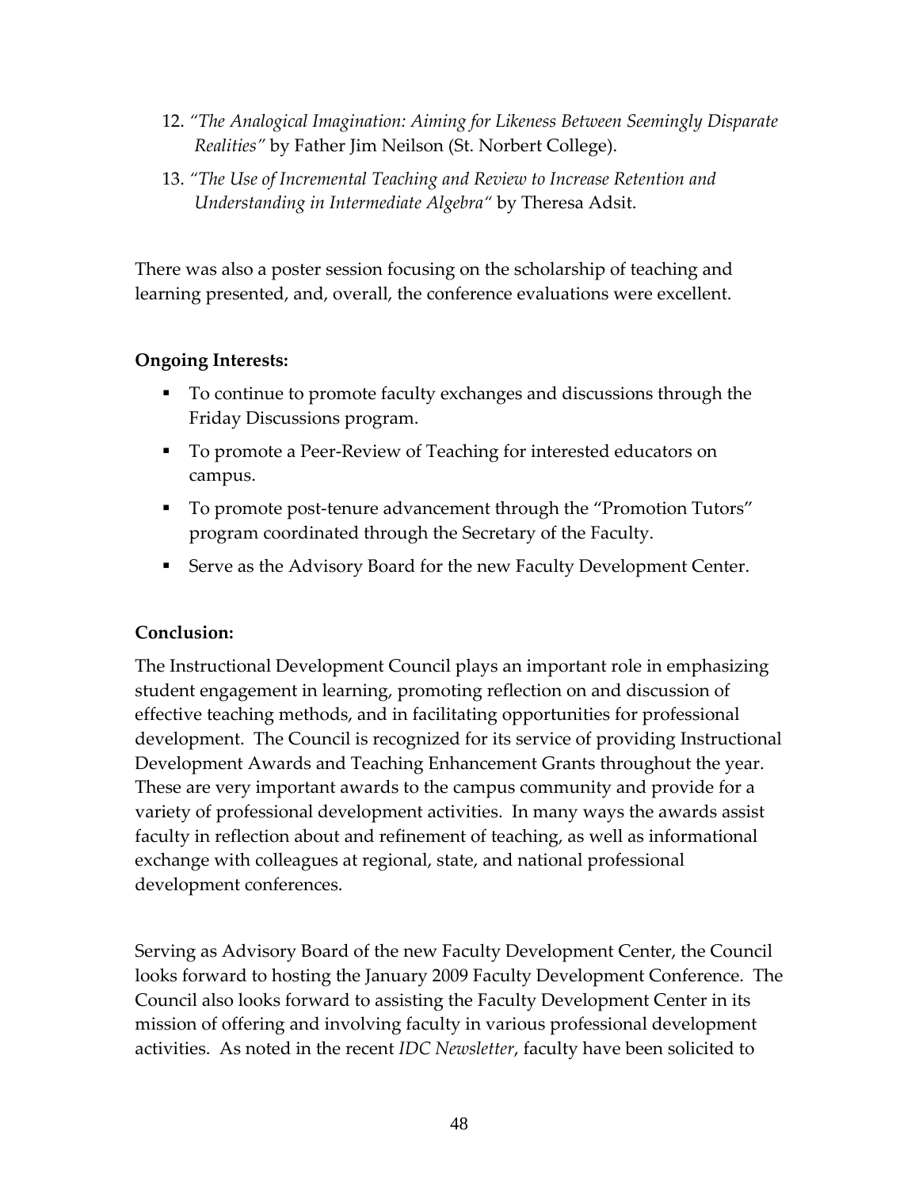12. *"The Analogical Imagination: Aiming for Likeness Between Seemingly Disparate Realities"* by Father Jim Neilson (St. Norbert College).
13. *"The Use of Incremental Teaching and Review to Increase Retention and Understanding in Intermediate Algebra"* by Theresa Adsit.

There was also a poster session focusing on the scholarship of teaching and learning presented, and, overall, the conference evaluations were excellent.

**Ongoing Interests:**

- To continue to promote faculty exchanges and discussions through the Friday Discussions program.
- To promote a Peer-Review of Teaching for interested educators on campus.
- To promote post-tenure advancement through the "Promotion Tutors" program coordinated through the Secretary of the Faculty.
- Serve as the Advisory Board for the new Faculty Development Center.

**Conclusion:**

The Instructional Development Council plays an important role in emphasizing student engagement in learning, promoting reflection on and discussion of effective teaching methods, and in facilitating opportunities for professional development. The Council is recognized for its service of providing Instructional Development Awards and Teaching Enhancement Grants throughout the year. These are very important awards to the campus community and provide for a variety of professional development activities. In many ways the awards assist faculty in reflection about and refinement of teaching, as well as informational exchange with colleagues at regional, state, and national professional development conferences.

Serving as Advisory Board of the new Faculty Development Center, the Council looks forward to hosting the January 2009 Faculty Development Conference. The Council also looks forward to assisting the Faculty Development Center in its mission of offering and involving faculty in various professional development activities. As noted in the recent *IDC Newsletter*, faculty have been solicited to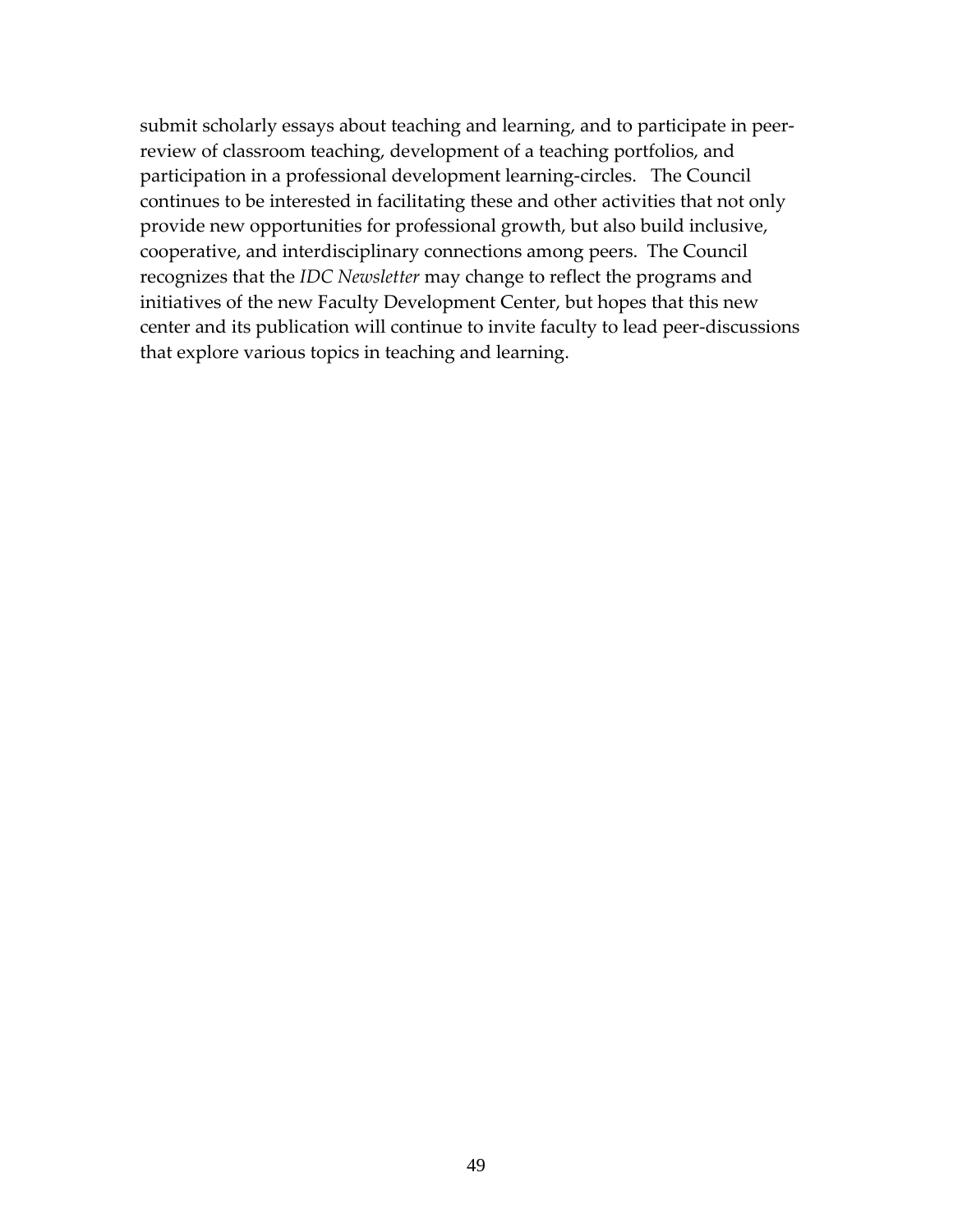submit scholarly essays about teaching and learning, and to participate in peer-review of classroom teaching, development of a teaching portfolios, and participation in a professional development learning-circles. The Council continues to be interested in facilitating these and other activities that not only provide new opportunities for professional growth, but also build inclusive, cooperative, and interdisciplinary connections among peers. The Council recognizes that the *IDC Newsletter* may change to reflect the programs and initiatives of the new Faculty Development Center, but hopes that this new center and its publication will continue to invite faculty to lead peer-discussions that explore various topics in teaching and learning.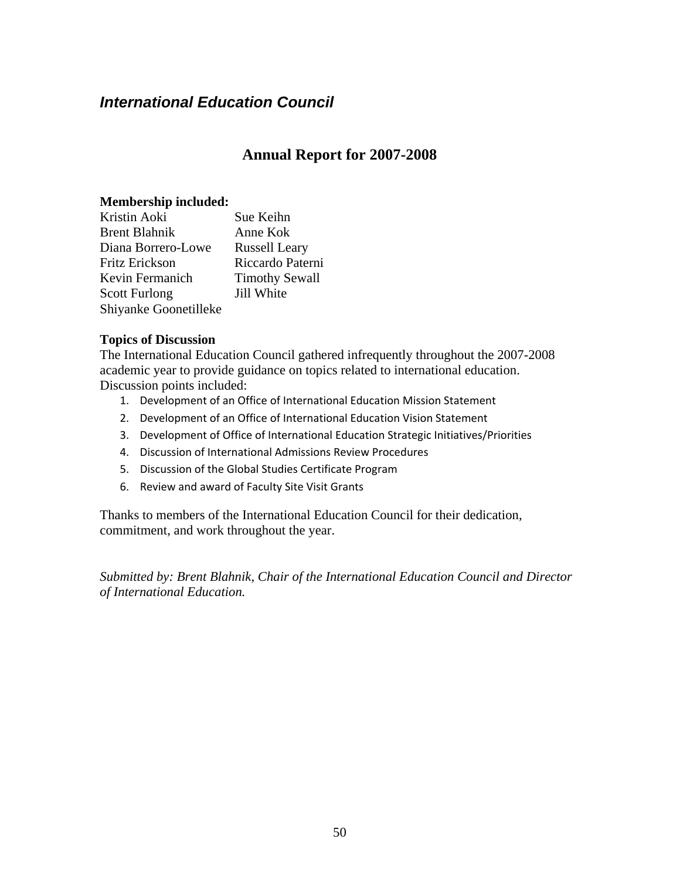## *International Education Council*

# Annual Report for 2007-2008

**Membership included:**

| | |
|---|---|
| Kristin Aoki | Sue Keihn |
| Brent Blahnik | Anne Kok |
| Diana Borrero-Lowe | Russell Leary |
| Fritz Erickson | Riccardo Paterni |
| Kevin Fermanich | Timothy Sewall |
| Scott Furlong | Jill White |
| Shiyanke Goonetilleke | |

**Topics of Discussion**

The International Education Council gathered infrequently throughout the 2007-2008 academic year to provide guidance on topics related to international education. Discussion points included:

1. Development of an Office of International Education Mission Statement
2. Development of an Office of International Education Vision Statement
3. Development of Office of International Education Strategic Initiatives/Priorities
4. Discussion of International Admissions Review Procedures
5. Discussion of the Global Studies Certificate Program
6. Review and award of Faculty Site Visit Grants

Thanks to members of the International Education Council for their dedication, commitment, and work throughout the year.

*Submitted by: Brent Blahnik, Chair of the International Education Council and Director of International Education.*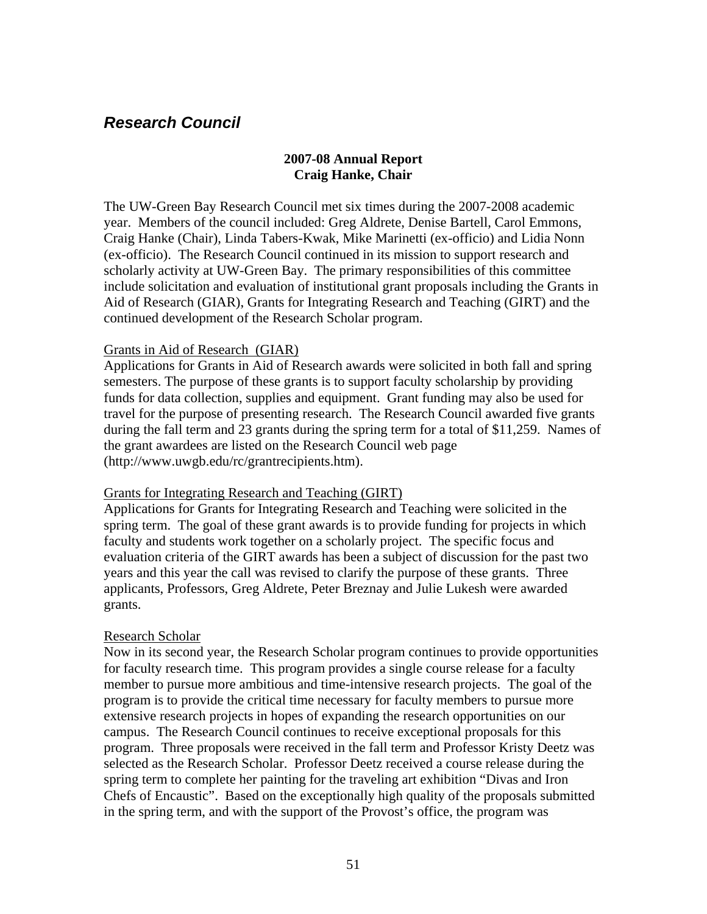## *Research Council*

**2007-08 Annual Report**
**Craig Hanke, Chair**

The UW-Green Bay Research Council met six times during the 2007-2008 academic year. Members of the council included: Greg Aldrete, Denise Bartell, Carol Emmons, Craig Hanke (Chair), Linda Tabers-Kwak, Mike Marinetti (ex-officio) and Lidia Nonn (ex-officio). The Research Council continued in its mission to support research and scholarly activity at UW-Green Bay. The primary responsibilities of this committee include solicitation and evaluation of institutional grant proposals including the Grants in Aid of Research (GIAR), Grants for Integrating Research and Teaching (GIRT) and the continued development of the Research Scholar program.

<u>Grants in Aid of Research (GIAR)</u>
Applications for Grants in Aid of Research awards were solicited in both fall and spring semesters. The purpose of these grants is to support faculty scholarship by providing funds for data collection, supplies and equipment. Grant funding may also be used for travel for the purpose of presenting research. The Research Council awarded five grants during the fall term and 23 grants during the spring term for a total of $11,259. Names of the grant awardees are listed on the Research Council web page (http://www.uwgb.edu/rc/grantrecipients.htm).

<u>Grants for Integrating Research and Teaching (GIRT)</u>
Applications for Grants for Integrating Research and Teaching were solicited in the spring term. The goal of these grant awards is to provide funding for projects in which faculty and students work together on a scholarly project. The specific focus and evaluation criteria of the GIRT awards has been a subject of discussion for the past two years and this year the call was revised to clarify the purpose of these grants. Three applicants, Professors, Greg Aldrete, Peter Breznay and Julie Lukesh were awarded grants.

<u>Research Scholar</u>
Now in its second year, the Research Scholar program continues to provide opportunities for faculty research time. This program provides a single course release for a faculty member to pursue more ambitious and time-intensive research projects. The goal of the program is to provide the critical time necessary for faculty members to pursue more extensive research projects in hopes of expanding the research opportunities on our campus. The Research Council continues to receive exceptional proposals for this program. Three proposals were received in the fall term and Professor Kristy Deetz was selected as the Research Scholar. Professor Deetz received a course release during the spring term to complete her painting for the traveling art exhibition "Divas and Iron Chefs of Encaustic". Based on the exceptionally high quality of the proposals submitted in the spring term, and with the support of the Provost's office, the program was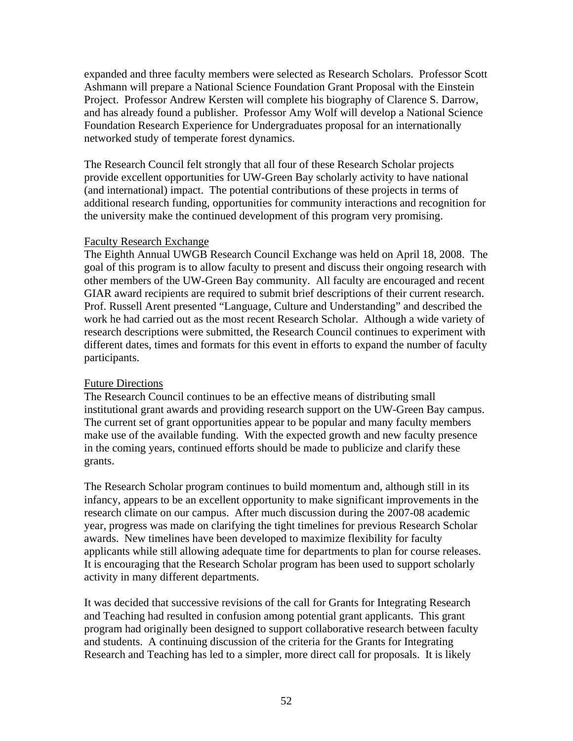expanded and three faculty members were selected as Research Scholars. Professor Scott Ashmann will prepare a National Science Foundation Grant Proposal with the Einstein Project. Professor Andrew Kersten will complete his biography of Clarence S. Darrow, and has already found a publisher. Professor Amy Wolf will develop a National Science Foundation Research Experience for Undergraduates proposal for an internationally networked study of temperate forest dynamics.

The Research Council felt strongly that all four of these Research Scholar projects provide excellent opportunities for UW-Green Bay scholarly activity to have national (and international) impact. The potential contributions of these projects in terms of additional research funding, opportunities for community interactions and recognition for the university make the continued development of this program very promising.

<u>Faculty Research Exchange</u>

The Eighth Annual UWGB Research Council Exchange was held on April 18, 2008. The goal of this program is to allow faculty to present and discuss their ongoing research with other members of the UW-Green Bay community. All faculty are encouraged and recent GIAR award recipients are required to submit brief descriptions of their current research. Prof. Russell Arent presented "Language, Culture and Understanding" and described the work he had carried out as the most recent Research Scholar. Although a wide variety of research descriptions were submitted, the Research Council continues to experiment with different dates, times and formats for this event in efforts to expand the number of faculty participants.

<u>Future Directions</u>

The Research Council continues to be an effective means of distributing small institutional grant awards and providing research support on the UW-Green Bay campus. The current set of grant opportunities appear to be popular and many faculty members make use of the available funding. With the expected growth and new faculty presence in the coming years, continued efforts should be made to publicize and clarify these grants.

The Research Scholar program continues to build momentum and, although still in its infancy, appears to be an excellent opportunity to make significant improvements in the research climate on our campus. After much discussion during the 2007-08 academic year, progress was made on clarifying the tight timelines for previous Research Scholar awards. New timelines have been developed to maximize flexibility for faculty applicants while still allowing adequate time for departments to plan for course releases. It is encouraging that the Research Scholar program has been used to support scholarly activity in many different departments.

It was decided that successive revisions of the call for Grants for Integrating Research and Teaching had resulted in confusion among potential grant applicants. This grant program had originally been designed to support collaborative research between faculty and students. A continuing discussion of the criteria for the Grants for Integrating Research and Teaching has led to a simpler, more direct call for proposals. It is likely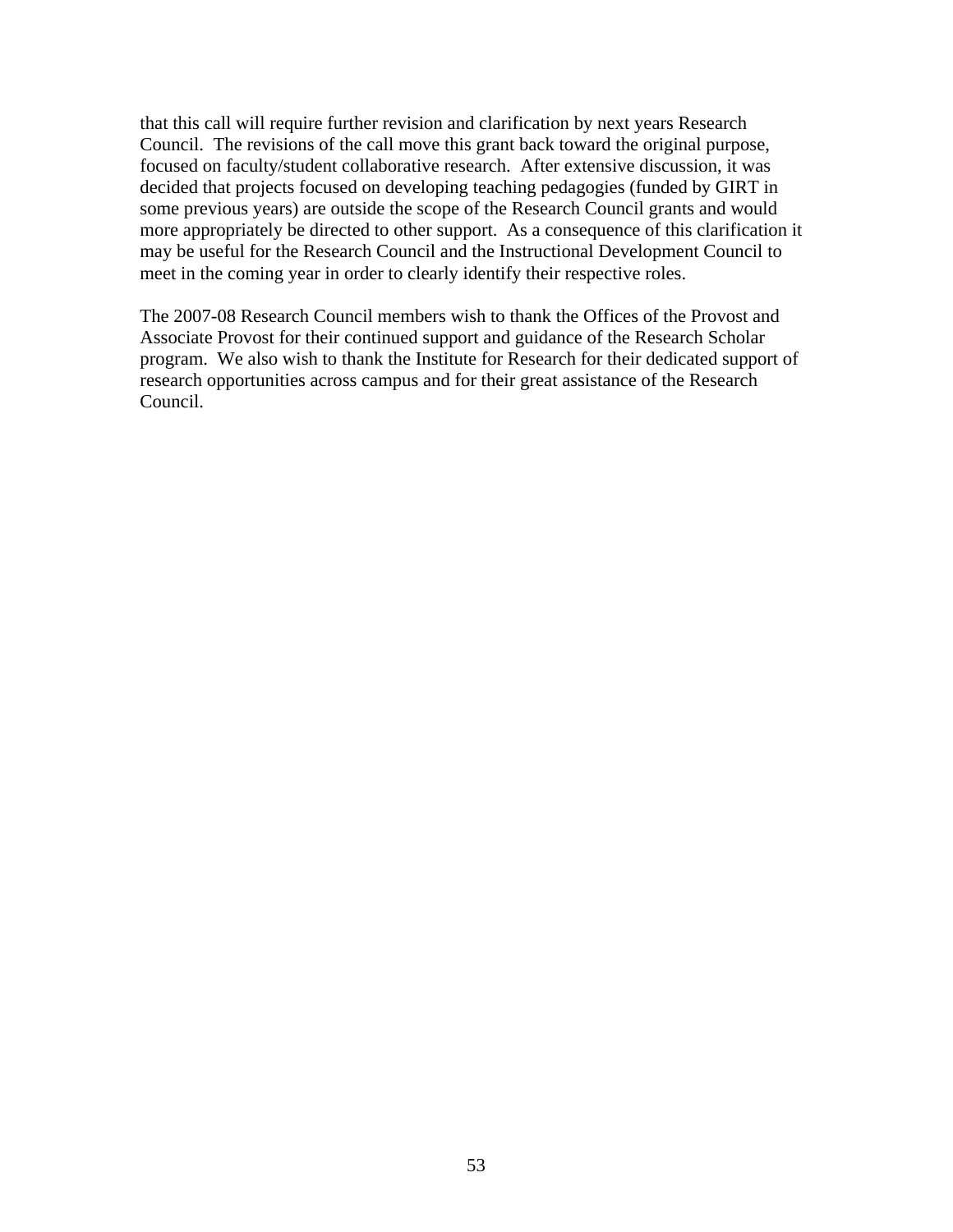that this call will require further revision and clarification by next years Research Council. The revisions of the call move this grant back toward the original purpose, focused on faculty/student collaborative research. After extensive discussion, it was decided that projects focused on developing teaching pedagogies (funded by GIRT in some previous years) are outside the scope of the Research Council grants and would more appropriately be directed to other support. As a consequence of this clarification it may be useful for the Research Council and the Instructional Development Council to meet in the coming year in order to clearly identify their respective roles.

The 2007-08 Research Council members wish to thank the Offices of the Provost and Associate Provost for their continued support and guidance of the Research Scholar program. We also wish to thank the Institute for Research for their dedicated support of research opportunities across campus and for their great assistance of the Research Council.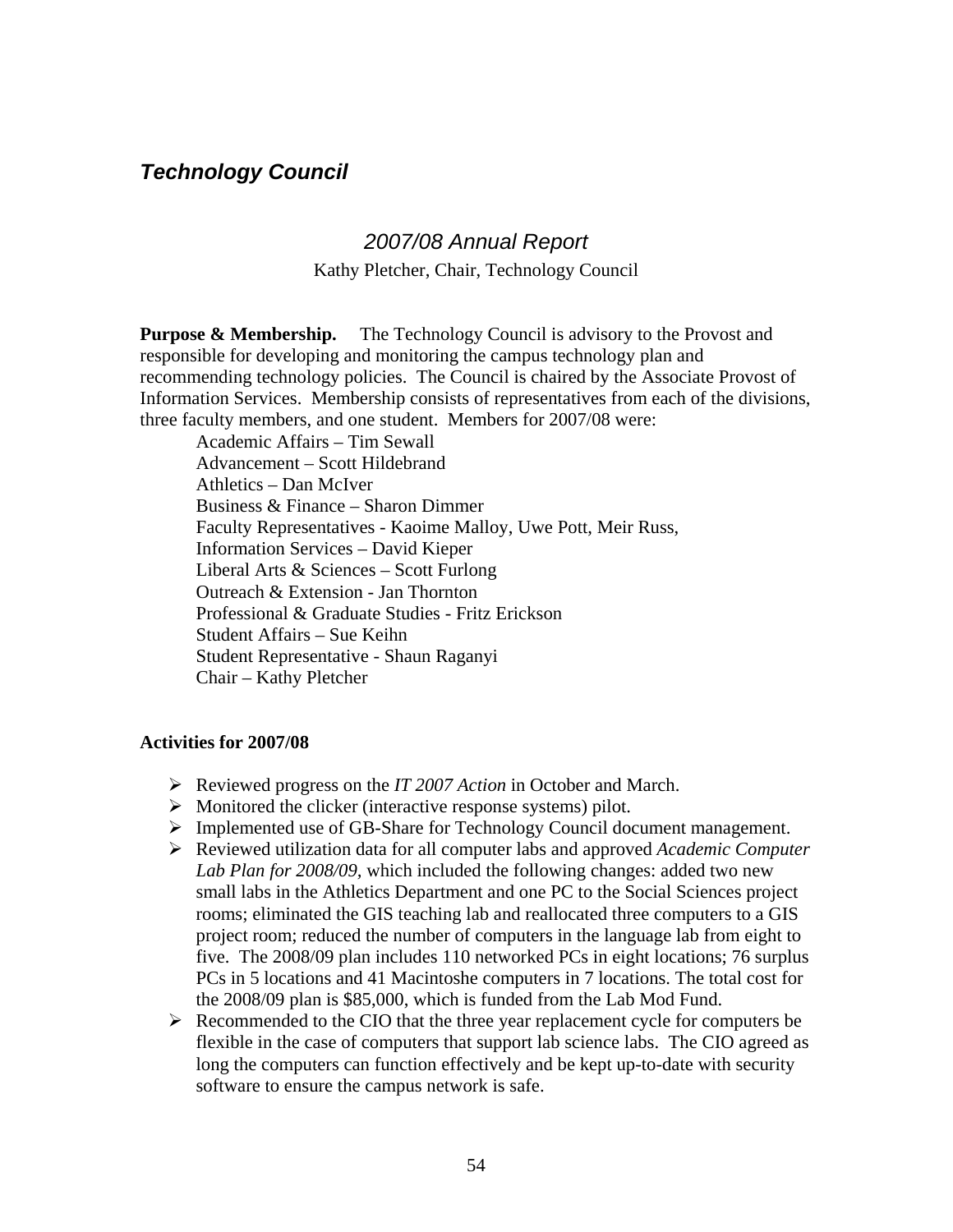## *Technology Council*

### *2007/08 Annual Report*

Kathy Pletcher, Chair, Technology Council

**Purpose & Membership.** The Technology Council is advisory to the Provost and responsible for developing and monitoring the campus technology plan and recommending technology policies. The Council is chaired by the Associate Provost of Information Services. Membership consists of representatives from each of the divisions, three faculty members, and one student. Members for 2007/08 were:

Academic Affairs – Tim Sewall
Advancement – Scott Hildebrand
Athletics – Dan McIver
Business & Finance – Sharon Dimmer
Faculty Representatives - Kaoime Malloy, Uwe Pott, Meir Russ,
Information Services – David Kieper
Liberal Arts & Sciences – Scott Furlong
Outreach & Extension - Jan Thornton
Professional & Graduate Studies - Fritz Erickson
Student Affairs – Sue Keihn
Student Representative - Shaun Raganyi
Chair – Kathy Pletcher

**Activities for 2007/08**

- Reviewed progress on the *IT 2007 Action* in October and March.
- Monitored the clicker (interactive response systems) pilot.
- Implemented use of GB-Share for Technology Council document management.
- Reviewed utilization data for all computer labs and approved *Academic Computer Lab Plan for 2008/09,* which included the following changes: added two new small labs in the Athletics Department and one PC to the Social Sciences project rooms; eliminated the GIS teaching lab and reallocated three computers to a GIS project room; reduced the number of computers in the language lab from eight to five. The 2008/09 plan includes 110 networked PCs in eight locations; 76 surplus PCs in 5 locations and 41 Macintoshe computers in 7 locations. The total cost for the 2008/09 plan is $85,000, which is funded from the Lab Mod Fund.
- Recommended to the CIO that the three year replacement cycle for computers be flexible in the case of computers that support lab science labs. The CIO agreed as long the computers can function effectively and be kept up-to-date with security software to ensure the campus network is safe.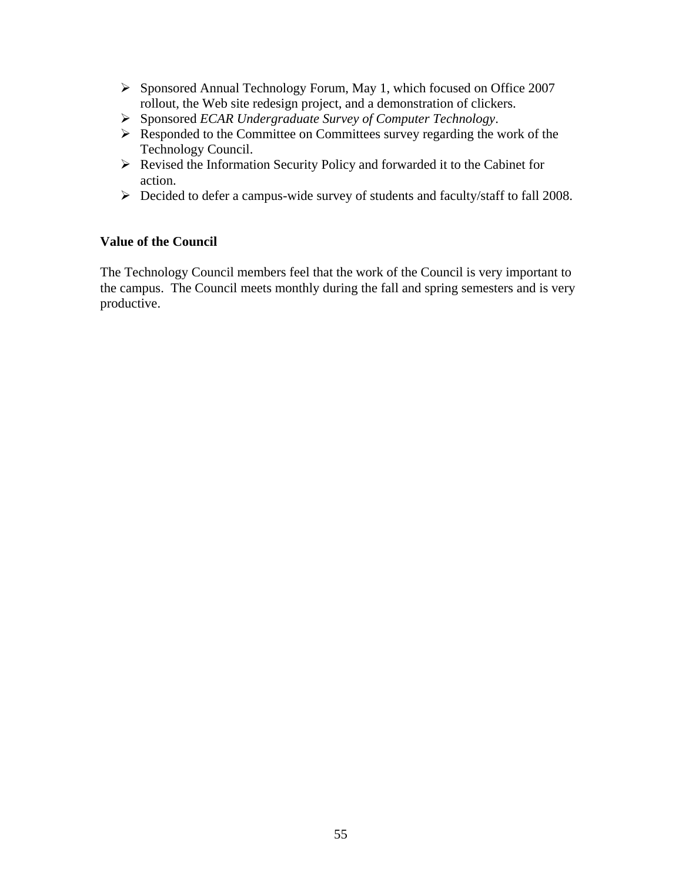- Sponsored Annual Technology Forum, May 1, which focused on Office 2007 rollout, the Web site redesign project, and a demonstration of clickers.
- Sponsored *ECAR Undergraduate Survey of Computer Technology*.
- Responded to the Committee on Committees survey regarding the work of the Technology Council.
- Revised the Information Security Policy and forwarded it to the Cabinet for action.
- Decided to defer a campus-wide survey of students and faculty/staff to fall 2008.

**Value of the Council**

The Technology Council members feel that the work of the Council is very important to the campus. The Council meets monthly during the fall and spring semesters and is very productive.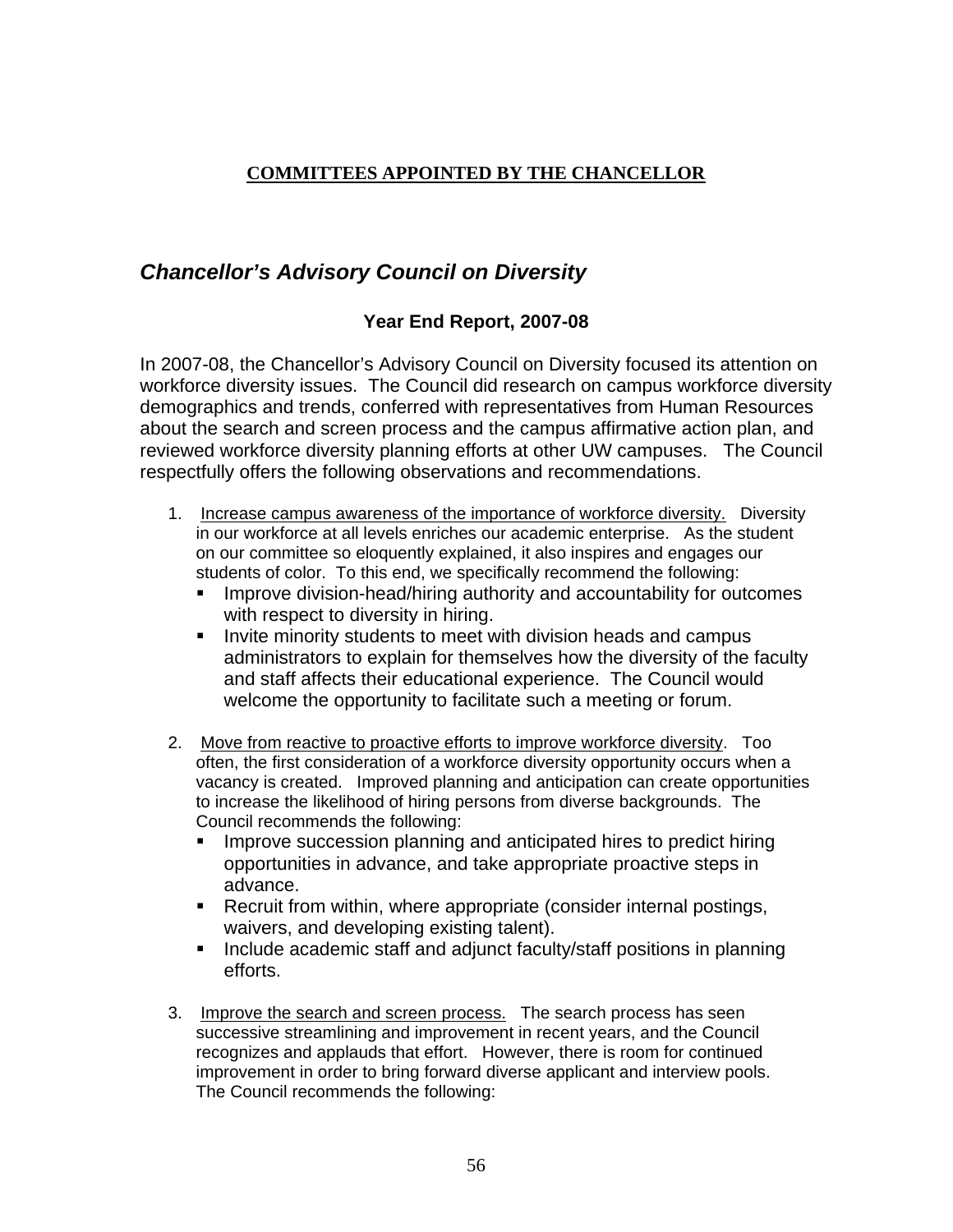## COMMITTEES APPOINTED BY THE CHANCELLOR

# *Chancellor's Advisory Council on Diversity*

### Year End Report, 2007-08

In 2007-08, the Chancellor's Advisory Council on Diversity focused its attention on workforce diversity issues. The Council did research on campus workforce diversity demographics and trends, conferred with representatives from Human Resources about the search and screen process and the campus affirmative action plan, and reviewed workforce diversity planning efforts at other UW campuses. The Council respectfully offers the following observations and recommendations.

1. <u>Increase campus awareness of the importance of workforce diversity.</u> Diversity in our workforce at all levels enriches our academic enterprise. As the student on our committee so eloquently explained, it also inspires and engages our students of color. To this end, we specifically recommend the following:
   - Improve division-head/hiring authority and accountability for outcomes with respect to diversity in hiring.
   - Invite minority students to meet with division heads and campus administrators to explain for themselves how the diversity of the faculty and staff affects their educational experience. The Council would welcome the opportunity to facilitate such a meeting or forum.

2. <u>Move from reactive to proactive efforts to improve workforce diversity</u>. Too often, the first consideration of a workforce diversity opportunity occurs when a vacancy is created. Improved planning and anticipation can create opportunities to increase the likelihood of hiring persons from diverse backgrounds. The Council recommends the following:
   - Improve succession planning and anticipated hires to predict hiring opportunities in advance, and take appropriate proactive steps in advance.
   - Recruit from within, where appropriate (consider internal postings, waivers, and developing existing talent).
   - Include academic staff and adjunct faculty/staff positions in planning efforts.

3. <u>Improve the search and screen process.</u> The search process has seen successive streamlining and improvement in recent years, and the Council recognizes and applauds that effort. However, there is room for continued improvement in order to bring forward diverse applicant and interview pools. The Council recommends the following: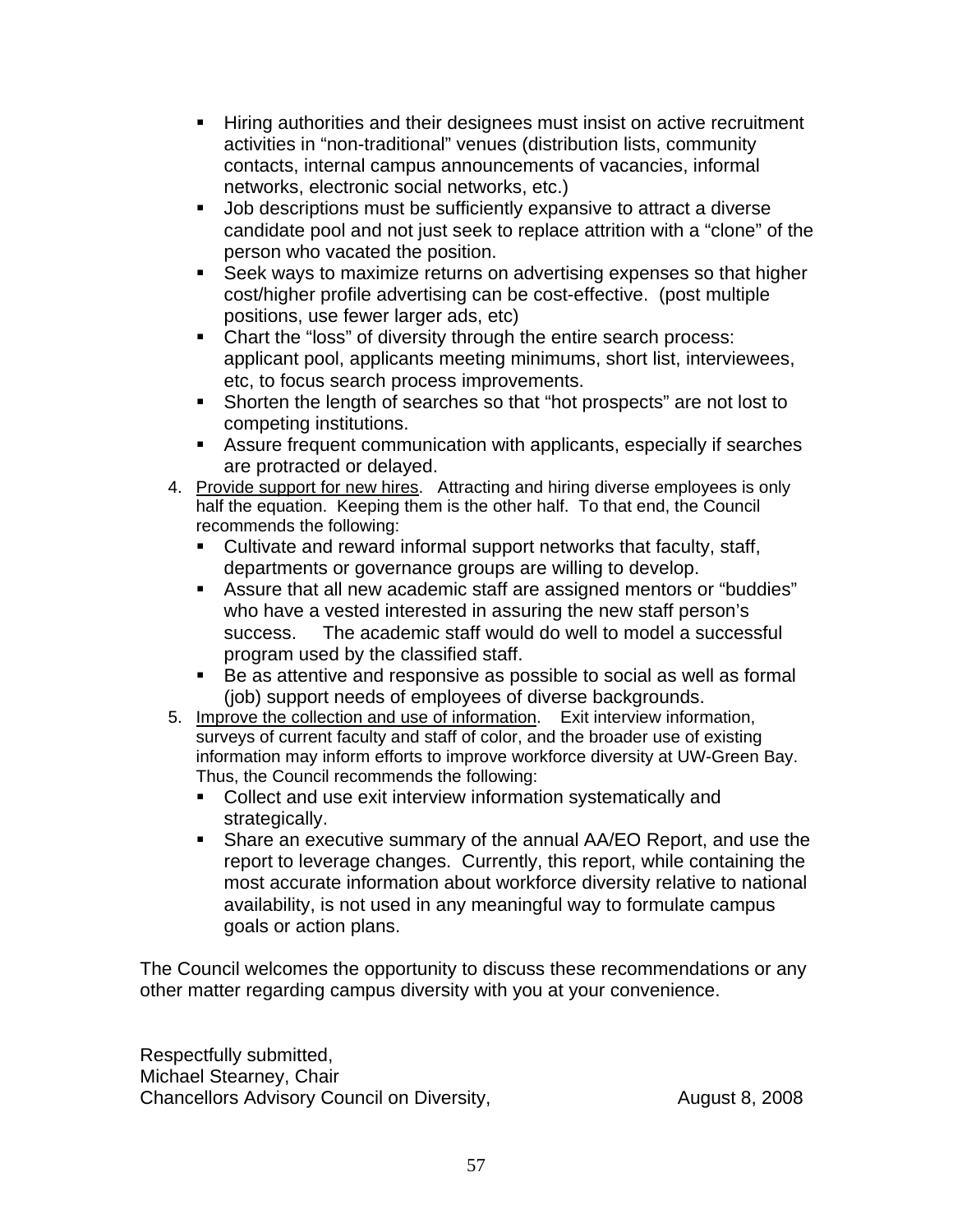- Hiring authorities and their designees must insist on active recruitment activities in "non-traditional" venues (distribution lists, community contacts, internal campus announcements of vacancies, informal networks, electronic social networks, etc.)
- Job descriptions must be sufficiently expansive to attract a diverse candidate pool and not just seek to replace attrition with a "clone" of the person who vacated the position.
- Seek ways to maximize returns on advertising expenses so that higher cost/higher profile advertising can be cost-effective. (post multiple positions, use fewer larger ads, etc)
- Chart the "loss" of diversity through the entire search process: applicant pool, applicants meeting minimums, short list, interviewees, etc, to focus search process improvements.
- Shorten the length of searches so that "hot prospects" are not lost to competing institutions.
- Assure frequent communication with applicants, especially if searches are protracted or delayed.

4. <u>Provide support for new hires</u>. Attracting and hiring diverse employees is only half the equation. Keeping them is the other half. To that end, the Council recommends the following:
   - Cultivate and reward informal support networks that faculty, staff, departments or governance groups are willing to develop.
   - Assure that all new academic staff are assigned mentors or "buddies" who have a vested interested in assuring the new staff person's success. The academic staff would do well to model a successful program used by the classified staff.
   - Be as attentive and responsive as possible to social as well as formal (job) support needs of employees of diverse backgrounds.
5. <u>Improve the collection and use of information</u>. Exit interview information, surveys of current faculty and staff of color, and the broader use of existing information may inform efforts to improve workforce diversity at UW-Green Bay. Thus, the Council recommends the following:
   - Collect and use exit interview information systematically and strategically.
   - Share an executive summary of the annual AA/EO Report, and use the report to leverage changes. Currently, this report, while containing the most accurate information about workforce diversity relative to national availability, is not used in any meaningful way to formulate campus goals or action plans.

The Council welcomes the opportunity to discuss these recommendations or any other matter regarding campus diversity with you at your convenience.

Respectfully submitted,
Michael Stearney, Chair
Chancellors Advisory Council on Diversity, August 8, 2008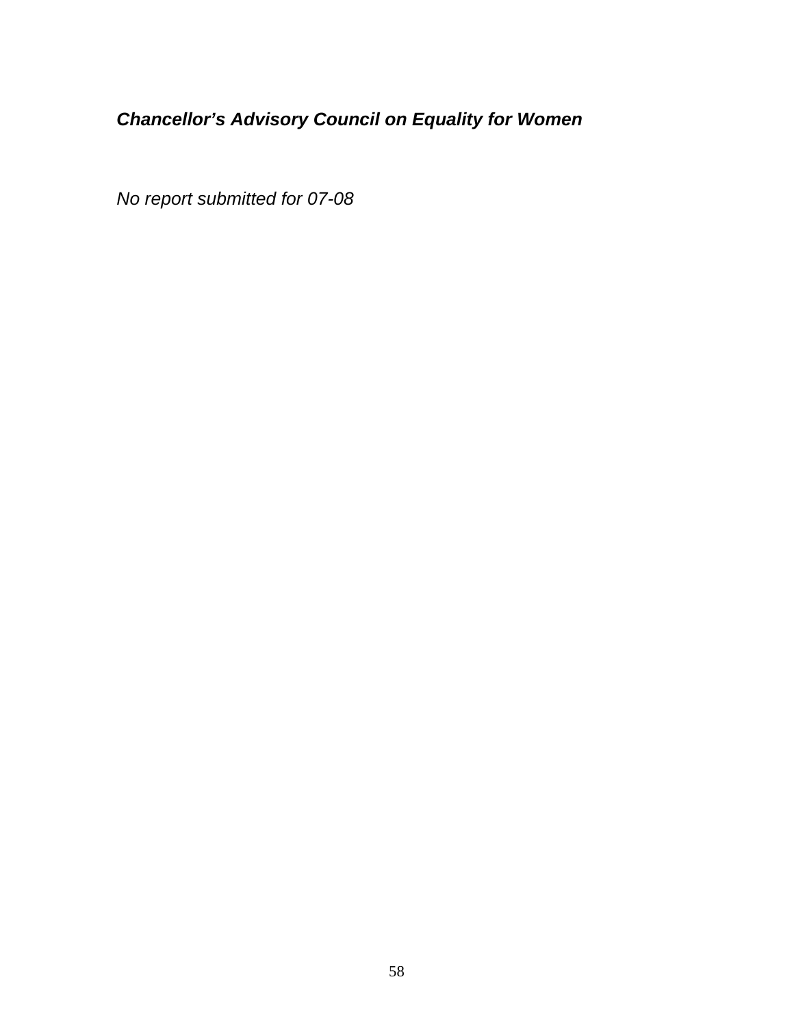## ***Chancellor's Advisory Council on Equality for Women***

*No report submitted for 07-08*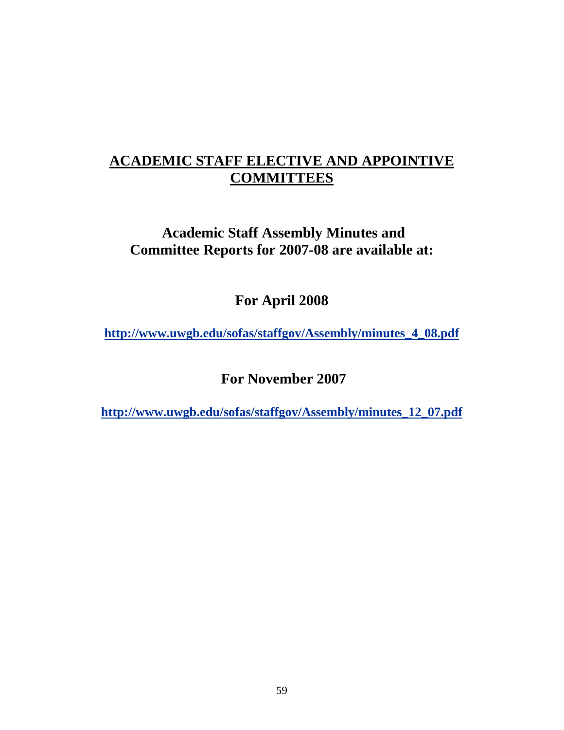# ACADEMIC STAFF ELECTIVE AND APPOINTIVE COMMITTEES

## Academic Staff Assembly Minutes and Committee Reports for 2007-08 are available at:

### For April 2008

**http://www.uwgb.edu/sofas/staffgov/Assembly/minutes_4_08.pdf**

### For November 2007

**http://www.uwgb.edu/sofas/staffgov/Assembly/minutes_12_07.pdf**